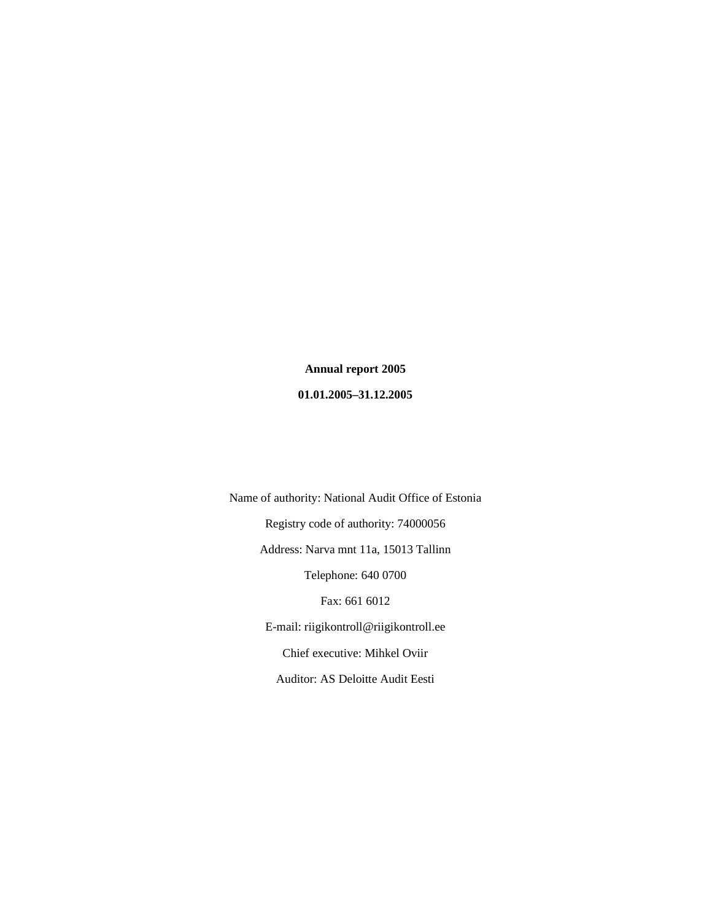**Annual report 2005**

**01.01.2005–31.12.2005**

Name of authority: National Audit Office of Estonia

Registry code of authority: 74000056

Address: Narva mnt 11a, 15013 Tallinn

Telephone: 640 0700

Fax: 661 6012

E-mail: riigikontroll@riigikontroll.ee

Chief executive: Mihkel Oviir

Auditor: AS Deloitte Audit Eesti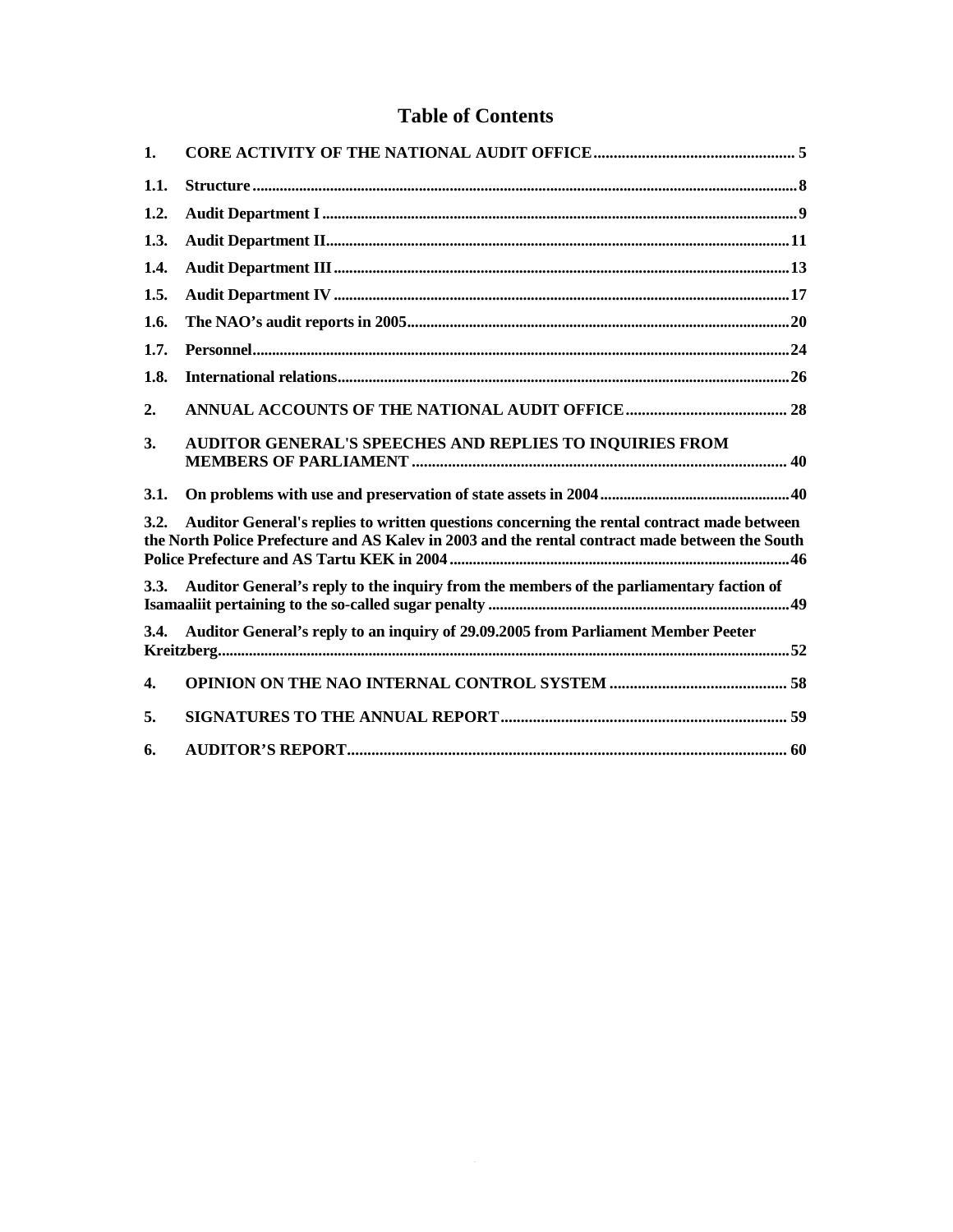# Table of Contents

1. CORE ACTIVITY OF THE NATIONAL AUDIT OFFICE ... 5
   - 1.1. Structure ... 8
   - 1.2. Audit Department I ... 9
   - 1.3. Audit Department II ... 11
   - 1.4. Audit Department III ... 13
   - 1.5. Audit Department IV ... 17
   - 1.6. The NAO's audit reports in 2005 ... 20
   - 1.7. Personnel ... 24
   - 1.8. International relations ... 26
2. ANNUAL ACCOUNTS OF THE NATIONAL AUDIT OFFICE ... 28
3. AUDITOR GENERAL'S SPEECHES AND REPLIES TO INQUIRIES FROM MEMBERS OF PARLIAMENT ... 40
   - 3.1. On problems with use and preservation of state assets in 2004 ... 40
   - 3.2. Auditor General's replies to written questions concerning the rental contract made between the North Police Prefecture and AS Kalev in 2003 and the rental contract made between the South Police Prefecture and AS Tartu KEK in 2004 ... 46
   - 3.3. Auditor General's reply to the inquiry from the members of the parliamentary faction of Isamaaliit pertaining to the so-called sugar penalty ... 49
   - 3.4. Auditor General's reply to an inquiry of 29.09.2005 from Parliament Member Peeter Kreitzberg ... 52
4. OPINION ON THE NAO INTERNAL CONTROL SYSTEM ... 58
5. SIGNATURES TO THE ANNUAL REPORT ... 59
6. AUDITOR'S REPORT ... 60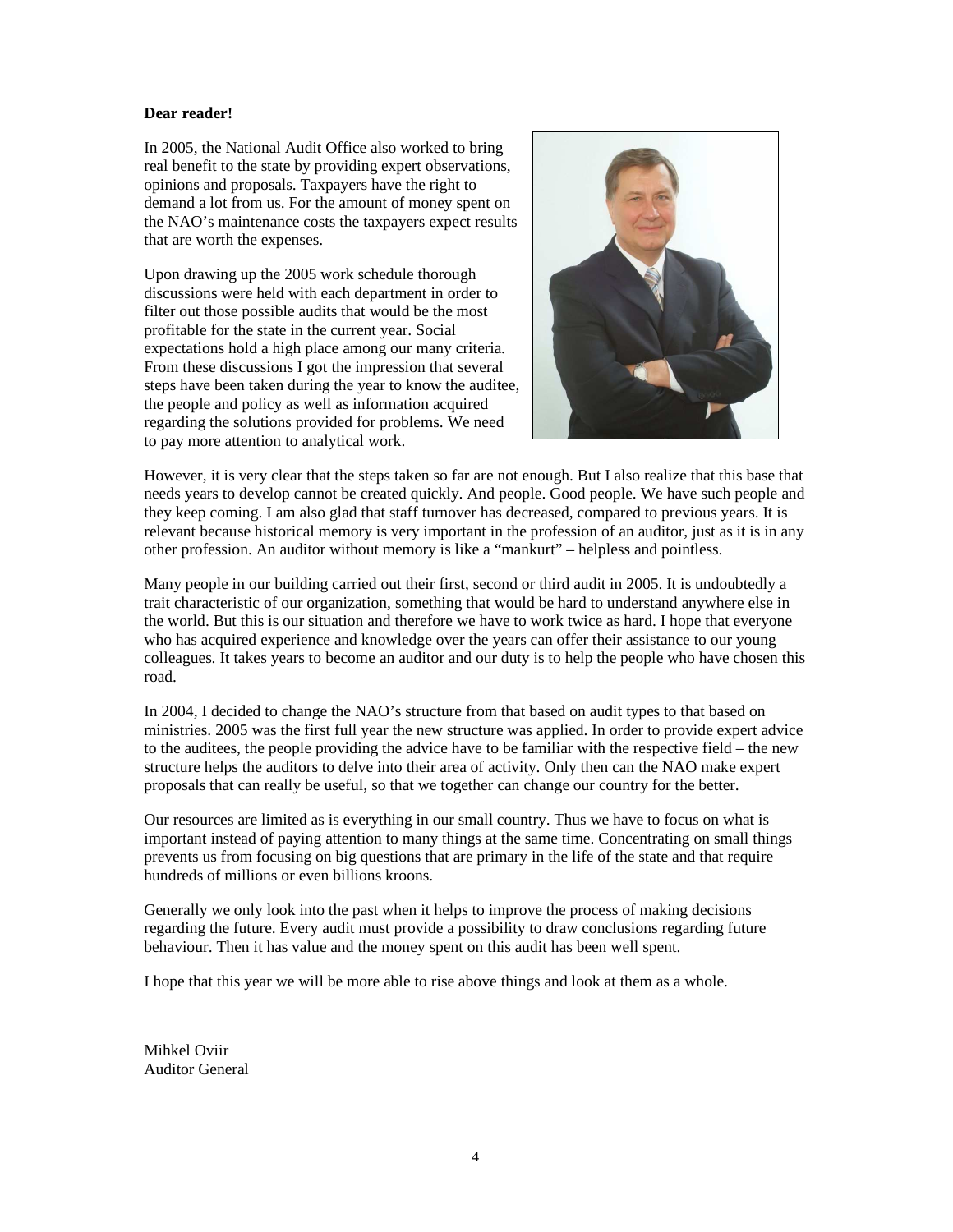**Dear reader!**

In 2005, the National Audit Office also worked to bring real benefit to the state by providing expert observations, opinions and proposals. Taxpayers have the right to demand a lot from us. For the amount of money spent on the NAO's maintenance costs the taxpayers expect results that are worth the expenses.

Upon drawing up the 2005 work schedule thorough discussions were held with each department in order to filter out those possible audits that would be the most profitable for the state in the current year. Social expectations hold a high place among our many criteria. From these discussions I got the impression that several steps have been taken during the year to know the auditee, the people and policy as well as information acquired regarding the solutions provided for problems. We need to pay more attention to analytical work.

However, it is very clear that the steps taken so far are not enough. But I also realize that this base that needs years to develop cannot be created quickly. And people. Good people. We have such people and they keep coming. I am also glad that staff turnover has decreased, compared to previous years. It is relevant because historical memory is very important in the profession of an auditor, just as it is in any other profession. An auditor without memory is like a "mankurt" – helpless and pointless.

Many people in our building carried out their first, second or third audit in 2005. It is undoubtedly a trait characteristic of our organization, something that would be hard to understand anywhere else in the world. But this is our situation and therefore we have to work twice as hard. I hope that everyone who has acquired experience and knowledge over the years can offer their assistance to our young colleagues. It takes years to become an auditor and our duty is to help the people who have chosen this road.

In 2004, I decided to change the NAO's structure from that based on audit types to that based on ministries. 2005 was the first full year the new structure was applied. In order to provide expert advice to the auditees, the people providing the advice have to be familiar with the respective field – the new structure helps the auditors to delve into their area of activity. Only then can the NAO make expert proposals that can really be useful, so that we together can change our country for the better.

Our resources are limited as is everything in our small country. Thus we have to focus on what is important instead of paying attention to many things at the same time. Concentrating on small things prevents us from focusing on big questions that are primary in the life of the state and that require hundreds of millions or even billions kroons.

Generally we only look into the past when it helps to improve the process of making decisions regarding the future. Every audit must provide a possibility to draw conclusions regarding future behaviour. Then it has value and the money spent on this audit has been well spent.

I hope that this year we will be more able to rise above things and look at them as a whole.

Mihkel Oviir
Auditor General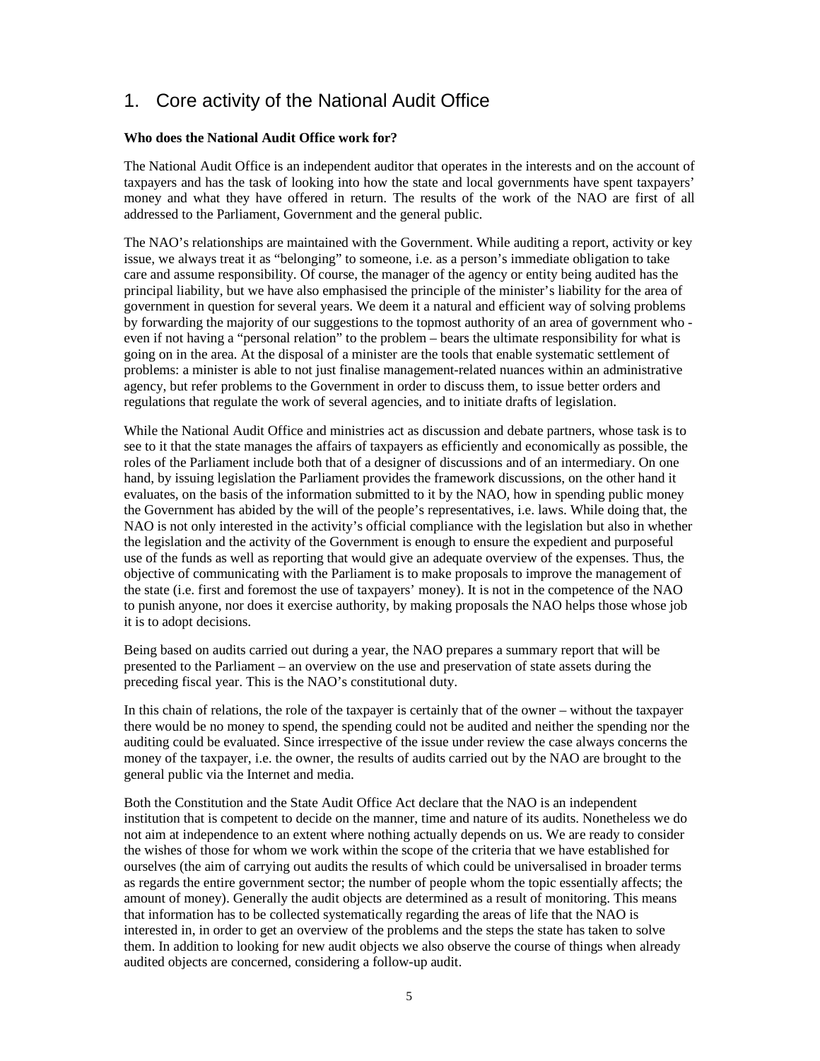# 1. Core activity of the National Audit Office

**Who does the National Audit Office work for?**

The National Audit Office is an independent auditor that operates in the interests and on the account of taxpayers and has the task of looking into how the state and local governments have spent taxpayers' money and what they have offered in return. The results of the work of the NAO are first of all addressed to the Parliament, Government and the general public.

The NAO's relationships are maintained with the Government. While auditing a report, activity or key issue, we always treat it as "belonging" to someone, i.e. as a person's immediate obligation to take care and assume responsibility. Of course, the manager of the agency or entity being audited has the principal liability, but we have also emphasised the principle of the minister's liability for the area of government in question for several years. We deem it a natural and efficient way of solving problems by forwarding the majority of our suggestions to the topmost authority of an area of government who - even if not having a "personal relation" to the problem – bears the ultimate responsibility for what is going on in the area. At the disposal of a minister are the tools that enable systematic settlement of problems: a minister is able to not just finalise management-related nuances within an administrative agency, but refer problems to the Government in order to discuss them, to issue better orders and regulations that regulate the work of several agencies, and to initiate drafts of legislation.

While the National Audit Office and ministries act as discussion and debate partners, whose task is to see to it that the state manages the affairs of taxpayers as efficiently and economically as possible, the roles of the Parliament include both that of a designer of discussions and of an intermediary. On one hand, by issuing legislation the Parliament provides the framework discussions, on the other hand it evaluates, on the basis of the information submitted to it by the NAO, how in spending public money the Government has abided by the will of the people's representatives, i.e. laws. While doing that, the NAO is not only interested in the activity's official compliance with the legislation but also in whether the legislation and the activity of the Government is enough to ensure the expedient and purposeful use of the funds as well as reporting that would give an adequate overview of the expenses. Thus, the objective of communicating with the Parliament is to make proposals to improve the management of the state (i.e. first and foremost the use of taxpayers' money). It is not in the competence of the NAO to punish anyone, nor does it exercise authority, by making proposals the NAO helps those whose job it is to adopt decisions.

Being based on audits carried out during a year, the NAO prepares a summary report that will be presented to the Parliament – an overview on the use and preservation of state assets during the preceding fiscal year. This is the NAO's constitutional duty.

In this chain of relations, the role of the taxpayer is certainly that of the owner – without the taxpayer there would be no money to spend, the spending could not be audited and neither the spending nor the auditing could be evaluated. Since irrespective of the issue under review the case always concerns the money of the taxpayer, i.e. the owner, the results of audits carried out by the NAO are brought to the general public via the Internet and media.

Both the Constitution and the State Audit Office Act declare that the NAO is an independent institution that is competent to decide on the manner, time and nature of its audits. Nonetheless we do not aim at independence to an extent where nothing actually depends on us. We are ready to consider the wishes of those for whom we work within the scope of the criteria that we have established for ourselves (the aim of carrying out audits the results of which could be universalised in broader terms as regards the entire government sector; the number of people whom the topic essentially affects; the amount of money). Generally the audit objects are determined as a result of monitoring. This means that information has to be collected systematically regarding the areas of life that the NAO is interested in, in order to get an overview of the problems and the steps the state has taken to solve them. In addition to looking for new audit objects we also observe the course of things when already audited objects are concerned, considering a follow-up audit.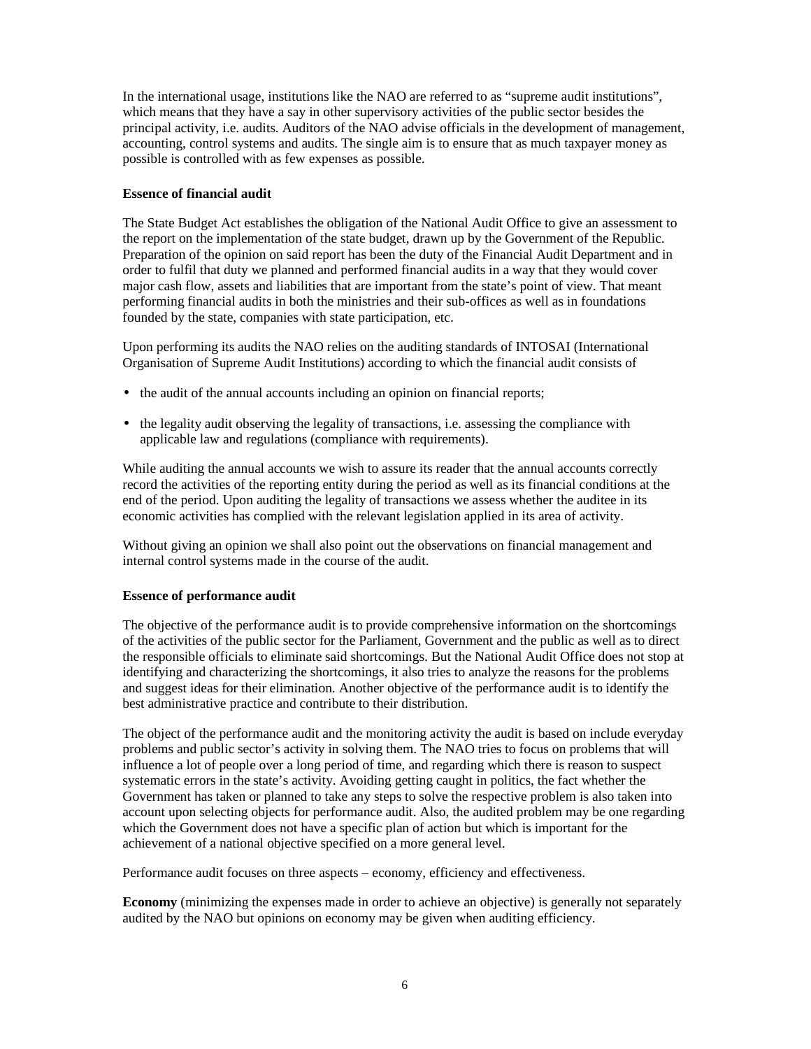In the international usage, institutions like the NAO are referred to as "supreme audit institutions", which means that they have a say in other supervisory activities of the public sector besides the principal activity, i.e. audits. Auditors of the NAO advise officials in the development of management, accounting, control systems and audits. The single aim is to ensure that as much taxpayer money as possible is controlled with as few expenses as possible.

**Essence of financial audit**

The State Budget Act establishes the obligation of the National Audit Office to give an assessment to the report on the implementation of the state budget, drawn up by the Government of the Republic. Preparation of the opinion on said report has been the duty of the Financial Audit Department and in order to fulfil that duty we planned and performed financial audits in a way that they would cover major cash flow, assets and liabilities that are important from the state's point of view. That meant performing financial audits in both the ministries and their sub-offices as well as in foundations founded by the state, companies with state participation, etc.

Upon performing its audits the NAO relies on the auditing standards of INTOSAI (International Organisation of Supreme Audit Institutions) according to which the financial audit consists of

- the audit of the annual accounts including an opinion on financial reports;
- the legality audit observing the legality of transactions, i.e. assessing the compliance with applicable law and regulations (compliance with requirements).

While auditing the annual accounts we wish to assure its reader that the annual accounts correctly record the activities of the reporting entity during the period as well as its financial conditions at the end of the period. Upon auditing the legality of transactions we assess whether the auditee in its economic activities has complied with the relevant legislation applied in its area of activity.

Without giving an opinion we shall also point out the observations on financial management and internal control systems made in the course of the audit.

**Essence of performance audit**

The objective of the performance audit is to provide comprehensive information on the shortcomings of the activities of the public sector for the Parliament, Government and the public as well as to direct the responsible officials to eliminate said shortcomings. But the National Audit Office does not stop at identifying and characterizing the shortcomings, it also tries to analyze the reasons for the problems and suggest ideas for their elimination. Another objective of the performance audit is to identify the best administrative practice and contribute to their distribution.

The object of the performance audit and the monitoring activity the audit is based on include everyday problems and public sector's activity in solving them. The NAO tries to focus on problems that will influence a lot of people over a long period of time, and regarding which there is reason to suspect systematic errors in the state's activity. Avoiding getting caught in politics, the fact whether the Government has taken or planned to take any steps to solve the respective problem is also taken into account upon selecting objects for performance audit. Also, the audited problem may be one regarding which the Government does not have a specific plan of action but which is important for the achievement of a national objective specified on a more general level.

Performance audit focuses on three aspects – economy, efficiency and effectiveness.

**Economy** (minimizing the expenses made in order to achieve an objective) is generally not separately audited by the NAO but opinions on economy may be given when auditing efficiency.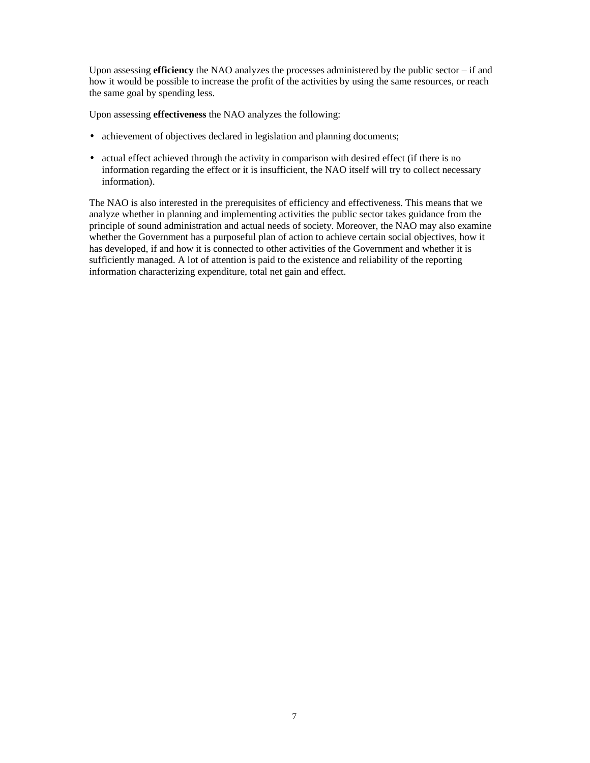Upon assessing **efficiency** the NAO analyzes the processes administered by the public sector – if and how it would be possible to increase the profit of the activities by using the same resources, or reach the same goal by spending less.

Upon assessing **effectiveness** the NAO analyzes the following:

- achievement of objectives declared in legislation and planning documents;
- actual effect achieved through the activity in comparison with desired effect (if there is no information regarding the effect or it is insufficient, the NAO itself will try to collect necessary information).

The NAO is also interested in the prerequisites of efficiency and effectiveness. This means that we analyze whether in planning and implementing activities the public sector takes guidance from the principle of sound administration and actual needs of society. Moreover, the NAO may also examine whether the Government has a purposeful plan of action to achieve certain social objectives, how it has developed, if and how it is connected to other activities of the Government and whether it is sufficiently managed. A lot of attention is paid to the existence and reliability of the reporting information characterizing expenditure, total net gain and effect.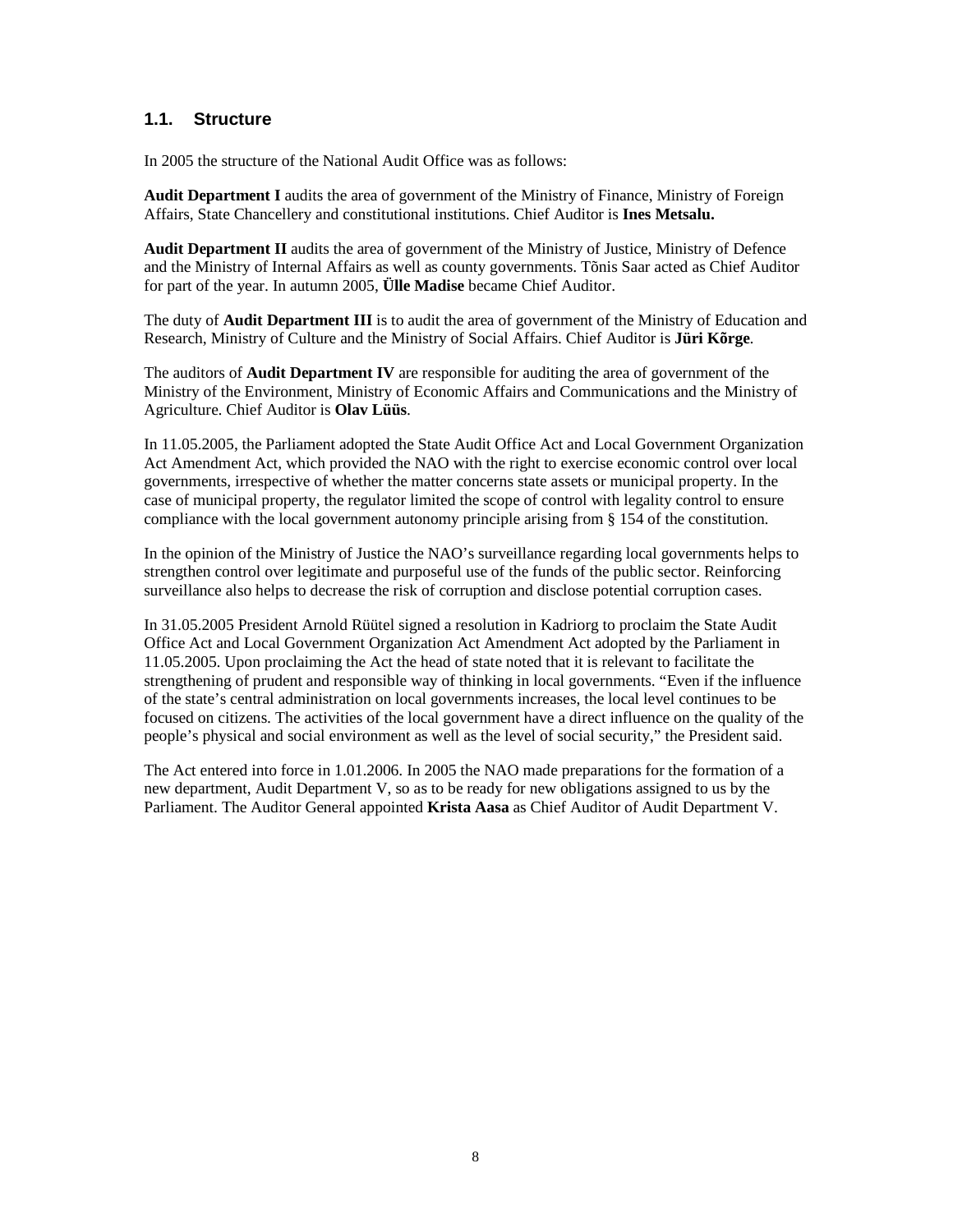## 1.1. Structure

In 2005 the structure of the National Audit Office was as follows:

**Audit Department I** audits the area of government of the Ministry of Finance, Ministry of Foreign Affairs, State Chancellery and constitutional institutions. Chief Auditor is **Ines Metsalu.**

**Audit Department II** audits the area of government of the Ministry of Justice, Ministry of Defence and the Ministry of Internal Affairs as well as county governments. Tõnis Saar acted as Chief Auditor for part of the year. In autumn 2005, **Ülle Madise** became Chief Auditor.

The duty of **Audit Department III** is to audit the area of government of the Ministry of Education and Research, Ministry of Culture and the Ministry of Social Affairs. Chief Auditor is **Jüri Kõrge**.

The auditors of **Audit Department IV** are responsible for auditing the area of government of the Ministry of the Environment, Ministry of Economic Affairs and Communications and the Ministry of Agriculture. Chief Auditor is **Olav Lüüs**.

In 11.05.2005, the Parliament adopted the State Audit Office Act and Local Government Organization Act Amendment Act, which provided the NAO with the right to exercise economic control over local governments, irrespective of whether the matter concerns state assets or municipal property. In the case of municipal property, the regulator limited the scope of control with legality control to ensure compliance with the local government autonomy principle arising from § 154 of the constitution.

In the opinion of the Ministry of Justice the NAO's surveillance regarding local governments helps to strengthen control over legitimate and purposeful use of the funds of the public sector. Reinforcing surveillance also helps to decrease the risk of corruption and disclose potential corruption cases.

In 31.05.2005 President Arnold Rüütel signed a resolution in Kadriorg to proclaim the State Audit Office Act and Local Government Organization Act Amendment Act adopted by the Parliament in 11.05.2005. Upon proclaiming the Act the head of state noted that it is relevant to facilitate the strengthening of prudent and responsible way of thinking in local governments. "Even if the influence of the state's central administration on local governments increases, the local level continues to be focused on citizens. The activities of the local government have a direct influence on the quality of the people's physical and social environment as well as the level of social security," the President said.

The Act entered into force in 1.01.2006. In 2005 the NAO made preparations for the formation of a new department, Audit Department V, so as to be ready for new obligations assigned to us by the Parliament. The Auditor General appointed **Krista Aasa** as Chief Auditor of Audit Department V.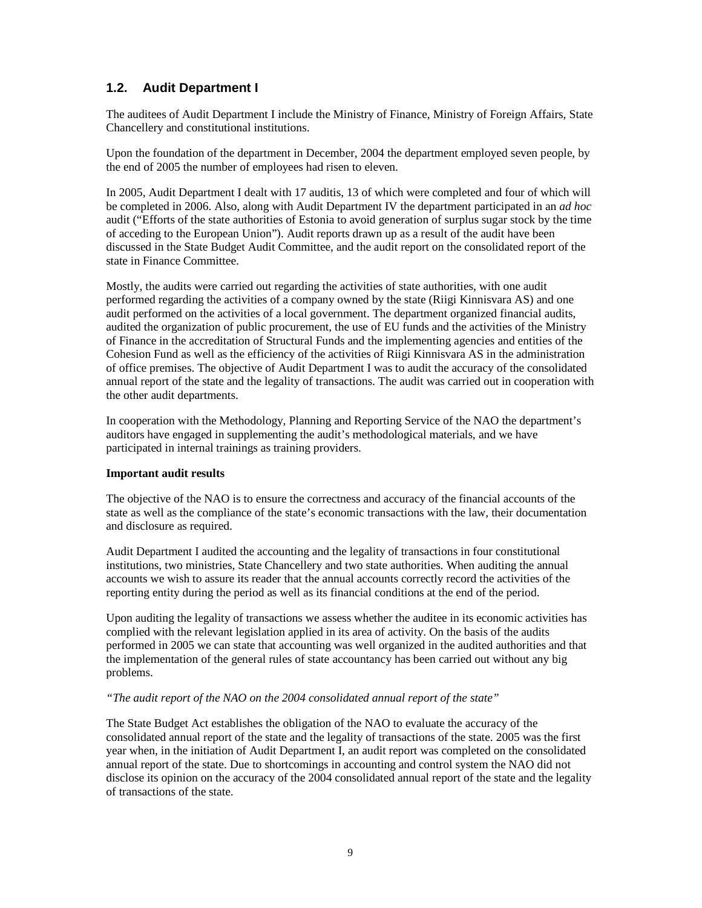## 1.2. Audit Department I

The auditees of Audit Department I include the Ministry of Finance, Ministry of Foreign Affairs, State Chancellery and constitutional institutions.

Upon the foundation of the department in December, 2004 the department employed seven people, by the end of 2005 the number of employees had risen to eleven.

In 2005, Audit Department I dealt with 17 auditis, 13 of which were completed and four of which will be completed in 2006. Also, along with Audit Department IV the department participated in an *ad hoc* audit ("Efforts of the state authorities of Estonia to avoid generation of surplus sugar stock by the time of acceding to the European Union"). Audit reports drawn up as a result of the audit have been discussed in the State Budget Audit Committee, and the audit report on the consolidated report of the state in Finance Committee.

Mostly, the audits were carried out regarding the activities of state authorities, with one audit performed regarding the activities of a company owned by the state (Riigi Kinnisvara AS) and one audit performed on the activities of a local government. The department organized financial audits, audited the organization of public procurement, the use of EU funds and the activities of the Ministry of Finance in the accreditation of Structural Funds and the implementing agencies and entities of the Cohesion Fund as well as the efficiency of the activities of Riigi Kinnisvara AS in the administration of office premises. The objective of Audit Department I was to audit the accuracy of the consolidated annual report of the state and the legality of transactions. The audit was carried out in cooperation with the other audit departments.

In cooperation with the Methodology, Planning and Reporting Service of the NAO the department's auditors have engaged in supplementing the audit's methodological materials, and we have participated in internal trainings as training providers.

**Important audit results**

The objective of the NAO is to ensure the correctness and accuracy of the financial accounts of the state as well as the compliance of the state's economic transactions with the law, their documentation and disclosure as required.

Audit Department I audited the accounting and the legality of transactions in four constitutional institutions, two ministries, State Chancellery and two state authorities. When auditing the annual accounts we wish to assure its reader that the annual accounts correctly record the activities of the reporting entity during the period as well as its financial conditions at the end of the period.

Upon auditing the legality of transactions we assess whether the auditee in its economic activities has complied with the relevant legislation applied in its area of activity. On the basis of the audits performed in 2005 we can state that accounting was well organized in the audited authorities and that the implementation of the general rules of state accountancy has been carried out without any big problems.

*"The audit report of the NAO on the 2004 consolidated annual report of the state"*

The State Budget Act establishes the obligation of the NAO to evaluate the accuracy of the consolidated annual report of the state and the legality of transactions of the state. 2005 was the first year when, in the initiation of Audit Department I, an audit report was completed on the consolidated annual report of the state. Due to shortcomings in accounting and control system the NAO did not disclose its opinion on the accuracy of the 2004 consolidated annual report of the state and the legality of transactions of the state.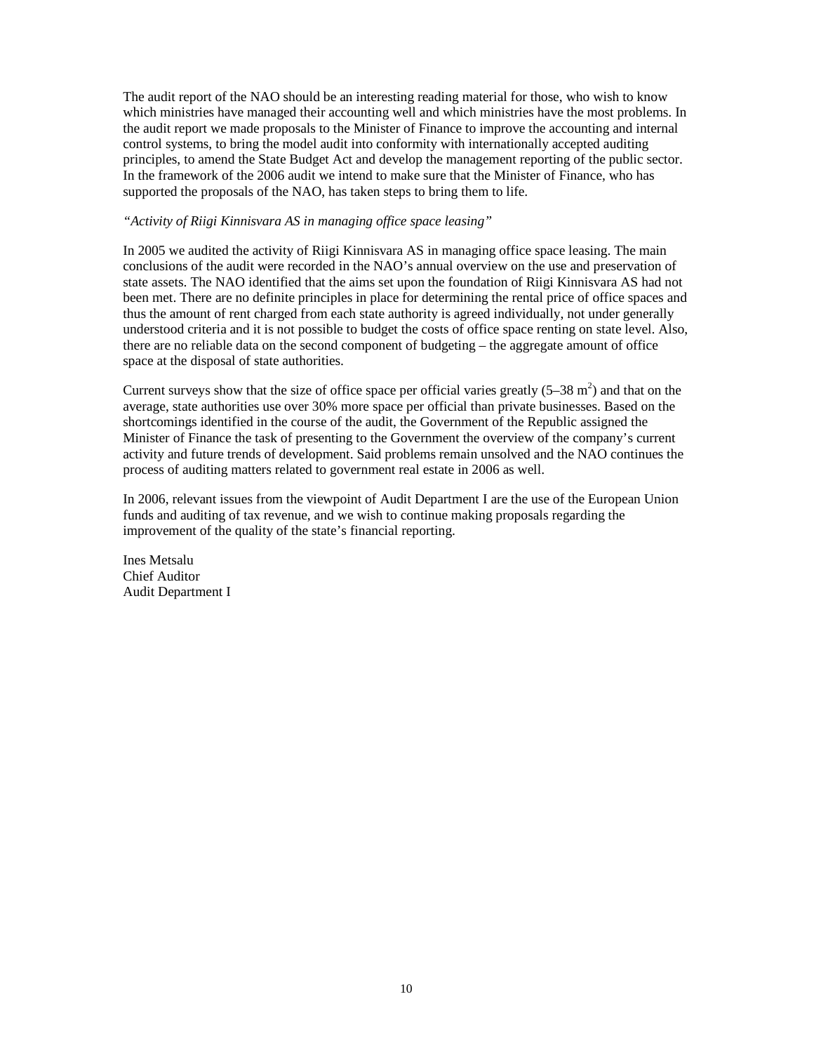The audit report of the NAO should be an interesting reading material for those, who wish to know which ministries have managed their accounting well and which ministries have the most problems. In the audit report we made proposals to the Minister of Finance to improve the accounting and internal control systems, to bring the model audit into conformity with internationally accepted auditing principles, to amend the State Budget Act and develop the management reporting of the public sector. In the framework of the 2006 audit we intend to make sure that the Minister of Finance, who has supported the proposals of the NAO, has taken steps to bring them to life.

*"Activity of Riigi Kinnisvara AS in managing office space leasing"*

In 2005 we audited the activity of Riigi Kinnisvara AS in managing office space leasing. The main conclusions of the audit were recorded in the NAO's annual overview on the use and preservation of state assets. The NAO identified that the aims set upon the foundation of Riigi Kinnisvara AS had not been met. There are no definite principles in place for determining the rental price of office spaces and thus the amount of rent charged from each state authority is agreed individually, not under generally understood criteria and it is not possible to budget the costs of office space renting on state level. Also, there are no reliable data on the second component of budgeting – the aggregate amount of office space at the disposal of state authorities.

Current surveys show that the size of office space per official varies greatly (5–38 $m^2$) and that on the average, state authorities use over 30% more space per official than private businesses. Based on the shortcomings identified in the course of the audit, the Government of the Republic assigned the Minister of Finance the task of presenting to the Government the overview of the company's current activity and future trends of development. Said problems remain unsolved and the NAO continues the process of auditing matters related to government real estate in 2006 as well.

In 2006, relevant issues from the viewpoint of Audit Department I are the use of the European Union funds and auditing of tax revenue, and we wish to continue making proposals regarding the improvement of the quality of the state's financial reporting.

Ines Metsalu
Chief Auditor
Audit Department I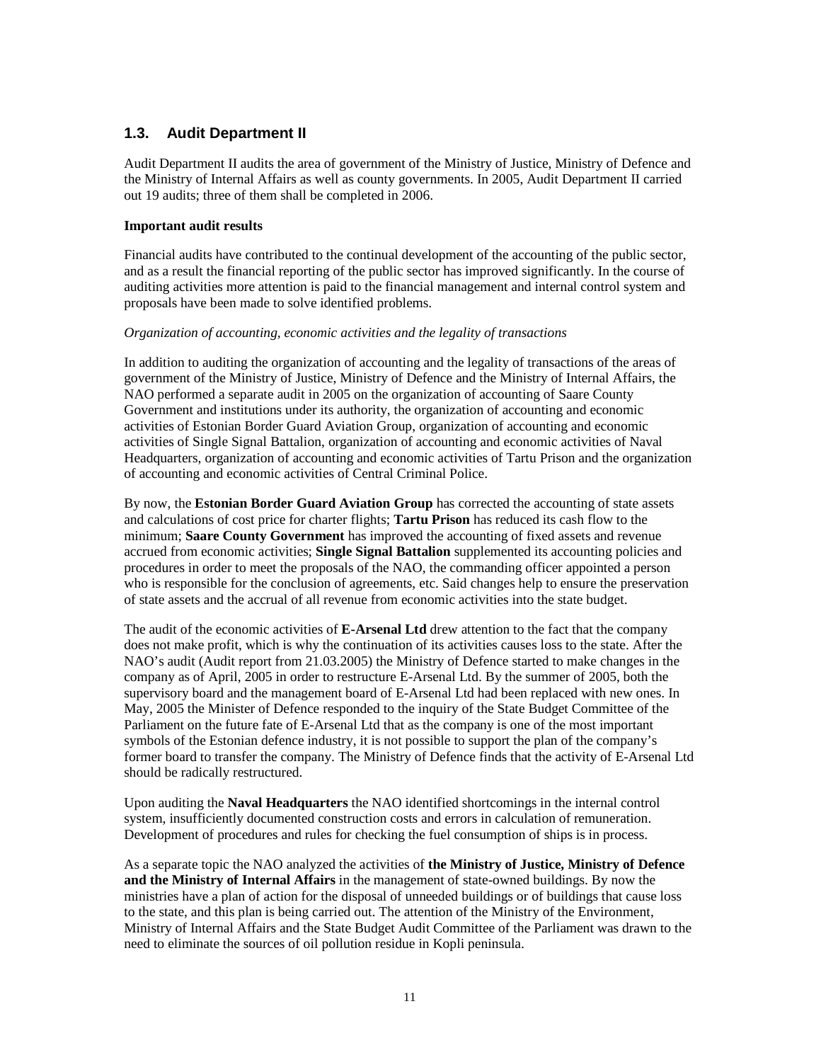## 1.3. Audit Department II

Audit Department II audits the area of government of the Ministry of Justice, Ministry of Defence and the Ministry of Internal Affairs as well as county governments. In 2005, Audit Department II carried out 19 audits; three of them shall be completed in 2006.

**Important audit results**

Financial audits have contributed to the continual development of the accounting of the public sector, and as a result the financial reporting of the public sector has improved significantly. In the course of auditing activities more attention is paid to the financial management and internal control system and proposals have been made to solve identified problems.

*Organization of accounting, economic activities and the legality of transactions*

In addition to auditing the organization of accounting and the legality of transactions of the areas of government of the Ministry of Justice, Ministry of Defence and the Ministry of Internal Affairs, the NAO performed a separate audit in 2005 on the organization of accounting of Saare County Government and institutions under its authority, the organization of accounting and economic activities of Estonian Border Guard Aviation Group, organization of accounting and economic activities of Single Signal Battalion, organization of accounting and economic activities of Naval Headquarters, organization of accounting and economic activities of Tartu Prison and the organization of accounting and economic activities of Central Criminal Police.

By now, the **Estonian Border Guard Aviation Group** has corrected the accounting of state assets and calculations of cost price for charter flights; **Tartu Prison** has reduced its cash flow to the minimum; **Saare County Government** has improved the accounting of fixed assets and revenue accrued from economic activities; **Single Signal Battalion** supplemented its accounting policies and procedures in order to meet the proposals of the NAO, the commanding officer appointed a person who is responsible for the conclusion of agreements, etc. Said changes help to ensure the preservation of state assets and the accrual of all revenue from economic activities into the state budget.

The audit of the economic activities of **E-Arsenal Ltd** drew attention to the fact that the company does not make profit, which is why the continuation of its activities causes loss to the state. After the NAO's audit (Audit report from 21.03.2005) the Ministry of Defence started to make changes in the company as of April, 2005 in order to restructure E-Arsenal Ltd. By the summer of 2005, both the supervisory board and the management board of E-Arsenal Ltd had been replaced with new ones. In May, 2005 the Minister of Defence responded to the inquiry of the State Budget Committee of the Parliament on the future fate of E-Arsenal Ltd that as the company is one of the most important symbols of the Estonian defence industry, it is not possible to support the plan of the company's former board to transfer the company. The Ministry of Defence finds that the activity of E-Arsenal Ltd should be radically restructured.

Upon auditing the **Naval Headquarters** the NAO identified shortcomings in the internal control system, insufficiently documented construction costs and errors in calculation of remuneration. Development of procedures and rules for checking the fuel consumption of ships is in process.

As a separate topic the NAO analyzed the activities of **the Ministry of Justice, Ministry of Defence and the Ministry of Internal Affairs** in the management of state-owned buildings. By now the ministries have a plan of action for the disposal of unneeded buildings or of buildings that cause loss to the state, and this plan is being carried out. The attention of the Ministry of the Environment, Ministry of Internal Affairs and the State Budget Audit Committee of the Parliament was drawn to the need to eliminate the sources of oil pollution residue in Kopli peninsula.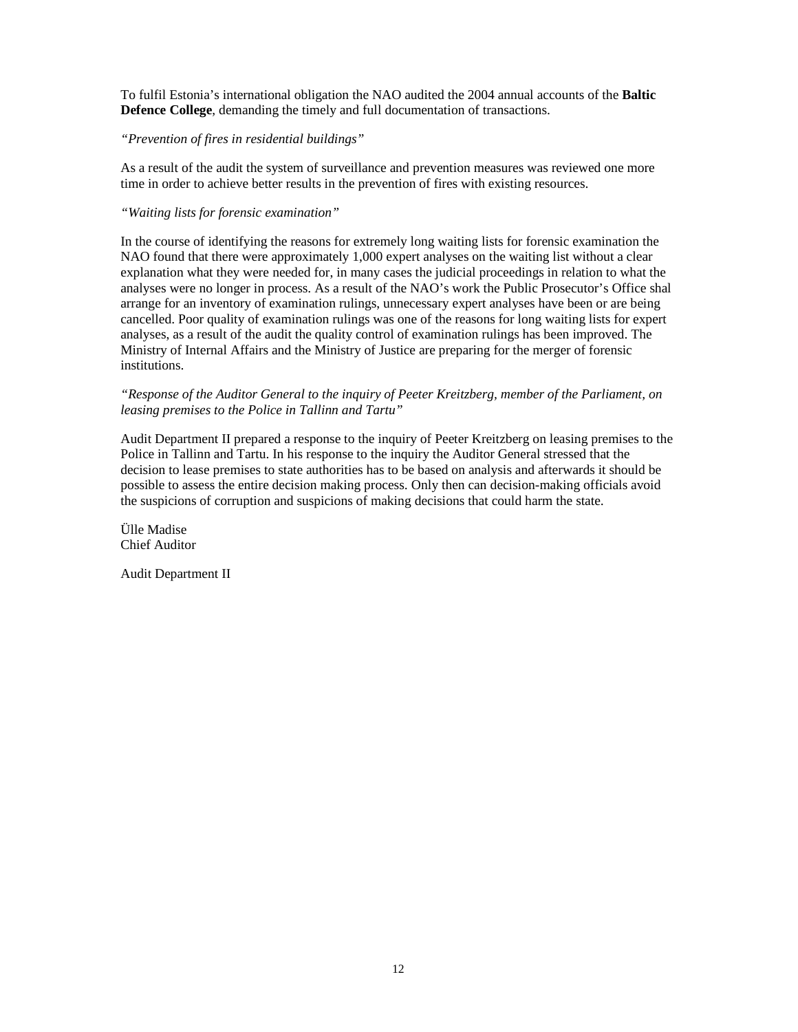To fulfil Estonia's international obligation the NAO audited the 2004 annual accounts of the **Baltic Defence College**, demanding the timely and full documentation of transactions.

*"Prevention of fires in residential buildings"*

As a result of the audit the system of surveillance and prevention measures was reviewed one more time in order to achieve better results in the prevention of fires with existing resources.

*"Waiting lists for forensic examination"*

In the course of identifying the reasons for extremely long waiting lists for forensic examination the NAO found that there were approximately 1,000 expert analyses on the waiting list without a clear explanation what they were needed for, in many cases the judicial proceedings in relation to what the analyses were no longer in process. As a result of the NAO's work the Public Prosecutor's Office shal arrange for an inventory of examination rulings, unnecessary expert analyses have been or are being cancelled. Poor quality of examination rulings was one of the reasons for long waiting lists for expert analyses, as a result of the audit the quality control of examination rulings has been improved. The Ministry of Internal Affairs and the Ministry of Justice are preparing for the merger of forensic institutions.

*"Response of the Auditor General to the inquiry of Peeter Kreitzberg, member of the Parliament, on leasing premises to the Police in Tallinn and Tartu"*

Audit Department II prepared a response to the inquiry of Peeter Kreitzberg on leasing premises to the Police in Tallinn and Tartu. In his response to the inquiry the Auditor General stressed that the decision to lease premises to state authorities has to be based on analysis and afterwards it should be possible to assess the entire decision making process. Only then can decision-making officials avoid the suspicions of corruption and suspicions of making decisions that could harm the state.

Ülle Madise
Chief Auditor

Audit Department II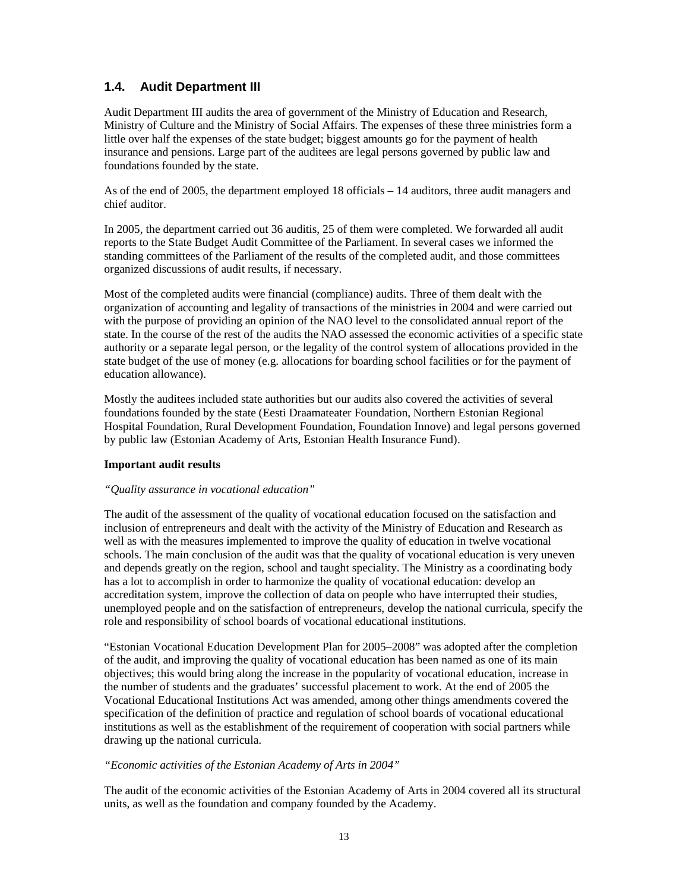## 1.4. Audit Department III

Audit Department III audits the area of government of the Ministry of Education and Research, Ministry of Culture and the Ministry of Social Affairs. The expenses of these three ministries form a little over half the expenses of the state budget; biggest amounts go for the payment of health insurance and pensions. Large part of the auditees are legal persons governed by public law and foundations founded by the state.

As of the end of 2005, the department employed 18 officials – 14 auditors, three audit managers and chief auditor.

In 2005, the department carried out 36 auditis, 25 of them were completed. We forwarded all audit reports to the State Budget Audit Committee of the Parliament. In several cases we informed the standing committees of the Parliament of the results of the completed audit, and those committees organized discussions of audit results, if necessary.

Most of the completed audits were financial (compliance) audits. Three of them dealt with the organization of accounting and legality of transactions of the ministries in 2004 and were carried out with the purpose of providing an opinion of the NAO level to the consolidated annual report of the state. In the course of the rest of the audits the NAO assessed the economic activities of a specific state authority or a separate legal person, or the legality of the control system of allocations provided in the state budget of the use of money (e.g. allocations for boarding school facilities or for the payment of education allowance).

Mostly the auditees included state authorities but our audits also covered the activities of several foundations founded by the state (Eesti Draamateater Foundation, Northern Estonian Regional Hospital Foundation, Rural Development Foundation, Foundation Innove) and legal persons governed by public law (Estonian Academy of Arts, Estonian Health Insurance Fund).

**Important audit results**

*"Quality assurance in vocational education"*

The audit of the assessment of the quality of vocational education focused on the satisfaction and inclusion of entrepreneurs and dealt with the activity of the Ministry of Education and Research as well as with the measures implemented to improve the quality of education in twelve vocational schools. The main conclusion of the audit was that the quality of vocational education is very uneven and depends greatly on the region, school and taught speciality. The Ministry as a coordinating body has a lot to accomplish in order to harmonize the quality of vocational education: develop an accreditation system, improve the collection of data on people who have interrupted their studies, unemployed people and on the satisfaction of entrepreneurs, develop the national curricula, specify the role and responsibility of school boards of vocational educational institutions.

"Estonian Vocational Education Development Plan for 2005–2008" was adopted after the completion of the audit, and improving the quality of vocational education has been named as one of its main objectives; this would bring along the increase in the popularity of vocational education, increase in the number of students and the graduates' successful placement to work. At the end of 2005 the Vocational Educational Institutions Act was amended, among other things amendments covered the specification of the definition of practice and regulation of school boards of vocational educational institutions as well as the establishment of the requirement of cooperation with social partners while drawing up the national curricula.

*"Economic activities of the Estonian Academy of Arts in 2004"*

The audit of the economic activities of the Estonian Academy of Arts in 2004 covered all its structural units, as well as the foundation and company founded by the Academy.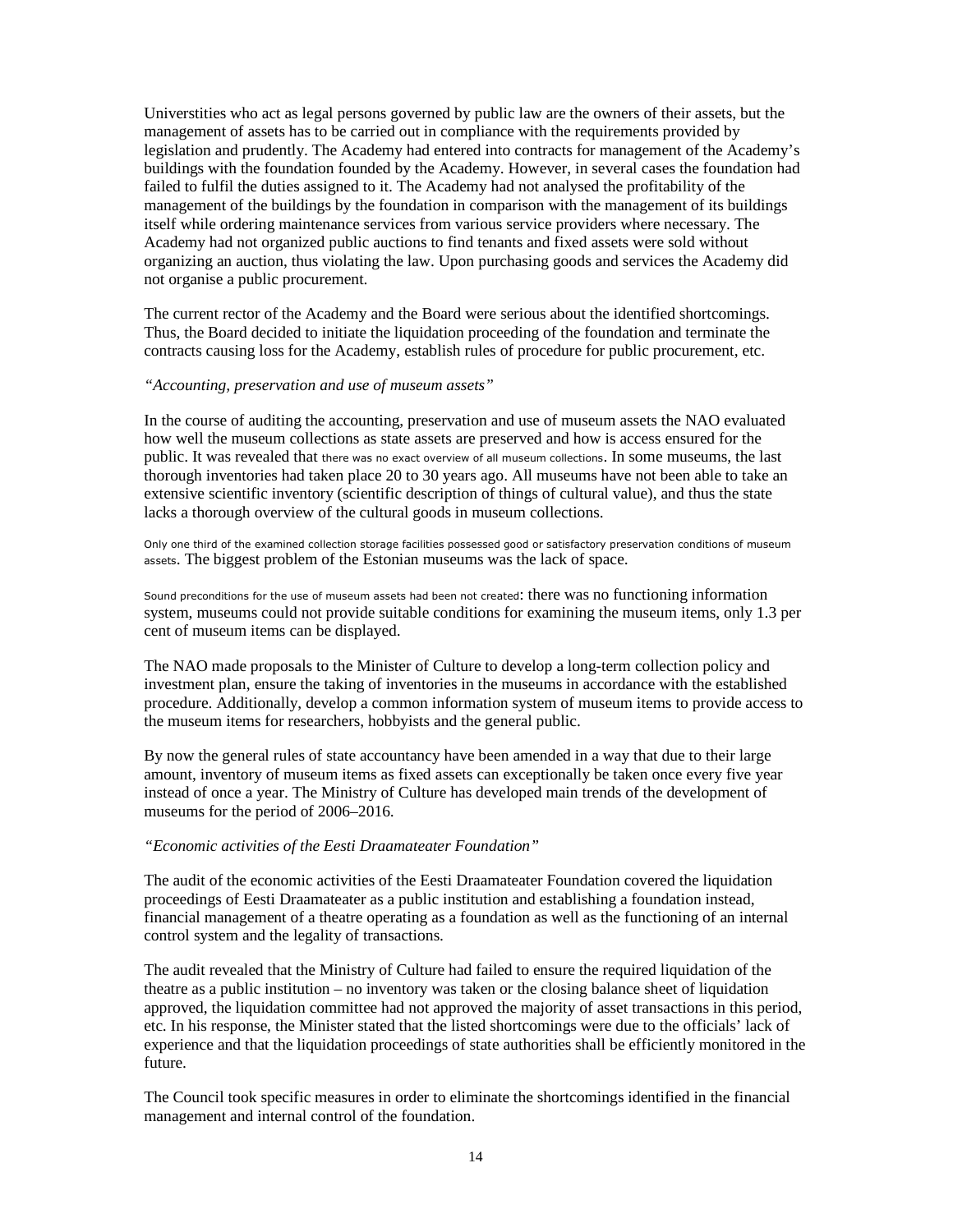Universtities who act as legal persons governed by public law are the owners of their assets, but the management of assets has to be carried out in compliance with the requirements provided by legislation and prudently. The Academy had entered into contracts for management of the Academy's buildings with the foundation founded by the Academy. However, in several cases the foundation had failed to fulfil the duties assigned to it. The Academy had not analysed the profitability of the management of the buildings by the foundation in comparison with the management of its buildings itself while ordering maintenance services from various service providers where necessary. The Academy had not organized public auctions to find tenants and fixed assets were sold without organizing an auction, thus violating the law. Upon purchasing goods and services the Academy did not organise a public procurement.

The current rector of the Academy and the Board were serious about the identified shortcomings. Thus, the Board decided to initiate the liquidation proceeding of the foundation and terminate the contracts causing loss for the Academy, establish rules of procedure for public procurement, etc.

*"Accounting, preservation and use of museum assets"*

In the course of auditing the accounting, preservation and use of museum assets the NAO evaluated how well the museum collections as state assets are preserved and how is access ensured for the public. It was revealed that there was no exact overview of all museum collections. In some museums, the last thorough inventories had taken place 20 to 30 years ago. All museums have not been able to take an extensive scientific inventory (scientific description of things of cultural value), and thus the state lacks a thorough overview of the cultural goods in museum collections.

Only one third of the examined collection storage facilities possessed good or satisfactory preservation conditions of museum assets. The biggest problem of the Estonian museums was the lack of space.

Sound preconditions for the use of museum assets had been not created: there was no functioning information system, museums could not provide suitable conditions for examining the museum items, only 1.3 per cent of museum items can be displayed.

The NAO made proposals to the Minister of Culture to develop a long-term collection policy and investment plan, ensure the taking of inventories in the museums in accordance with the established procedure. Additionally, develop a common information system of museum items to provide access to the museum items for researchers, hobbyists and the general public.

By now the general rules of state accountancy have been amended in a way that due to their large amount, inventory of museum items as fixed assets can exceptionally be taken once every five year instead of once a year. The Ministry of Culture has developed main trends of the development of museums for the period of 2006–2016.

*"Economic activities of the Eesti Draamateater Foundation"*

The audit of the economic activities of the Eesti Draamateater Foundation covered the liquidation proceedings of Eesti Draamateater as a public institution and establishing a foundation instead, financial management of a theatre operating as a foundation as well as the functioning of an internal control system and the legality of transactions.

The audit revealed that the Ministry of Culture had failed to ensure the required liquidation of the theatre as a public institution – no inventory was taken or the closing balance sheet of liquidation approved, the liquidation committee had not approved the majority of asset transactions in this period, etc. In his response, the Minister stated that the listed shortcomings were due to the officials' lack of experience and that the liquidation proceedings of state authorities shall be efficiently monitored in the future.

The Council took specific measures in order to eliminate the shortcomings identified in the financial management and internal control of the foundation.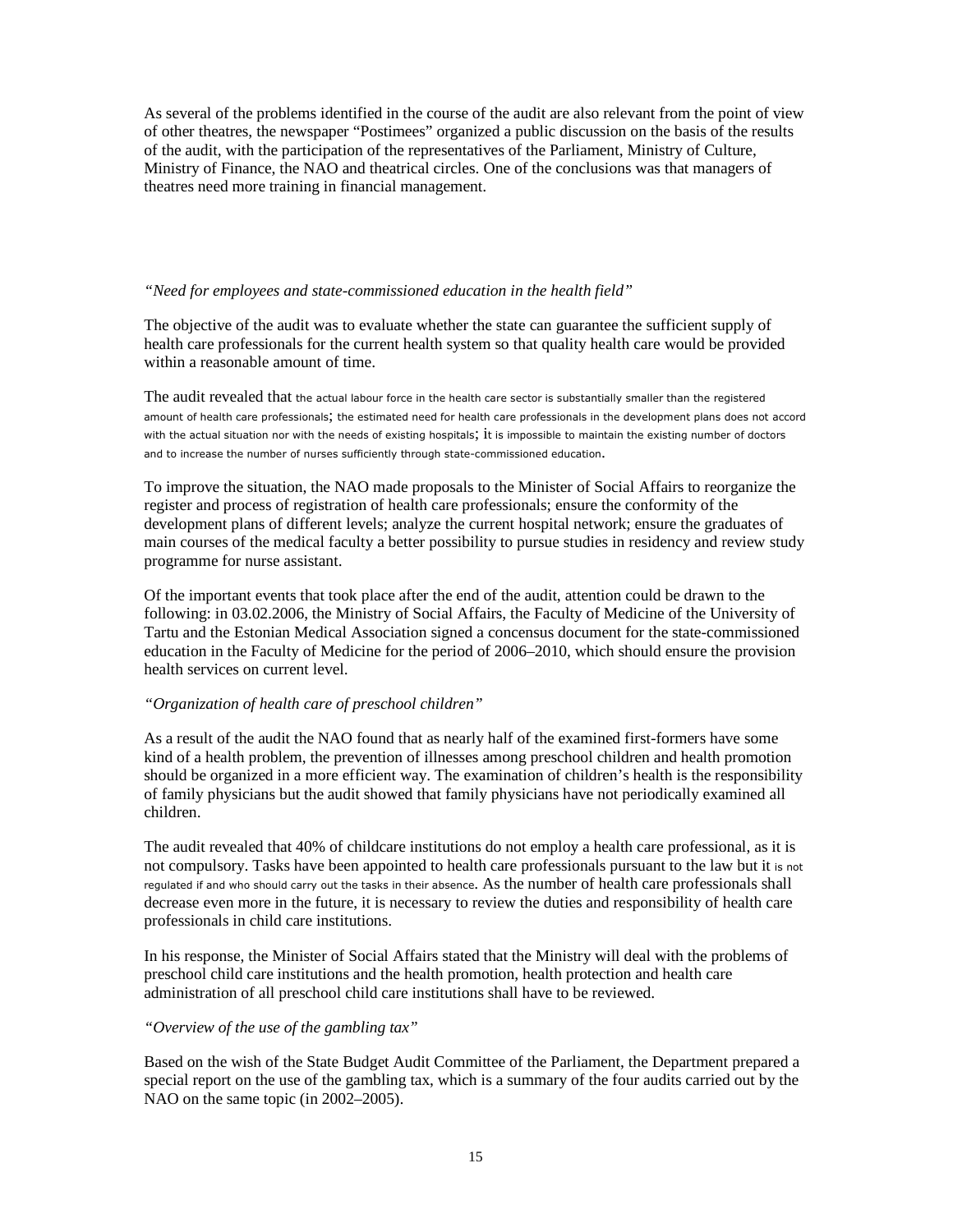As several of the problems identified in the course of the audit are also relevant from the point of view of other theatres, the newspaper "Postimees" organized a public discussion on the basis of the results of the audit, with the participation of the representatives of the Parliament, Ministry of Culture, Ministry of Finance, the NAO and theatrical circles. One of the conclusions was that managers of theatres need more training in financial management.

*"Need for employees and state-commissioned education in the health field"*

The objective of the audit was to evaluate whether the state can guarantee the sufficient supply of health care professionals for the current health system so that quality health care would be provided within a reasonable amount of time.

The audit revealed that the actual labour force in the health care sector is substantially smaller than the registered amount of health care professionals; the estimated need for health care professionals in the development plans does not accord with the actual situation nor with the needs of existing hospitals; it is impossible to maintain the existing number of doctors and to increase the number of nurses sufficiently through state-commissioned education.

To improve the situation, the NAO made proposals to the Minister of Social Affairs to reorganize the register and process of registration of health care professionals; ensure the conformity of the development plans of different levels; analyze the current hospital network; ensure the graduates of main courses of the medical faculty a better possibility to pursue studies in residency and review study programme for nurse assistant.

Of the important events that took place after the end of the audit, attention could be drawn to the following: in 03.02.2006, the Ministry of Social Affairs, the Faculty of Medicine of the University of Tartu and the Estonian Medical Association signed a concensus document for the state-commissioned education in the Faculty of Medicine for the period of 2006–2010, which should ensure the provision health services on current level.

*"Organization of health care of preschool children"*

As a result of the audit the NAO found that as nearly half of the examined first-formers have some kind of a health problem, the prevention of illnesses among preschool children and health promotion should be organized in a more efficient way. The examination of children's health is the responsibility of family physicians but the audit showed that family physicians have not periodically examined all children.

The audit revealed that 40% of childcare institutions do not employ a health care professional, as it is not compulsory. Tasks have been appointed to health care professionals pursuant to the law but it is not regulated if and who should carry out the tasks in their absence. As the number of health care professionals shall decrease even more in the future, it is necessary to review the duties and responsibility of health care professionals in child care institutions.

In his response, the Minister of Social Affairs stated that the Ministry will deal with the problems of preschool child care institutions and the health promotion, health protection and health care administration of all preschool child care institutions shall have to be reviewed.

*"Overview of the use of the gambling tax"*

Based on the wish of the State Budget Audit Committee of the Parliament, the Department prepared a special report on the use of the gambling tax, which is a summary of the four audits carried out by the NAO on the same topic (in 2002–2005).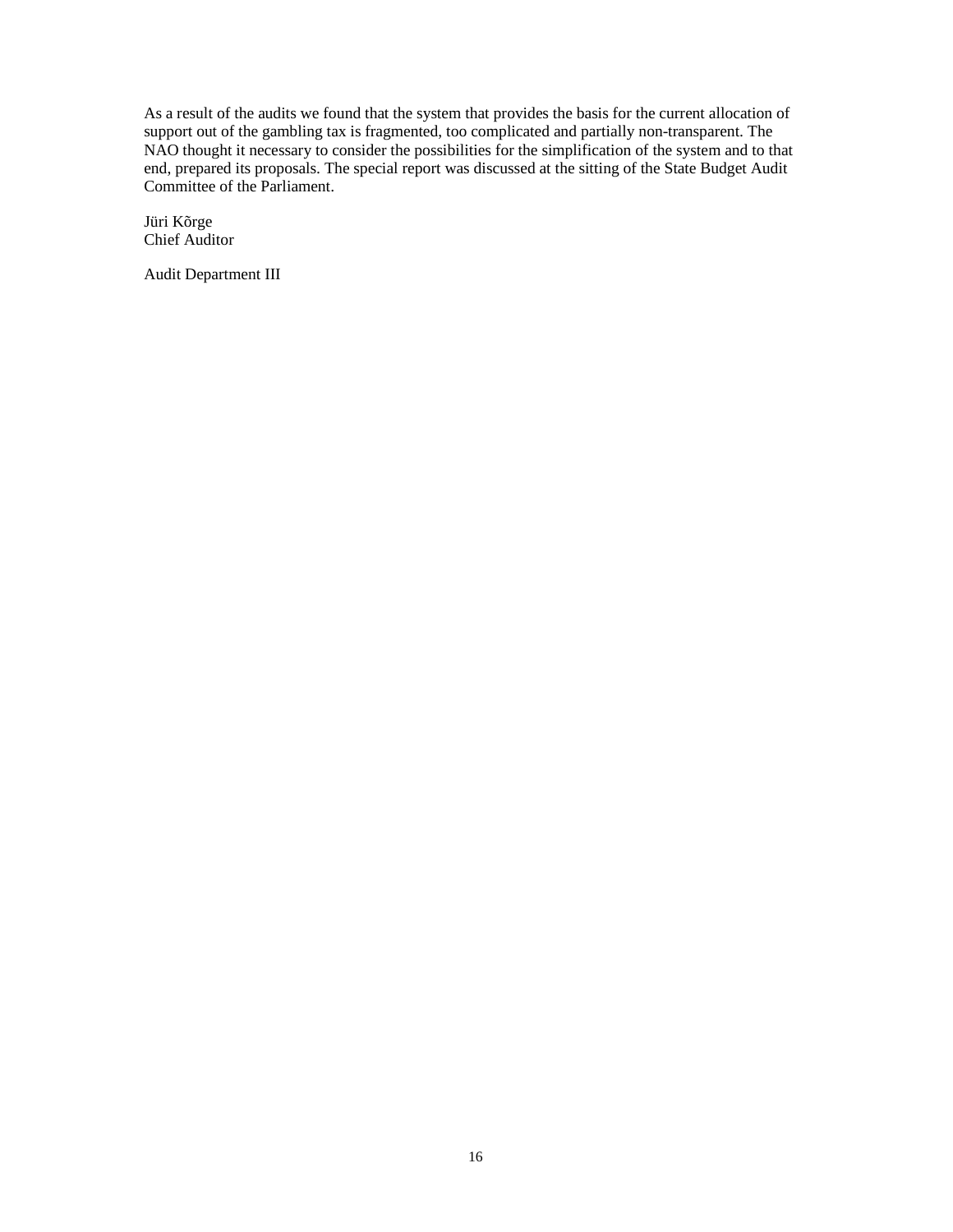As a result of the audits we found that the system that provides the basis for the current allocation of support out of the gambling tax is fragmented, too complicated and partially non-transparent. The NAO thought it necessary to consider the possibilities for the simplification of the system and to that end, prepared its proposals. The special report was discussed at the sitting of the State Budget Audit Committee of the Parliament.

Jüri Kõrge  
Chief Auditor

Audit Department III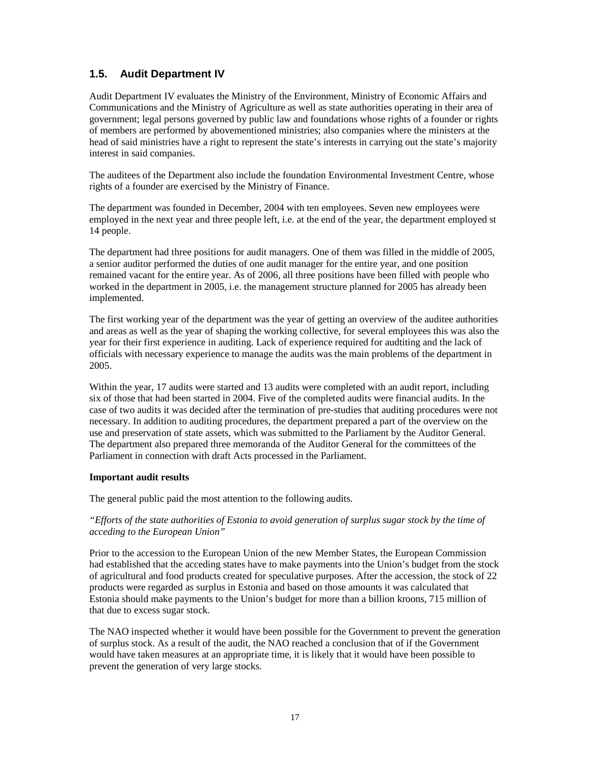## 1.5. Audit Department IV

Audit Department IV evaluates the Ministry of the Environment, Ministry of Economic Affairs and Communications and the Ministry of Agriculture as well as state authorities operating in their area of government; legal persons governed by public law and foundations whose rights of a founder or rights of members are performed by abovementioned ministries; also companies where the ministers at the head of said ministries have a right to represent the state's interests in carrying out the state's majority interest in said companies.

The auditees of the Department also include the foundation Environmental Investment Centre, whose rights of a founder are exercised by the Ministry of Finance.

The department was founded in December, 2004 with ten employees. Seven new employees were employed in the next year and three people left, i.e. at the end of the year, the department employed st 14 people.

The department had three positions for audit managers. One of them was filled in the middle of 2005, a senior auditor performed the duties of one audit manager for the entire year, and one position remained vacant for the entire year. As of 2006, all three positions have been filled with people who worked in the department in 2005, i.e. the management structure planned for 2005 has already been implemented.

The first working year of the department was the year of getting an overview of the auditee authorities and areas as well as the year of shaping the working collective, for several employees this was also the year for their first experience in auditing. Lack of experience required for audtiting and the lack of officials with necessary experience to manage the audits was the main problems of the department in 2005.

Within the year, 17 audits were started and 13 audits were completed with an audit report, including six of those that had been started in 2004. Five of the completed audits were financial audits. In the case of two audits it was decided after the termination of pre-studies that auditing procedures were not necessary. In addition to auditing procedures, the department prepared a part of the overview on the use and preservation of state assets, which was submitted to the Parliament by the Auditor General. The department also prepared three memoranda of the Auditor General for the committees of the Parliament in connection with draft Acts processed in the Parliament.

**Important audit results**

The general public paid the most attention to the following audits.

*"Efforts of the state authorities of Estonia to avoid generation of surplus sugar stock by the time of acceding to the European Union"*

Prior to the accession to the European Union of the new Member States, the European Commission had established that the acceding states have to make payments into the Union's budget from the stock of agricultural and food products created for speculative purposes. After the accession, the stock of 22 products were regarded as surplus in Estonia and based on those amounts it was calculated that Estonia should make payments to the Union's budget for more than a billion kroons, 715 million of that due to excess sugar stock.

The NAO inspected whether it would have been possible for the Government to prevent the generation of surplus stock. As a result of the audit, the NAO reached a conclusion that of if the Government would have taken measures at an appropriate time, it is likely that it would have been possible to prevent the generation of very large stocks.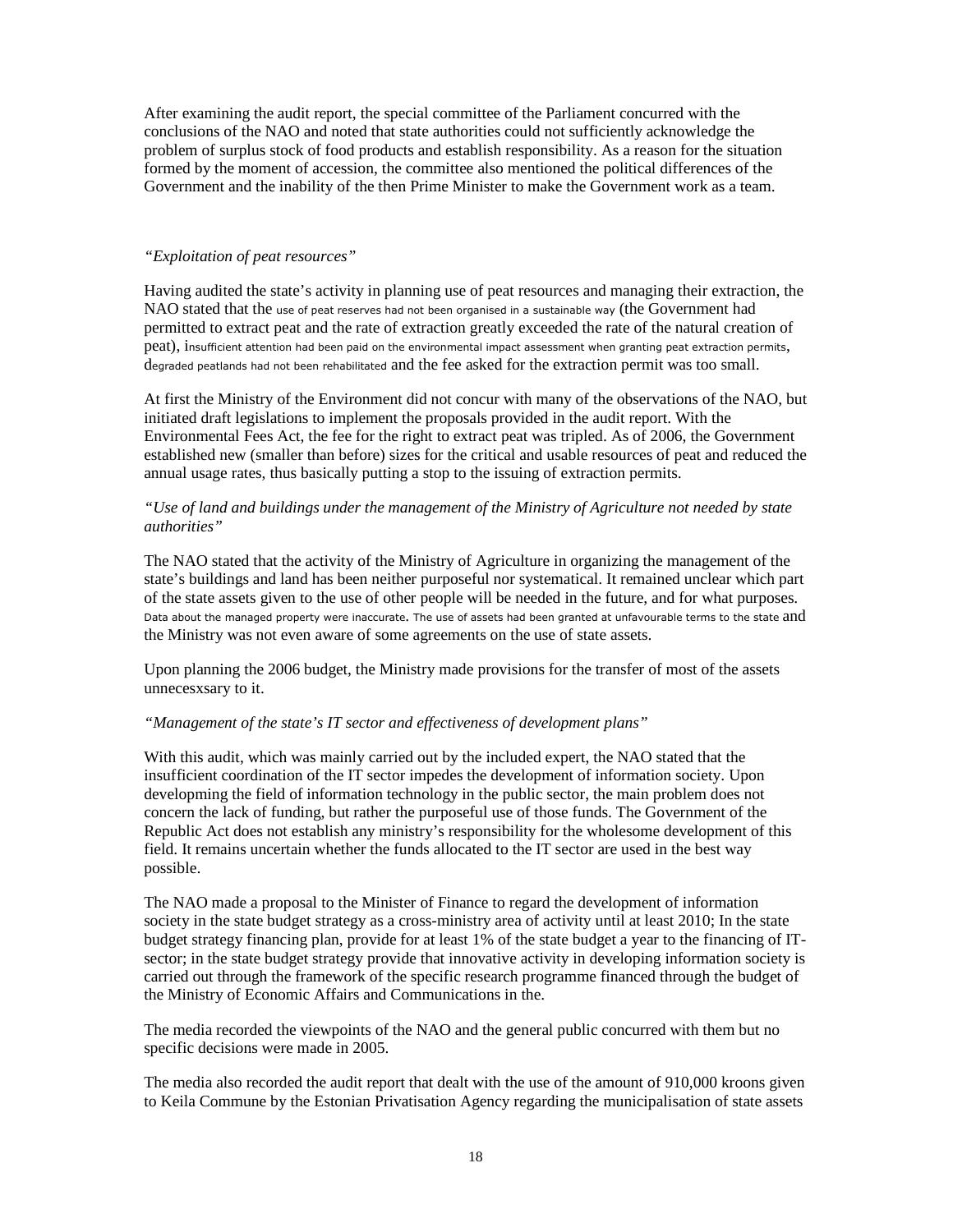After examining the audit report, the special committee of the Parliament concurred with the conclusions of the NAO and noted that state authorities could not sufficiently acknowledge the problem of surplus stock of food products and establish responsibility. As a reason for the situation formed by the moment of accession, the committee also mentioned the political differences of the Government and the inability of the then Prime Minister to make the Government work as a team.

*"Exploitation of peat resources"*

Having audited the state's activity in planning use of peat resources and managing their extraction, the NAO stated that the use of peat reserves had not been organised in a sustainable way (the Government had permitted to extract peat and the rate of extraction greatly exceeded the rate of the natural creation of peat), insufficient attention had been paid on the environmental impact assessment when granting peat extraction permits, degraded peatlands had not been rehabilitated and the fee asked for the extraction permit was too small.

At first the Ministry of the Environment did not concur with many of the observations of the NAO, but initiated draft legislations to implement the proposals provided in the audit report. With the Environmental Fees Act, the fee for the right to extract peat was tripled. As of 2006, the Government established new (smaller than before) sizes for the critical and usable resources of peat and reduced the annual usage rates, thus basically putting a stop to the issuing of extraction permits.

*"Use of land and buildings under the management of the Ministry of Agriculture not needed by state authorities"*

The NAO stated that the activity of the Ministry of Agriculture in organizing the management of the state's buildings and land has been neither purposeful nor systematical. It remained unclear which part of the state assets given to the use of other people will be needed in the future, and for what purposes. Data about the managed property were inaccurate. The use of assets had been granted at unfavourable terms to the state and the Ministry was not even aware of some agreements on the use of state assets.

Upon planning the 2006 budget, the Ministry made provisions for the transfer of most of the assets unnecesxsary to it.

*"Management of the state's IT sector and effectiveness of development plans"*

With this audit, which was mainly carried out by the included expert, the NAO stated that the insufficient coordination of the IT sector impedes the development of information society. Upon developming the field of information technology in the public sector, the main problem does not concern the lack of funding, but rather the purposeful use of those funds. The Government of the Republic Act does not establish any ministry's responsibility for the wholesome development of this field. It remains uncertain whether the funds allocated to the IT sector are used in the best way possible.

The NAO made a proposal to the Minister of Finance to regard the development of information society in the state budget strategy as a cross-ministry area of activity until at least 2010; In the state budget strategy financing plan, provide for at least 1% of the state budget a year to the financing of IT-sector; in the state budget strategy provide that innovative activity in developing information society is carried out through the framework of the specific research programme financed through the budget of the Ministry of Economic Affairs and Communications in the.

The media recorded the viewpoints of the NAO and the general public concurred with them but no specific decisions were made in 2005.

The media also recorded the audit report that dealt with the use of the amount of 910,000 kroons given to Keila Commune by the Estonian Privatisation Agency regarding the municipalisation of state assets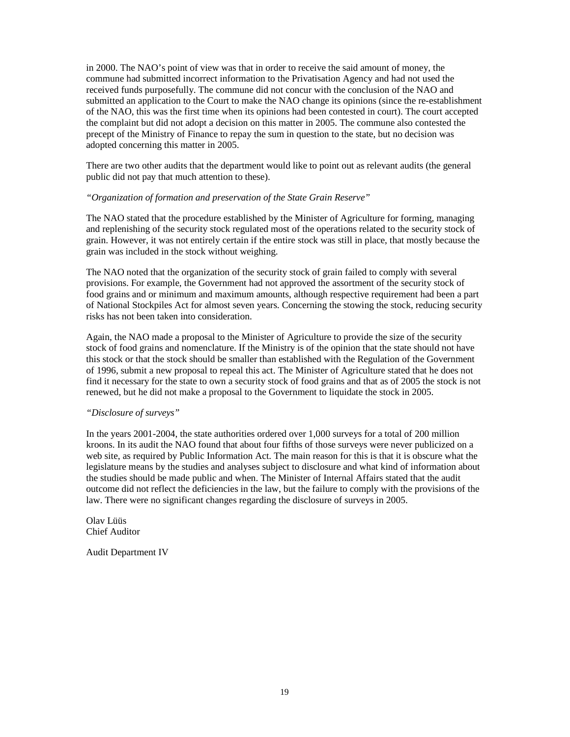in 2000. The NAO's point of view was that in order to receive the said amount of money, the commune had submitted incorrect information to the Privatisation Agency and had not used the received funds purposefully. The commune did not concur with the conclusion of the NAO and submitted an application to the Court to make the NAO change its opinions (since the re-establishment of the NAO, this was the first time when its opinions had been contested in court). The court accepted the complaint but did not adopt a decision on this matter in 2005. The commune also contested the precept of the Ministry of Finance to repay the sum in question to the state, but no decision was adopted concerning this matter in 2005.

There are two other audits that the department would like to point out as relevant audits (the general public did not pay that much attention to these).

*"Organization of formation and preservation of the State Grain Reserve"*

The NAO stated that the procedure established by the Minister of Agriculture for forming, managing and replenishing of the security stock regulated most of the operations related to the security stock of grain. However, it was not entirely certain if the entire stock was still in place, that mostly because the grain was included in the stock without weighing.

The NAO noted that the organization of the security stock of grain failed to comply with several provisions. For example, the Government had not approved the assortment of the security stock of food grains and or minimum and maximum amounts, although respective requirement had been a part of National Stockpiles Act for almost seven years. Concerning the stowing the stock, reducing security risks has not been taken into consideration.

Again, the NAO made a proposal to the Minister of Agriculture to provide the size of the security stock of food grains and nomenclature. If the Ministry is of the opinion that the state should not have this stock or that the stock should be smaller than established with the Regulation of the Government of 1996, submit a new proposal to repeal this act. The Minister of Agriculture stated that he does not find it necessary for the state to own a security stock of food grains and that as of 2005 the stock is not renewed, but he did not make a proposal to the Government to liquidate the stock in 2005.

*"Disclosure of surveys"*

In the years 2001-2004, the state authorities ordered over 1,000 surveys for a total of 200 million kroons. In its audit the NAO found that about four fifths of those surveys were never publicized on a web site, as required by Public Information Act. The main reason for this is that it is obscure what the legislature means by the studies and analyses subject to disclosure and what kind of information about the studies should be made public and when. The Minister of Internal Affairs stated that the audit outcome did not reflect the deficiencies in the law, but the failure to comply with the provisions of the law. There were no significant changes regarding the disclosure of surveys in 2005.

Olav Lüüs  
Chief Auditor

Audit Department IV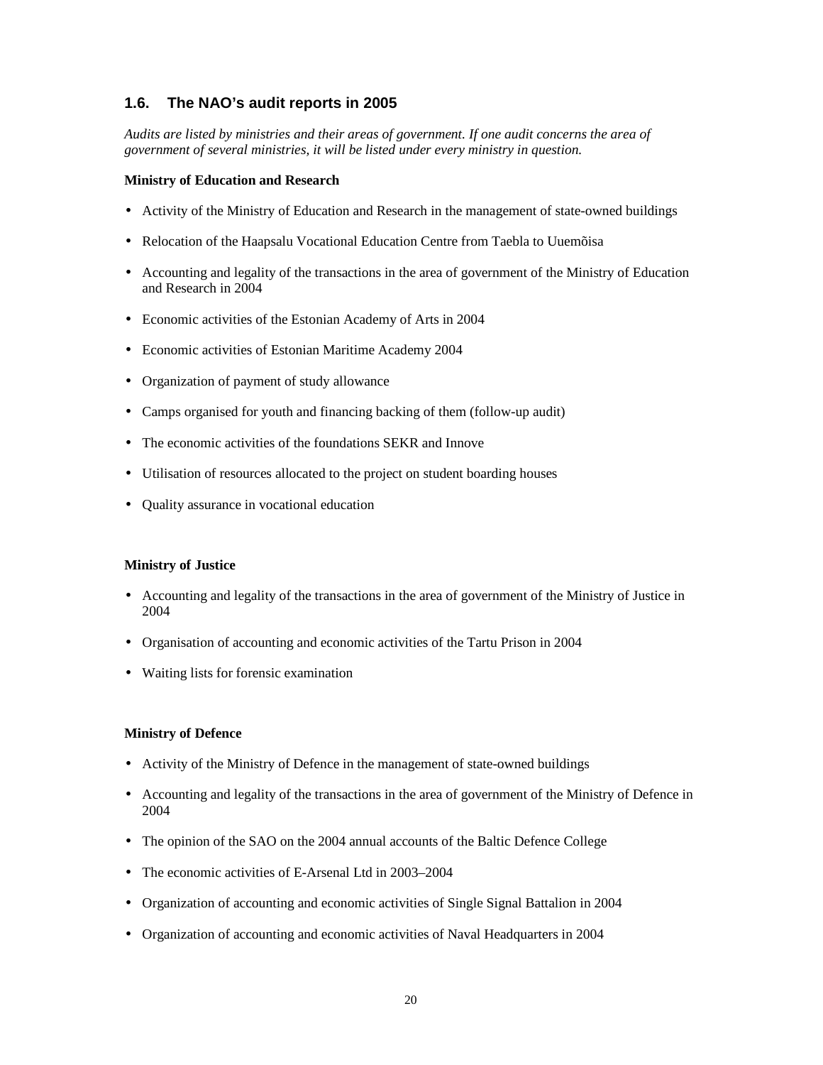## 1.6. The NAO's audit reports in 2005

*Audits are listed by ministries and their areas of government. If one audit concerns the area of government of several ministries, it will be listed under every ministry in question.*

**Ministry of Education and Research**

- Activity of the Ministry of Education and Research in the management of state-owned buildings
- Relocation of the Haapsalu Vocational Education Centre from Taebla to Uuemõisa
- Accounting and legality of the transactions in the area of government of the Ministry of Education and Research in 2004
- Economic activities of the Estonian Academy of Arts in 2004
- Economic activities of Estonian Maritime Academy 2004
- Organization of payment of study allowance
- Camps organised for youth and financing backing of them (follow-up audit)
- The economic activities of the foundations SEKR and Innove
- Utilisation of resources allocated to the project on student boarding houses
- Quality assurance in vocational education

**Ministry of Justice**

- Accounting and legality of the transactions in the area of government of the Ministry of Justice in 2004
- Organisation of accounting and economic activities of the Tartu Prison in 2004
- Waiting lists for forensic examination

**Ministry of Defence**

- Activity of the Ministry of Defence in the management of state-owned buildings
- Accounting and legality of the transactions in the area of government of the Ministry of Defence in 2004
- The opinion of the SAO on the 2004 annual accounts of the Baltic Defence College
- The economic activities of E-Arsenal Ltd in 2003–2004
- Organization of accounting and economic activities of Single Signal Battalion in 2004
- Organization of accounting and economic activities of Naval Headquarters in 2004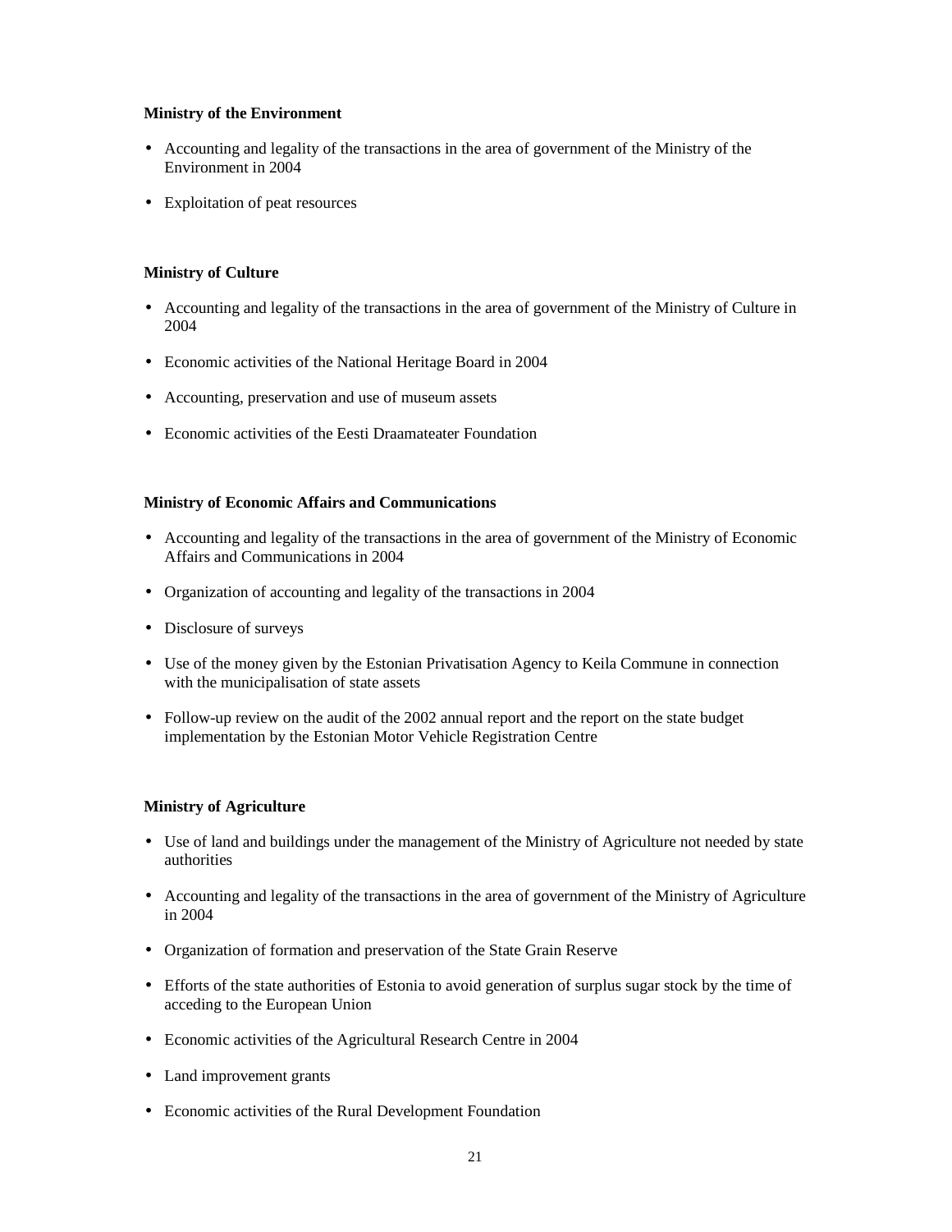**Ministry of the Environment**

- Accounting and legality of the transactions in the area of government of the Ministry of the Environment in 2004
- Exploitation of peat resources

**Ministry of Culture**

- Accounting and legality of the transactions in the area of government of the Ministry of Culture in 2004
- Economic activities of the National Heritage Board in 2004
- Accounting, preservation and use of museum assets
- Economic activities of the Eesti Draamateater Foundation

**Ministry of Economic Affairs and Communications**

- Accounting and legality of the transactions in the area of government of the Ministry of Economic Affairs and Communications in 2004
- Organization of accounting and legality of the transactions in 2004
- Disclosure of surveys
- Use of the money given by the Estonian Privatisation Agency to Keila Commune in connection with the municipalisation of state assets
- Follow-up review on the audit of the 2002 annual report and the report on the state budget implementation by the Estonian Motor Vehicle Registration Centre

**Ministry of Agriculture**

- Use of land and buildings under the management of the Ministry of Agriculture not needed by state authorities
- Accounting and legality of the transactions in the area of government of the Ministry of Agriculture in 2004
- Organization of formation and preservation of the State Grain Reserve
- Efforts of the state authorities of Estonia to avoid generation of surplus sugar stock by the time of acceding to the European Union
- Economic activities of the Agricultural Research Centre in 2004
- Land improvement grants
- Economic activities of the Rural Development Foundation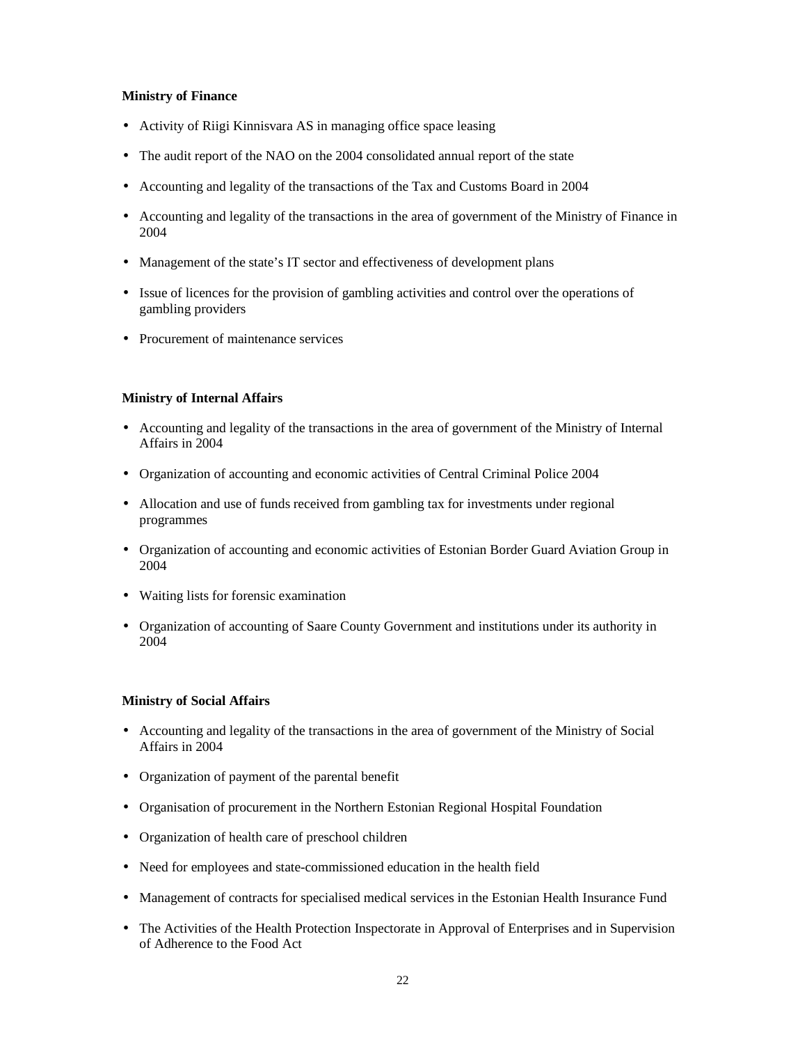**Ministry of Finance**

- Activity of Riigi Kinnisvara AS in managing office space leasing
- The audit report of the NAO on the 2004 consolidated annual report of the state
- Accounting and legality of the transactions of the Tax and Customs Board in 2004
- Accounting and legality of the transactions in the area of government of the Ministry of Finance in 2004
- Management of the state's IT sector and effectiveness of development plans
- Issue of licences for the provision of gambling activities and control over the operations of gambling providers
- Procurement of maintenance services

**Ministry of Internal Affairs**

- Accounting and legality of the transactions in the area of government of the Ministry of Internal Affairs in 2004
- Organization of accounting and economic activities of Central Criminal Police 2004
- Allocation and use of funds received from gambling tax for investments under regional programmes
- Organization of accounting and economic activities of Estonian Border Guard Aviation Group in 2004
- Waiting lists for forensic examination
- Organization of accounting of Saare County Government and institutions under its authority in 2004

**Ministry of Social Affairs**

- Accounting and legality of the transactions in the area of government of the Ministry of Social Affairs in 2004
- Organization of payment of the parental benefit
- Organisation of procurement in the Northern Estonian Regional Hospital Foundation
- Organization of health care of preschool children
- Need for employees and state-commissioned education in the health field
- Management of contracts for specialised medical services in the Estonian Health Insurance Fund
- The Activities of the Health Protection Inspectorate in Approval of Enterprises and in Supervision of Adherence to the Food Act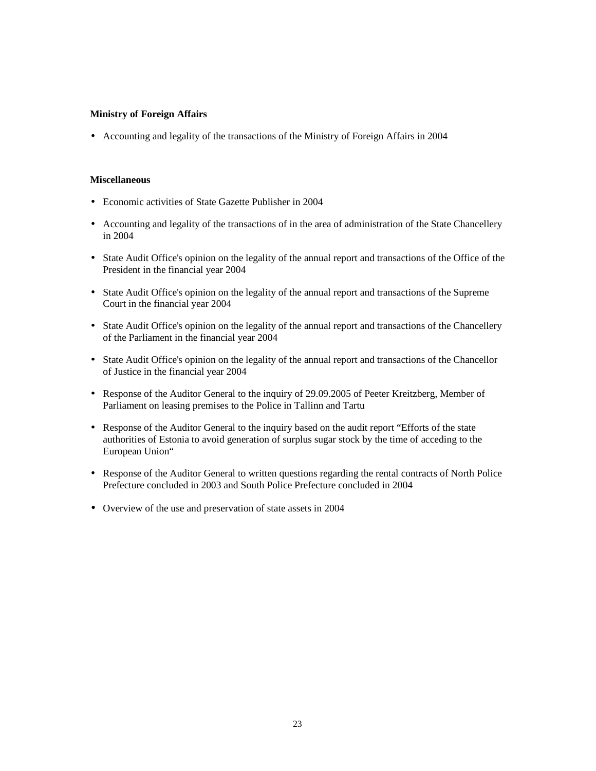**Ministry of Foreign Affairs**

- Accounting and legality of the transactions of the Ministry of Foreign Affairs in 2004

**Miscellaneous**

- Economic activities of State Gazette Publisher in 2004
- Accounting and legality of the transactions of in the area of administration of the State Chancellery in 2004
- State Audit Office's opinion on the legality of the annual report and transactions of the Office of the President in the financial year 2004
- State Audit Office's opinion on the legality of the annual report and transactions of the Supreme Court in the financial year 2004
- State Audit Office's opinion on the legality of the annual report and transactions of the Chancellery of the Parliament in the financial year 2004
- State Audit Office's opinion on the legality of the annual report and transactions of the Chancellor of Justice in the financial year 2004
- Response of the Auditor General to the inquiry of 29.09.2005 of Peeter Kreitzberg, Member of Parliament on leasing premises to the Police in Tallinn and Tartu
- Response of the Auditor General to the inquiry based on the audit report "Efforts of the state authorities of Estonia to avoid generation of surplus sugar stock by the time of acceding to the European Union"
- Response of the Auditor General to written questions regarding the rental contracts of North Police Prefecture concluded in 2003 and South Police Prefecture concluded in 2004
- Overview of the use and preservation of state assets in 2004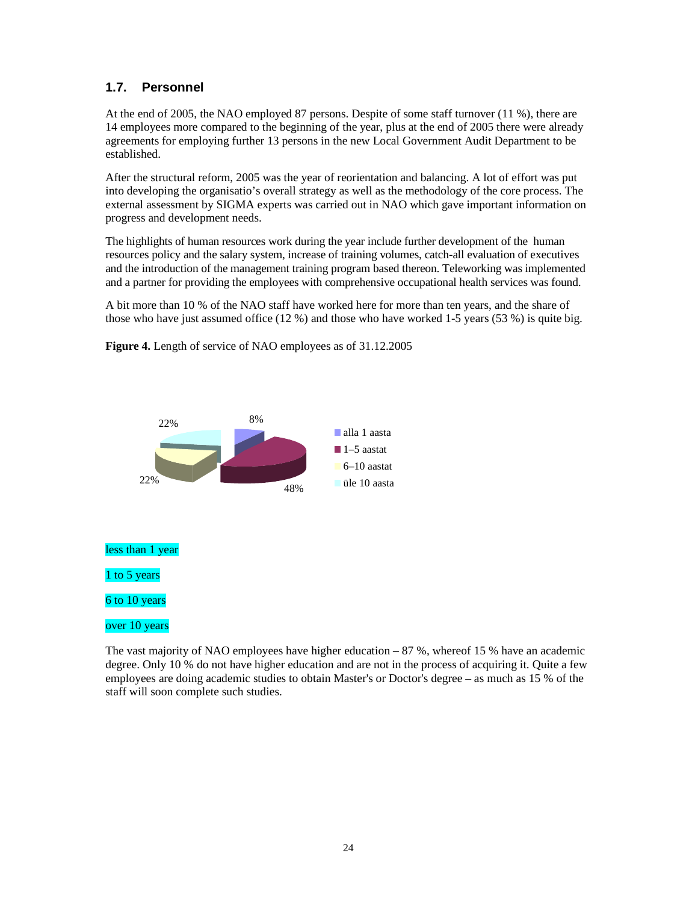## 1.7. Personnel

At the end of 2005, the NAO employed 87 persons. Despite of some staff turnover (11 %), there are 14 employees more compared to the beginning of the year, plus at the end of 2005 there were already agreements for employing further 13 persons in the new Local Government Audit Department to be established.

After the structural reform, 2005 was the year of reorientation and balancing. A lot of effort was put into developing the organisatio's overall strategy as well as the methodology of the core process. The external assessment by SIGMA experts was carried out in NAO which gave important information on progress and development needs.

The highlights of human resources work during the year include further development of the human resources policy and the salary system, increase of training volumes, catch-all evaluation of executives and the introduction of the management training program based thereon. Teleworking was implemented and a partner for providing the employees with comprehensive occupational health services was found.

A bit more than 10 % of the NAO staff have worked here for more than ten years, and the share of those who have just assumed office (12 %) and those who have worked 1-5 years (53 %) is quite big.

**Figure 4.** Length of service of NAO employees as of 31.12.2005

22%

8%

22%

48%

alla 1 aasta

1–5 aastat

6–10 aastat

üle 10 aasta

less than 1 year

1 to 5 years

6 to 10 years

over 10 years

The vast majority of NAO employees have higher education – 87 %, whereof 15 % have an academic degree. Only 10 % do not have higher education and are not in the process of acquiring it. Quite a few employees are doing academic studies to obtain Master's or Doctor's degree – as much as 15 % of the staff will soon complete such studies.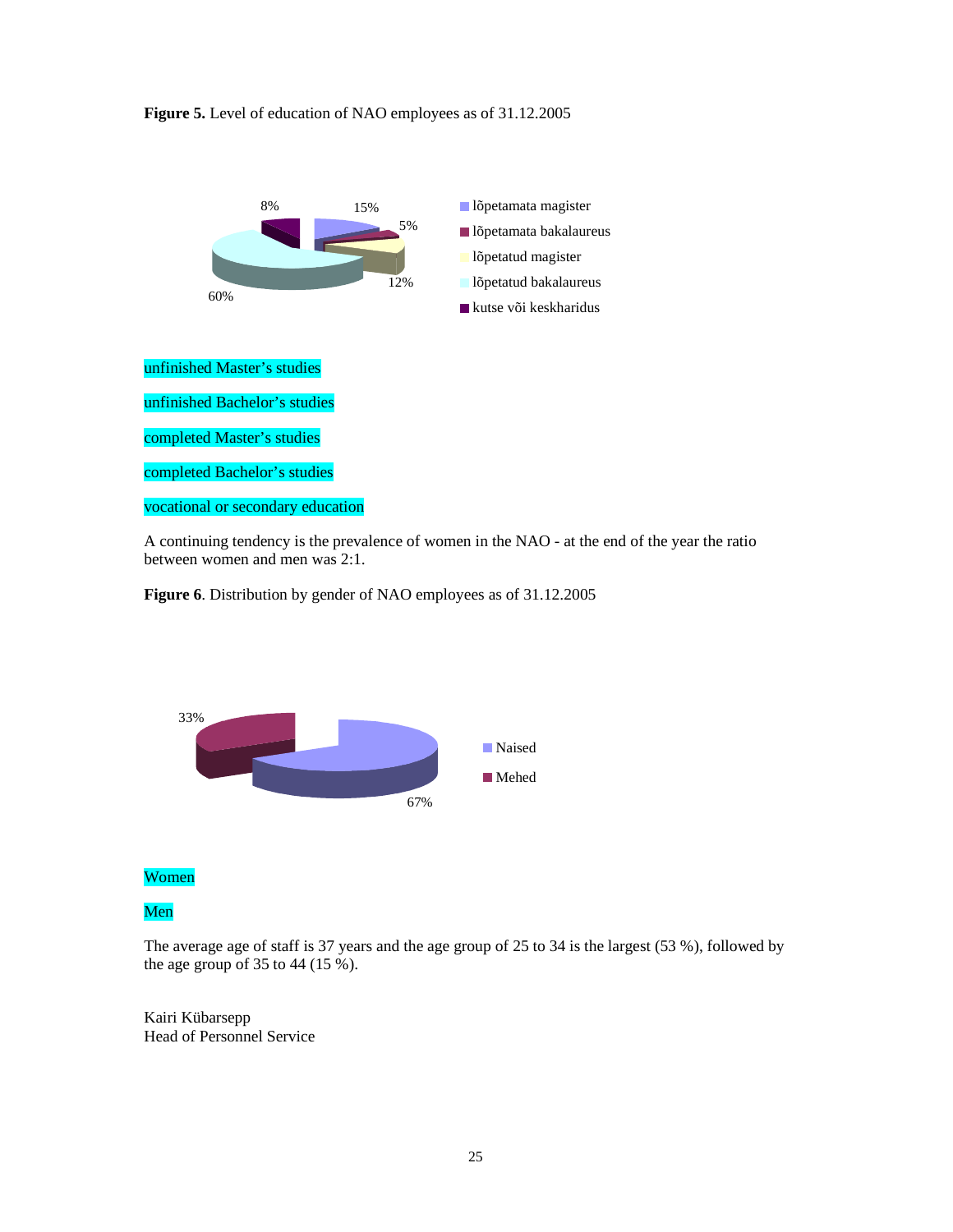**Figure 5.** Level of education of NAO employees as of 31.12.2005

8%
15%
5%
12%
60%

lõpetamata magister
lõpetamata bakalaureus
lõpetatud magister
lõpetatud bakalaureus
kutse või keskharidus

unfinished Master's studies

unfinished Bachelor's studies

completed Master's studies

completed Bachelor's studies

vocational or secondary education

A continuing tendency is the prevalence of women in the NAO - at the end of the year the ratio between women and men was 2:1.

**Figure 6**. Distribution by gender of NAO employees as of 31.12.2005

33%
67%

Naised
Mehed

Women

Men

The average age of staff is 37 years and the age group of 25 to 34 is the largest (53 %), followed by the age group of 35 to 44 (15 %).

Kairi Kübarsepp
Head of Personnel Service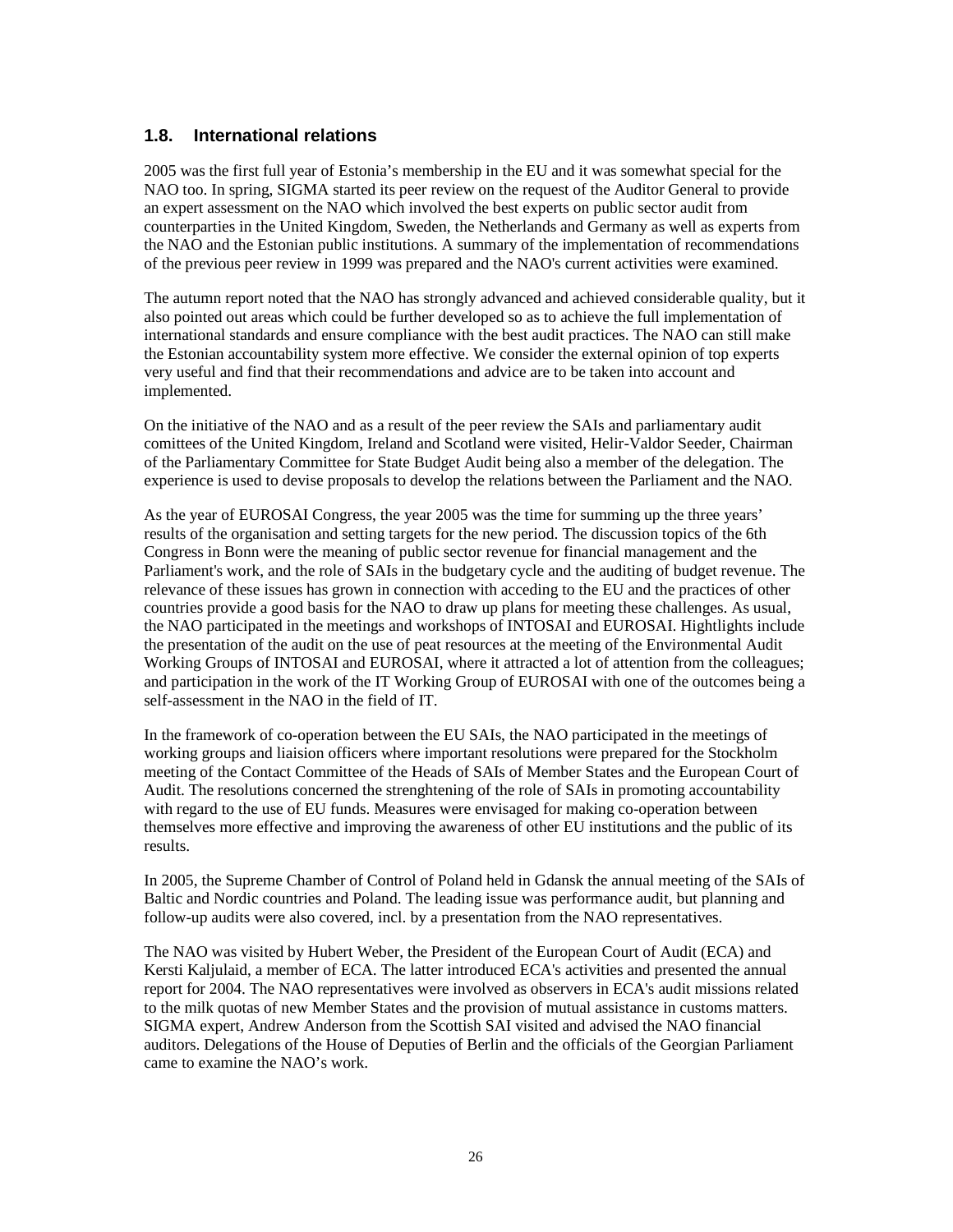## 1.8. International relations

2005 was the first full year of Estonia's membership in the EU and it was somewhat special for the NAO too. In spring, SIGMA started its peer review on the request of the Auditor General to provide an expert assessment on the NAO which involved the best experts on public sector audit from counterparties in the United Kingdom, Sweden, the Netherlands and Germany as well as experts from the NAO and the Estonian public institutions. A summary of the implementation of recommendations of the previous peer review in 1999 was prepared and the NAO's current activities were examined.

The autumn report noted that the NAO has strongly advanced and achieved considerable quality, but it also pointed out areas which could be further developed so as to achieve the full implementation of international standards and ensure compliance with the best audit practices. The NAO can still make the Estonian accountability system more effective. We consider the external opinion of top experts very useful and find that their recommendations and advice are to be taken into account and implemented.

On the initiative of the NAO and as a result of the peer review the SAIs and parliamentary audit comittees of the United Kingdom, Ireland and Scotland were visited, Helir-Valdor Seeder, Chairman of the Parliamentary Committee for State Budget Audit being also a member of the delegation. The experience is used to devise proposals to develop the relations between the Parliament and the NAO.

As the year of EUROSAI Congress, the year 2005 was the time for summing up the three years' results of the organisation and setting targets for the new period. The discussion topics of the 6th Congress in Bonn were the meaning of public sector revenue for financial management and the Parliament's work, and the role of SAIs in the budgetary cycle and the auditing of budget revenue. The relevance of these issues has grown in connection with acceding to the EU and the practices of other countries provide a good basis for the NAO to draw up plans for meeting these challenges. As usual, the NAO participated in the meetings and workshops of INTOSAI and EUROSAI. Hightlights include the presentation of the audit on the use of peat resources at the meeting of the Environmental Audit Working Groups of INTOSAI and EUROSAI, where it attracted a lot of attention from the colleagues; and participation in the work of the IT Working Group of EUROSAI with one of the outcomes being a self-assessment in the NAO in the field of IT.

In the framework of co-operation between the EU SAIs, the NAO participated in the meetings of working groups and liaision officers where important resolutions were prepared for the Stockholm meeting of the Contact Committee of the Heads of SAIs of Member States and the European Court of Audit. The resolutions concerned the strenghtening of the role of SAIs in promoting accountability with regard to the use of EU funds. Measures were envisaged for making co-operation between themselves more effective and improving the awareness of other EU institutions and the public of its results.

In 2005, the Supreme Chamber of Control of Poland held in Gdansk the annual meeting of the SAIs of Baltic and Nordic countries and Poland. The leading issue was performance audit, but planning and follow-up audits were also covered, incl. by a presentation from the NAO representatives.

The NAO was visited by Hubert Weber, the President of the European Court of Audit (ECA) and Kersti Kaljulaid, a member of ECA. The latter introduced ECA's activities and presented the annual report for 2004. The NAO representatives were involved as observers in ECA's audit missions related to the milk quotas of new Member States and the provision of mutual assistance in customs matters. SIGMA expert, Andrew Anderson from the Scottish SAI visited and advised the NAO financial auditors. Delegations of the House of Deputies of Berlin and the officials of the Georgian Parliament came to examine the NAO's work.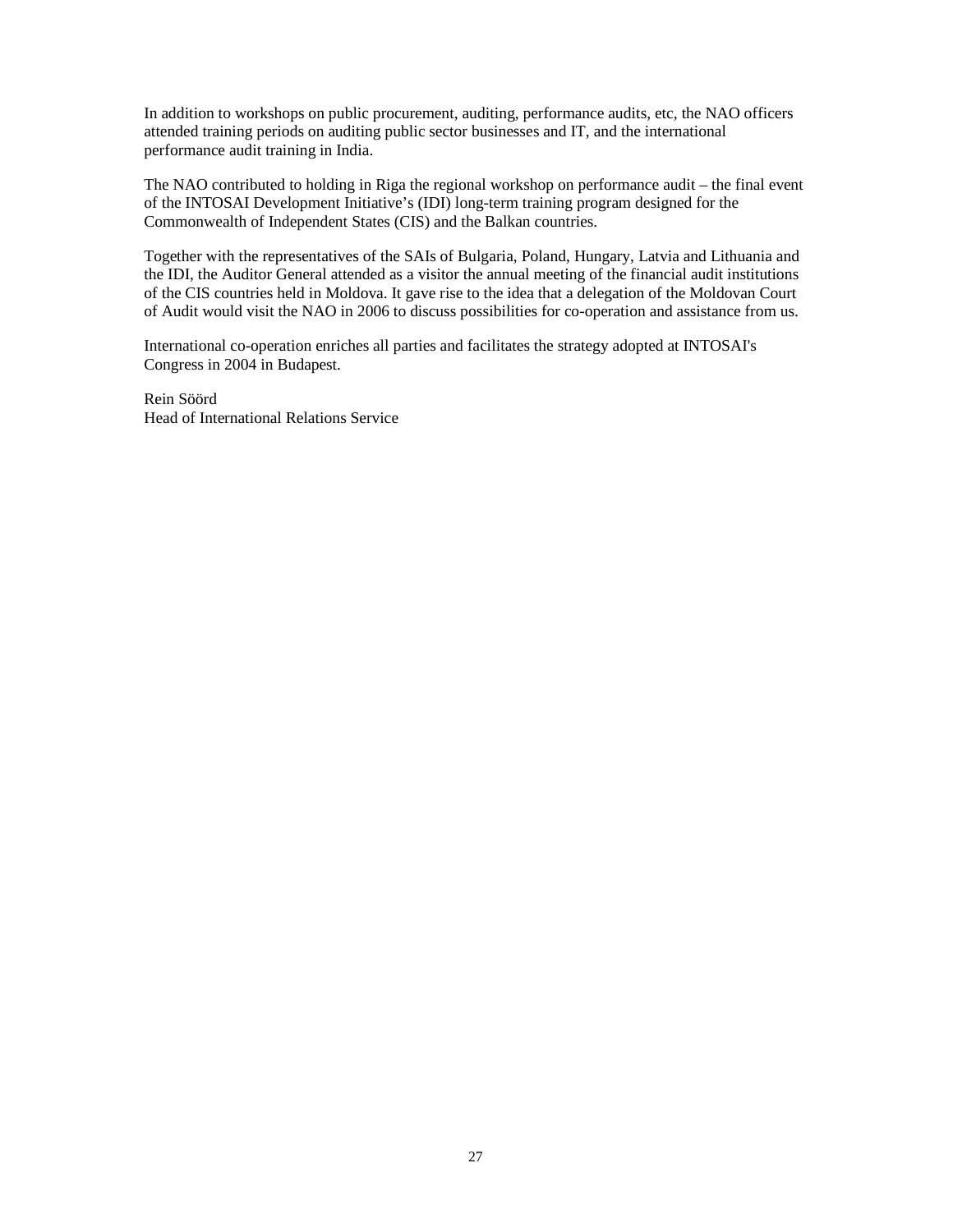In addition to workshops on public procurement, auditing, performance audits, etc, the NAO officers attended training periods on auditing public sector businesses and IT, and the international performance audit training in India.

The NAO contributed to holding in Riga the regional workshop on performance audit – the final event of the INTOSAI Development Initiative's (IDI) long-term training program designed for the Commonwealth of Independent States (CIS) and the Balkan countries.

Together with the representatives of the SAIs of Bulgaria, Poland, Hungary, Latvia and Lithuania and the IDI, the Auditor General attended as a visitor the annual meeting of the financial audit institutions of the CIS countries held in Moldova. It gave rise to the idea that a delegation of the Moldovan Court of Audit would visit the NAO in 2006 to discuss possibilities for co-operation and assistance from us.

International co-operation enriches all parties and facilitates the strategy adopted at INTOSAI's Congress in 2004 in Budapest.

Rein Söörd
Head of International Relations Service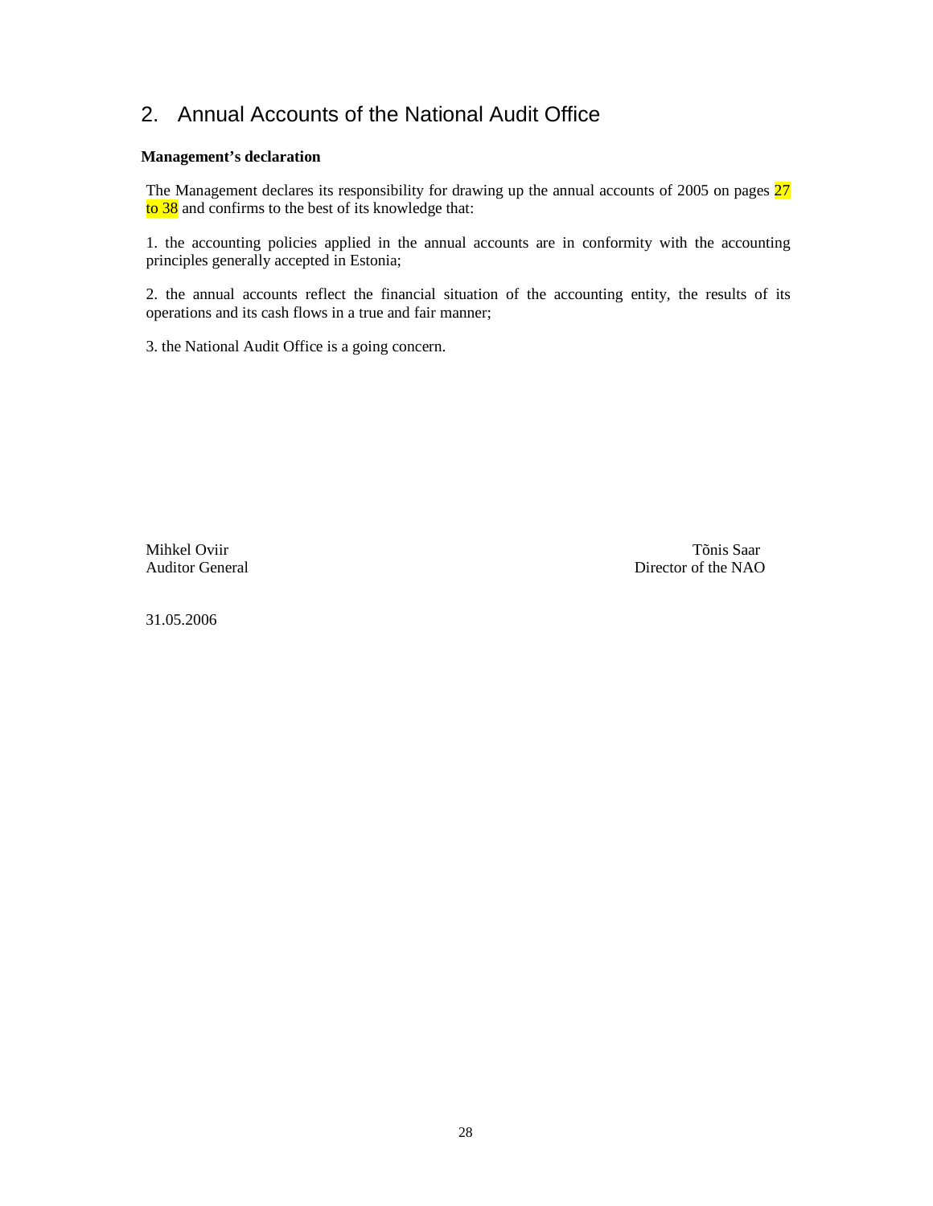## 2. Annual Accounts of the National Audit Office

**Management's declaration**

The Management declares its responsibility for drawing up the annual accounts of 2005 on pages 27 to 38 and confirms to the best of its knowledge that:

1. the accounting policies applied in the annual accounts are in conformity with the accounting principles generally accepted in Estonia;

2. the annual accounts reflect the financial situation of the accounting entity, the results of its operations and its cash flows in a true and fair manner;

3. the National Audit Office is a going concern.

Mihkel Oviir  
Auditor General

Tõnis Saar  
Director of the NAO

31.05.2006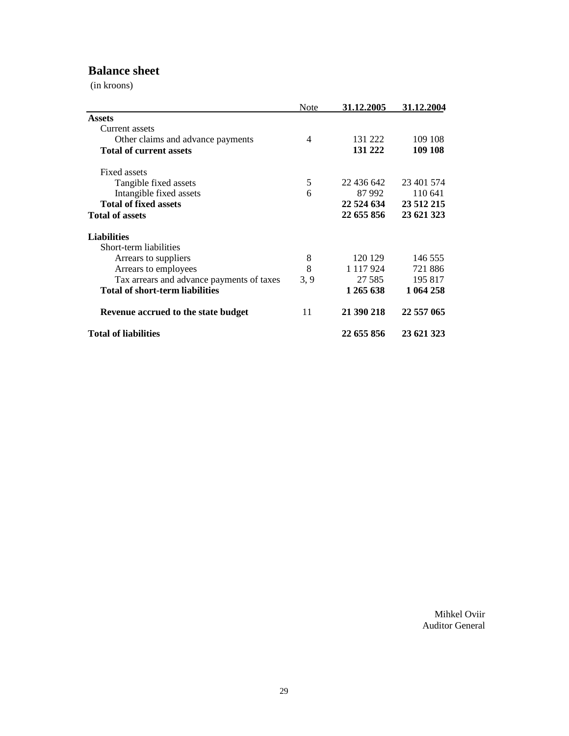## Balance sheet

(in kroons)

| | Note | 31.12.2005 | 31.12.2004 |
|---|---|---|---|
| **Assets** | | | |
| Current assets | | | |
| Other claims and advance payments | 4 | 131 222 | 109 108 |
| **Total of current assets** | | **131 222** | **109 108** |
| Fixed assets | | | |
| Tangible fixed assets | 5 | 22 436 642 | 23 401 574 |
| Intangible fixed assets | 6 | 87 992 | 110 641 |
| **Total of fixed assets** | | **22 524 634** | **23 512 215** |
| **Total of assets** | | **22 655 856** | **23 621 323** |
| **Liabilities** | | | |
| Short-term liabilities | | | |
| Arrears to suppliers | 8 | 120 129 | 146 555 |
| Arrears to employees | 8 | 1 117 924 | 721 886 |
| Tax arrears and advance payments of taxes | 3, 9 | 27 585 | 195 817 |
| **Total of short-term liabilities** | | **1 265 638** | **1 064 258** |
| **Revenue accrued to the state budget** | 11 | **21 390 218** | **22 557 065** |
| **Total of liabilities** | | **22 655 856** | **23 621 323** |

Mihkel Oviir
Auditor General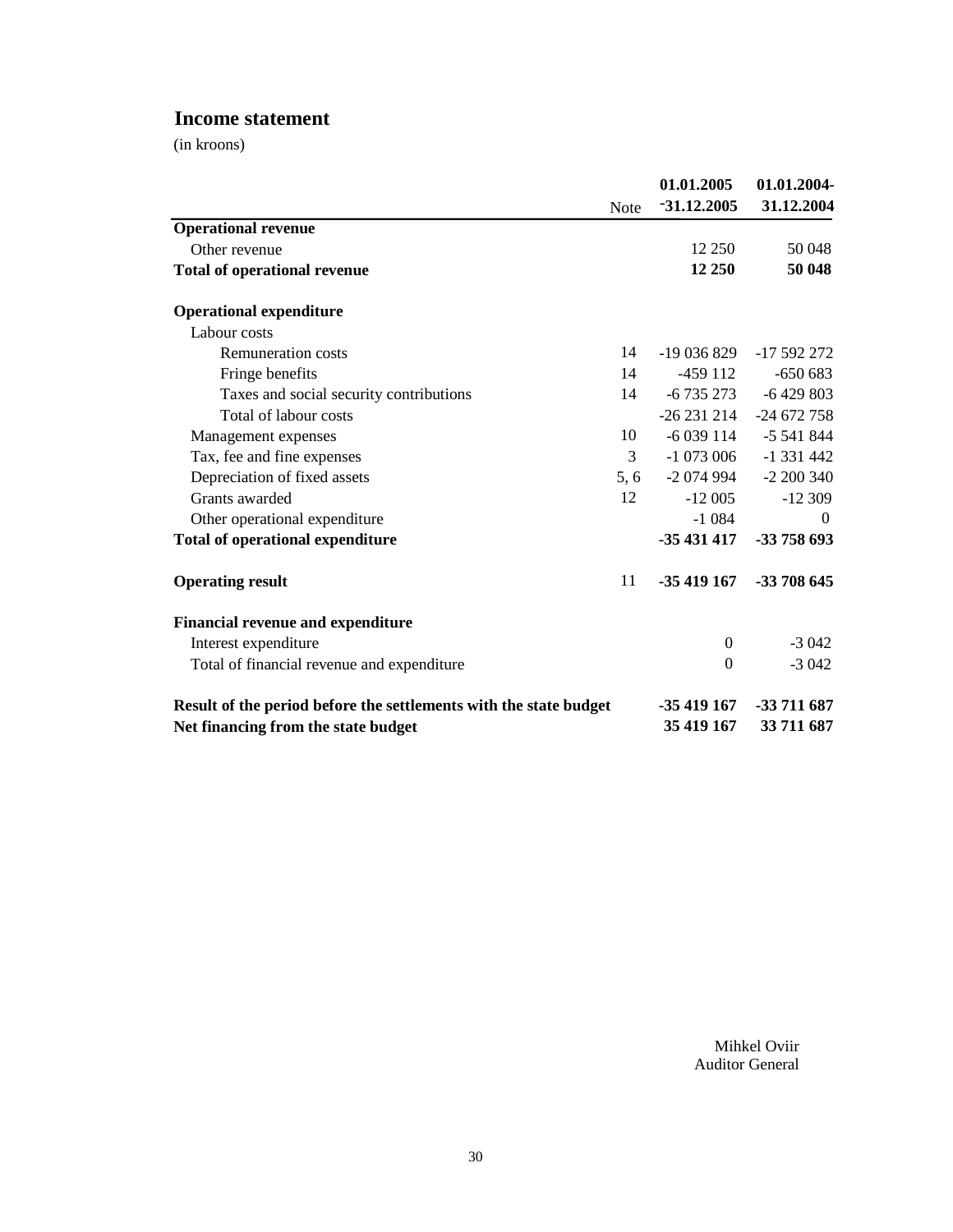## Income statement

(in kroons)

| | Note | 01.01.2005 -31.12.2005 | 01.01.2004-31.12.2004 |
|---|---|---|---|
| **Operational revenue** | | | |
| Other revenue | | 12 250 | 50 048 |
| **Total of operational revenue** | | **12 250** | **50 048** |
| | | | |
| **Operational expenditure** | | | |
| Labour costs | | | |
| Remuneration costs | 14 | -19 036 829 | -17 592 272 |
| Fringe benefits | 14 | -459 112 | -650 683 |
| Taxes and social security contributions | 14 | -6 735 273 | -6 429 803 |
| Total of labour costs | | -26 231 214 | -24 672 758 |
| Management expenses | 10 | -6 039 114 | -5 541 844 |
| Tax, fee and fine expenses | 3 | -1 073 006 | -1 331 442 |
| Depreciation of fixed assets | 5, 6 | -2 074 994 | -2 200 340 |
| Grants awarded | 12 | -12 005 | -12 309 |
| Other operational expenditure | | -1 084 | 0 |
| **Total of operational expenditure** | | **-35 431 417** | **-33 758 693** |
| | | | |
| **Operating result** | 11 | **-35 419 167** | **-33 708 645** |
| | | | |
| **Financial revenue and expenditure** | | | |
| Interest expenditure | | 0 | -3 042 |
| Total of financial revenue and expenditure | | 0 | -3 042 |
| | | | |
| **Result of the period before the settlements with the state budget** | | **-35 419 167** | **-33 711 687** |
| **Net financing from the state budget** | | **35 419 167** | **33 711 687** |

Mihkel Oviir
Auditor General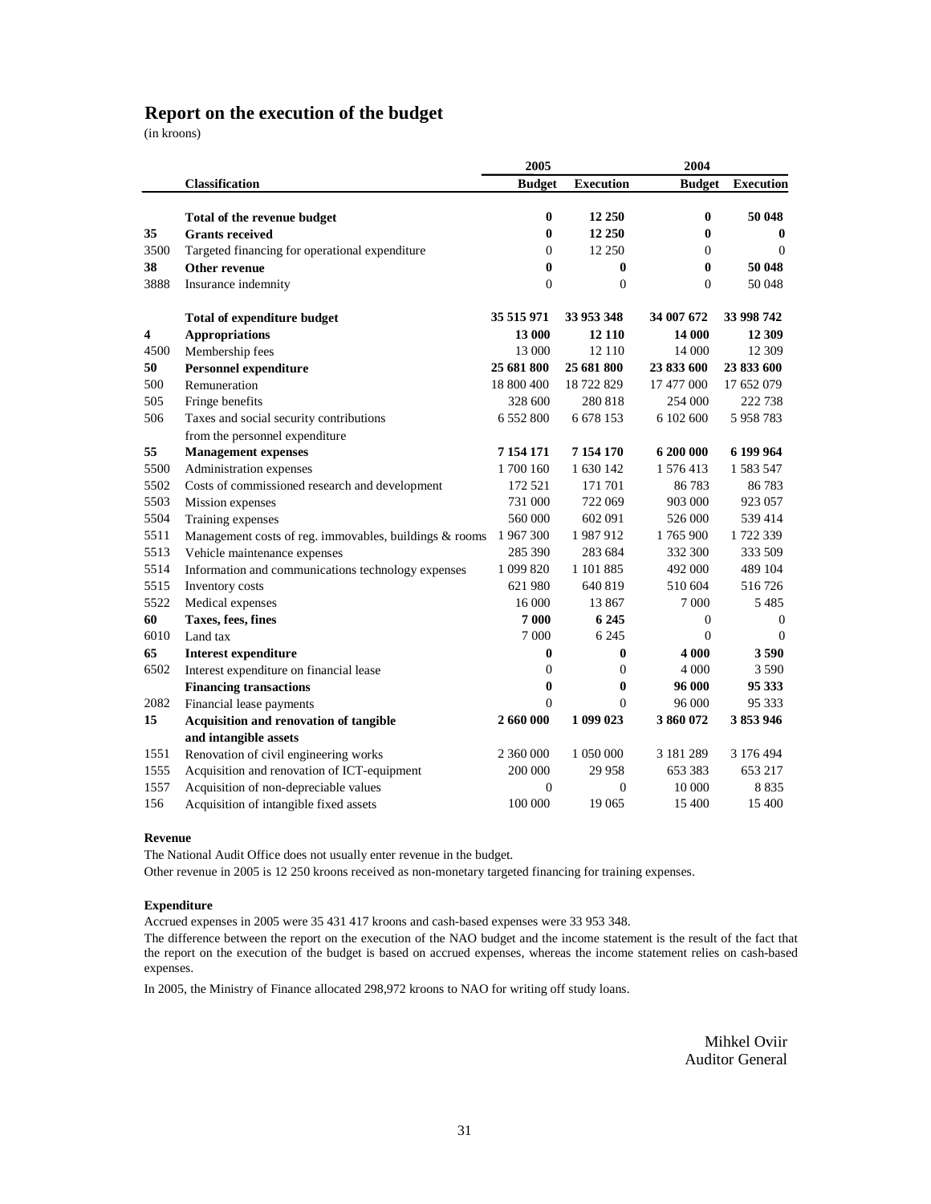## Report on the execution of the budget

(in kroons)

| | Classification | 2005 Budget | 2005 Execution | 2004 Budget | 2004 Execution |
|---|---|---|---|---|---|
| | **Total of the revenue budget** | **0** | **12 250** | **0** | **50 048** |
| **35** | **Grants received** | **0** | **12 250** | **0** | **0** |
| 3500 | Targeted financing for operational expenditure | 0 | 12 250 | 0 | 0 |
| **38** | **Other revenue** | **0** | **0** | **0** | **50 048** |
| 3888 | Insurance indemnity | 0 | 0 | 0 | 50 048 |
| | **Total of expenditure budget** | **35 515 971** | **33 953 348** | **34 007 672** | **33 998 742** |
| **4** | **Appropriations** | **13 000** | **12 110** | **14 000** | **12 309** |
| 4500 | Membership fees | 13 000 | 12 110 | 14 000 | 12 309 |
| **50** | **Personnel expenditure** | **25 681 800** | **25 681 800** | **23 833 600** | **23 833 600** |
| 500 | Remuneration | 18 800 400 | 18 722 829 | 17 477 000 | 17 652 079 |
| 505 | Fringe benefits | 328 600 | 280 818 | 254 000 | 222 738 |
| 506 | Taxes and social security contributions from the personnel expenditure | 6 552 800 | 6 678 153 | 6 102 600 | 5 958 783 |
| **55** | **Management expenses** | **7 154 171** | **7 154 170** | **6 200 000** | **6 199 964** |
| 5500 | Administration expenses | 1 700 160 | 1 630 142 | 1 576 413 | 1 583 547 |
| 5502 | Costs of commissioned research and development | 172 521 | 171 701 | 86 783 | 86 783 |
| 5503 | Mission expenses | 731 000 | 722 069 | 903 000 | 923 057 |
| 5504 | Training expenses | 560 000 | 602 091 | 526 000 | 539 414 |
| 5511 | Management costs of reg. immovables, buildings & rooms | 1 967 300 | 1 987 912 | 1 765 900 | 1 722 339 |
| 5513 | Vehicle maintenance expenses | 285 390 | 283 684 | 332 300 | 333 509 |
| 5514 | Information and communications technology expenses | 1 099 820 | 1 101 885 | 492 000 | 489 104 |
| 5515 | Inventory costs | 621 980 | 640 819 | 510 604 | 516 726 |
| 5522 | Medical expenses | 16 000 | 13 867 | 7 000 | 5 485 |
| **60** | **Taxes, fees, fines** | **7 000** | **6 245** | 0 | 0 |
| 6010 | Land tax | 7 000 | 6 245 | 0 | 0 |
| **65** | **Interest expenditure** | **0** | **0** | **4 000** | **3 590** |
| 6502 | Interest expenditure on financial lease | 0 | 0 | 4 000 | 3 590 |
| | **Financing transactions** | **0** | **0** | **96 000** | **95 333** |
| 2082 | Financial lease payments | 0 | 0 | 96 000 | 95 333 |
| **15** | **Acquisition and renovation of tangible and intangible assets** | **2 660 000** | **1 099 023** | **3 860 072** | **3 853 946** |
| 1551 | Renovation of civil engineering works | 2 360 000 | 1 050 000 | 3 181 289 | 3 176 494 |
| 1555 | Acquisition and renovation of ICT-equipment | 200 000 | 29 958 | 653 383 | 653 217 |
| 1557 | Acquisition of non-depreciable values | 0 | 0 | 10 000 | 8 835 |
| 156 | Acquisition of intangible fixed assets | 100 000 | 19 065 | 15 400 | 15 400 |

**Revenue**

The National Audit Office does not usually enter revenue in the budget.

Other revenue in 2005 is 12 250 kroons received as non-monetary targeted financing for training expenses.

**Expenditure**

Accrued expenses in 2005 were 35 431 417 kroons and cash-based expenses were 33 953 348.

The difference between the report on the execution of the NAO budget and the income statement is the result of the fact that the report on the execution of the budget is based on accrued expenses, whereas the income statement relies on cash-based expenses.

In 2005, the Ministry of Finance allocated 298,972 kroons to NAO for writing off study loans.

Mihkel Oviir
Auditor General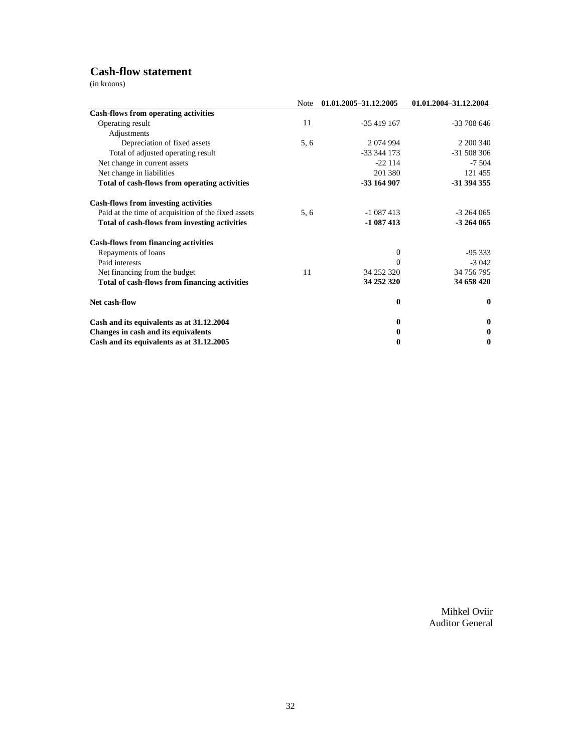## Cash-flow statement

(in kroons)

| | Note | 01.01.2005–31.12.2005 | 01.01.2004–31.12.2004 |
|---|---|---|---|
| **Cash-flows from operating activities** | | | |
| Operating result | 11 | -35 419 167 | -33 708 646 |
| Adjustments | | | |
| Depreciation of fixed assets | 5, 6 | 2 074 994 | 2 200 340 |
| Total of adjusted operating result | | -33 344 173 | -31 508 306 |
| Net change in current assets | | -22 114 | -7 504 |
| Net change in liabilities | | 201 380 | 121 455 |
| **Total of cash-flows from operating activities** | | **-33 164 907** | **-31 394 355** |
| | | | |
| **Cash-flows from investing activities** | | | |
| Paid at the time of acquisition of the fixed assets | 5, 6 | -1 087 413 | -3 264 065 |
| **Total of cash-flows from investing activities** | | **-1 087 413** | **-3 264 065** |
| | | | |
| **Cash-flows from financing activities** | | | |
| Repayments of loans | | 0 | -95 333 |
| Paid interests | | 0 | -3 042 |
| Net financing from the budget | 11 | 34 252 320 | 34 756 795 |
| **Total of cash-flows from financing activities** | | **34 252 320** | **34 658 420** |
| | | | |
| **Net cash-flow** | | **0** | **0** |
| | | | |
| **Cash and its equivalents as at 31.12.2004** | | **0** | **0** |
| **Changes in cash and its equivalents** | | **0** | **0** |
| **Cash and its equivalents as at 31.12.2005** | | **0** | **0** |

Mihkel Oviir
Auditor General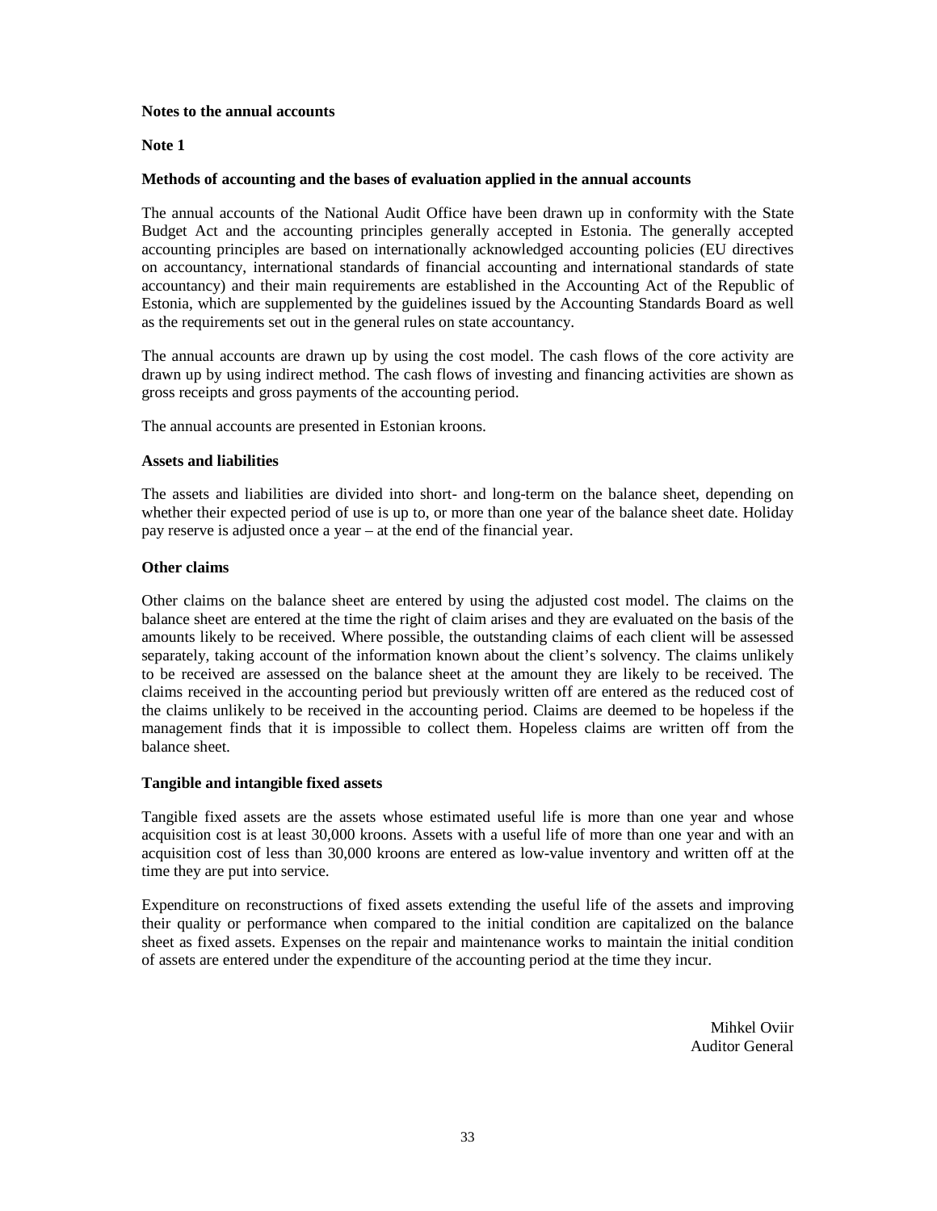**Notes to the annual accounts**

**Note 1**

**Methods of accounting and the bases of evaluation applied in the annual accounts**

The annual accounts of the National Audit Office have been drawn up in conformity with the State Budget Act and the accounting principles generally accepted in Estonia. The generally accepted accounting principles are based on internationally acknowledged accounting policies (EU directives on accountancy, international standards of financial accounting and international standards of state accountancy) and their main requirements are established in the Accounting Act of the Republic of Estonia, which are supplemented by the guidelines issued by the Accounting Standards Board as well as the requirements set out in the general rules on state accountancy.

The annual accounts are drawn up by using the cost model. The cash flows of the core activity are drawn up by using indirect method. The cash flows of investing and financing activities are shown as gross receipts and gross payments of the accounting period.

The annual accounts are presented in Estonian kroons.

**Assets and liabilities**

The assets and liabilities are divided into short- and long-term on the balance sheet, depending on whether their expected period of use is up to, or more than one year of the balance sheet date. Holiday pay reserve is adjusted once a year – at the end of the financial year.

**Other claims**

Other claims on the balance sheet are entered by using the adjusted cost model. The claims on the balance sheet are entered at the time the right of claim arises and they are evaluated on the basis of the amounts likely to be received. Where possible, the outstanding claims of each client will be assessed separately, taking account of the information known about the client's solvency. The claims unlikely to be received are assessed on the balance sheet at the amount they are likely to be received. The claims received in the accounting period but previously written off are entered as the reduced cost of the claims unlikely to be received in the accounting period. Claims are deemed to be hopeless if the management finds that it is impossible to collect them. Hopeless claims are written off from the balance sheet.

**Tangible and intangible fixed assets**

Tangible fixed assets are the assets whose estimated useful life is more than one year and whose acquisition cost is at least 30,000 kroons. Assets with a useful life of more than one year and with an acquisition cost of less than 30,000 kroons are entered as low-value inventory and written off at the time they are put into service.

Expenditure on reconstructions of fixed assets extending the useful life of the assets and improving their quality or performance when compared to the initial condition are capitalized on the balance sheet as fixed assets. Expenses on the repair and maintenance works to maintain the initial condition of assets are entered under the expenditure of the accounting period at the time they incur.

Mihkel Oviir
Auditor General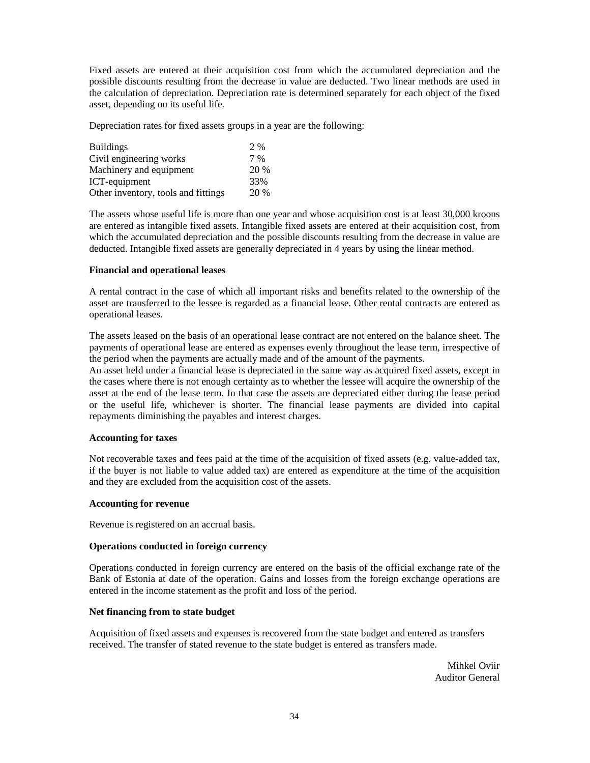Fixed assets are entered at their acquisition cost from which the accumulated depreciation and the possible discounts resulting from the decrease in value are deducted. Two linear methods are used in the calculation of depreciation. Depreciation rate is determined separately for each object of the fixed asset, depending on its useful life.

Depreciation rates for fixed assets groups in a year are the following:

| | |
|---|---|
| Buildings | 2 % |
| Civil engineering works | 7 % |
| Machinery and equipment | 20 % |
| ICT-equipment | 33% |
| Other inventory, tools and fittings | 20 % |

The assets whose useful life is more than one year and whose acquisition cost is at least 30,000 kroons are entered as intangible fixed assets. Intangible fixed assets are entered at their acquisition cost, from which the accumulated depreciation and the possible discounts resulting from the decrease in value are deducted. Intangible fixed assets are generally depreciated in 4 years by using the linear method.

**Financial and operational leases**

A rental contract in the case of which all important risks and benefits related to the ownership of the asset are transferred to the lessee is regarded as a financial lease. Other rental contracts are entered as operational leases.

The assets leased on the basis of an operational lease contract are not entered on the balance sheet. The payments of operational lease are entered as expenses evenly throughout the lease term, irrespective of the period when the payments are actually made and of the amount of the payments.
An asset held under a financial lease is depreciated in the same way as acquired fixed assets, except in the cases where there is not enough certainty as to whether the lessee will acquire the ownership of the asset at the end of the lease term. In that case the assets are depreciated either during the lease period or the useful life, whichever is shorter. The financial lease payments are divided into capital repayments diminishing the payables and interest charges.

**Accounting for taxes**

Not recoverable taxes and fees paid at the time of the acquisition of fixed assets (e.g. value-added tax, if the buyer is not liable to value added tax) are entered as expenditure at the time of the acquisition and they are excluded from the acquisition cost of the assets.

**Accounting for revenue**

Revenue is registered on an accrual basis.

**Operations conducted in foreign currency**

Operations conducted in foreign currency are entered on the basis of the official exchange rate of the Bank of Estonia at date of the operation. Gains and losses from the foreign exchange operations are entered in the income statement as the profit and loss of the period.

**Net financing from to state budget**

Acquisition of fixed assets and expenses is recovered from the state budget and entered as transfers received. The transfer of stated revenue to the state budget is entered as transfers made.

Mihkel Oviir
Auditor General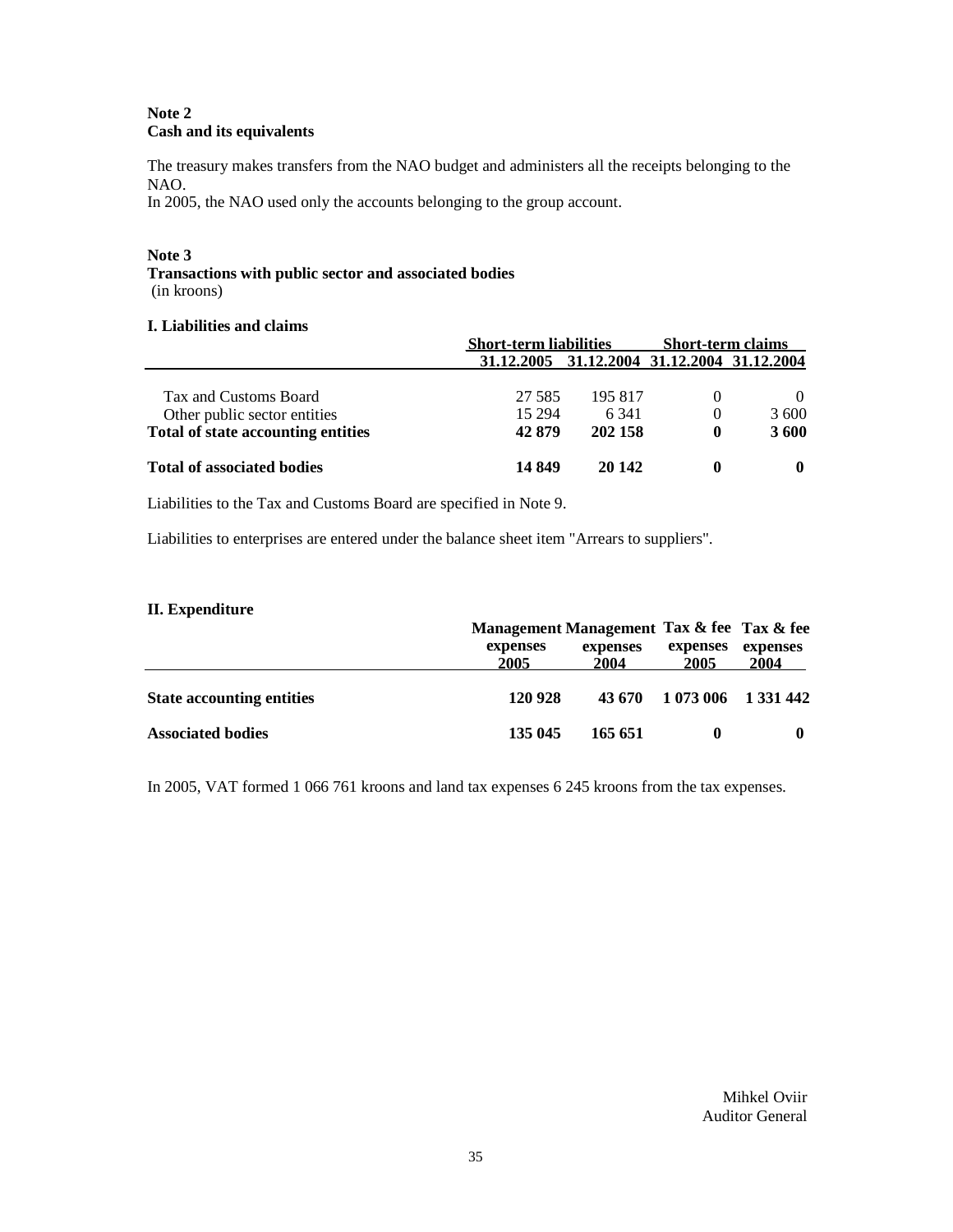**Note 2**
**Cash and its equivalents**

The treasury makes transfers from the NAO budget and administers all the receipts belonging to the NAO.
In 2005, the NAO used only the accounts belonging to the group account.

**Note 3**
**Transactions with public sector and associated bodies**
(in kroons)

**I. Liabilities and claims**

| | Short-term liabilities | | Short-term claims | |
|---|---|---|---|---|
| | 31.12.2005 | 31.12.2004 | 31.12.2004 | 31.12.2004 |
| Tax and Customs Board | 27 585 | 195 817 | 0 | 0 |
| Other public sector entities | 15 294 | 6 341 | 0 | 3 600 |
| **Total of state accounting entities** | **42 879** | **202 158** | **0** | **3 600** |
| **Total of associated bodies** | **14 849** | **20 142** | **0** | **0** |

Liabilities to the Tax and Customs Board are specified in Note 9.

Liabilities to enterprises are entered under the balance sheet item "Arrears to suppliers".

**II. Expenditure**

| | Management expenses 2005 | Management expenses 2004 | Tax & fee expenses 2005 | Tax & fee expenses 2004 |
|---|---|---|---|---|
| **State accounting entities** | **120 928** | **43 670** | **1 073 006** | **1 331 442** |
| **Associated bodies** | **135 045** | **165 651** | **0** | **0** |

In 2005, VAT formed 1 066 761 kroons and land tax expenses 6 245 kroons from the tax expenses.

Mihkel Oviir
Auditor General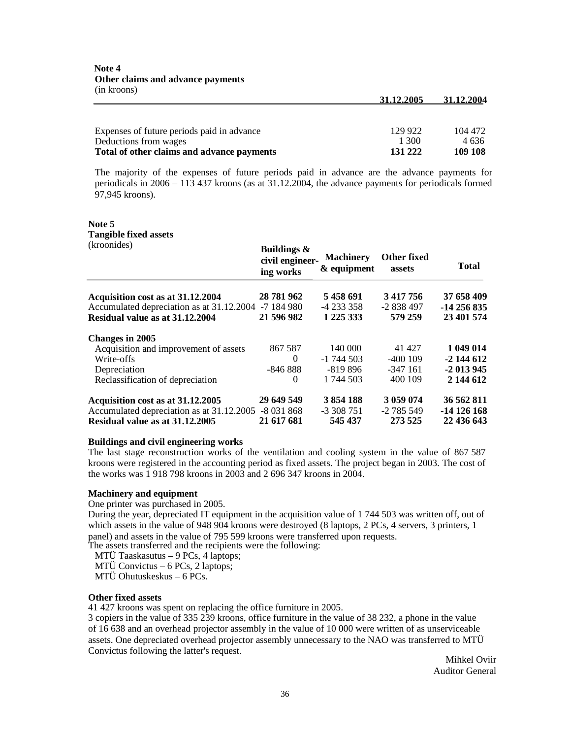**Note 4**
**Other claims and advance payments**
(in kroons)

| | 31.12.2005 | 31.12.2004 |
|---|---|---|
| Expenses of future periods paid in advance | 129 922 | 104 472 |
| Deductions from wages | 1 300 | 4 636 |
| **Total of other claims and advance payments** | **131 222** | **109 108** |

The majority of the expenses of future periods paid in advance are the advance payments for periodicals in 2006 – 113 437 kroons (as at 31.12.2004, the advance payments for periodicals formed 97,945 kroons).

**Note 5**
**Tangible fixed assets**
(kroonides)

| | Buildings & civil engineer-ing works | Machinery & equipment | Other fixed assets | Total |
|---|---|---|---|---|
| **Acquisition cost as at 31.12.2004** | **28 781 962** | **5 458 691** | **3 417 756** | **37 658 409** |
| Accumulated depreciation as at 31.12.2004 | -7 184 980 | -4 233 358 | -2 838 497 | **-14 256 835** |
| **Residual value as at 31.12.2004** | **21 596 982** | **1 225 333** | **579 259** | **23 401 574** |
| **Changes in 2005** | | | | |
| Acquisition and improvement of assets | 867 587 | 140 000 | 41 427 | **1 049 014** |
| Write-offs | 0 | -1 744 503 | -400 109 | **-2 144 612** |
| Depreciation | -846 888 | -819 896 | -347 161 | **-2 013 945** |
| Reclassification of depreciation | 0 | 1 744 503 | 400 109 | **2 144 612** |
| **Acquisition cost as at 31.12.2005** | **29 649 549** | **3 854 188** | **3 059 074** | **36 562 811** |
| Accumulated depreciation as at 31.12.2005 | -8 031 868 | -3 308 751 | -2 785 549 | **-14 126 168** |
| **Residual value as at 31.12.2005** | **21 617 681** | **545 437** | **273 525** | **22 436 643** |

**Buildings and civil engineering works**
The last stage reconstruction works of the ventilation and cooling system in the value of 867 587 kroons were registered in the accounting period as fixed assets. The project began in 2003. The cost of the works was 1 918 798 kroons in 2003 and 2 696 347 kroons in 2004.

**Machinery and equipment**
One printer was purchased in 2005.
During the year, depreciated IT equipment in the acquisition value of 1 744 503 was written off, out of which assets in the value of 948 904 kroons were destroyed (8 laptops, 2 PCs, 4 servers, 3 printers, 1 panel) and assets in the value of 795 599 kroons were transferred upon requests.
The assets transferred and the recipients were the following:
MTÜ Taaskasutus – 9 PCs, 4 laptops;
MTÜ Convictus – 6 PCs, 2 laptops;
MTÜ Ohutuskeskus – 6 PCs.

**Other fixed assets**
41 427 kroons was spent on replacing the office furniture in 2005.
3 copiers in the value of 335 239 kroons, office furniture in the value of 38 232, a phone in the value of 16 638 and an overhead projector assembly in the value of 10 000 were written of as unserviceable assets. One depreciated overhead projector assembly unnecessary to the NAO was transferred to MTÜ Convictus following the latter's request.

Mihkel Oviir
Auditor General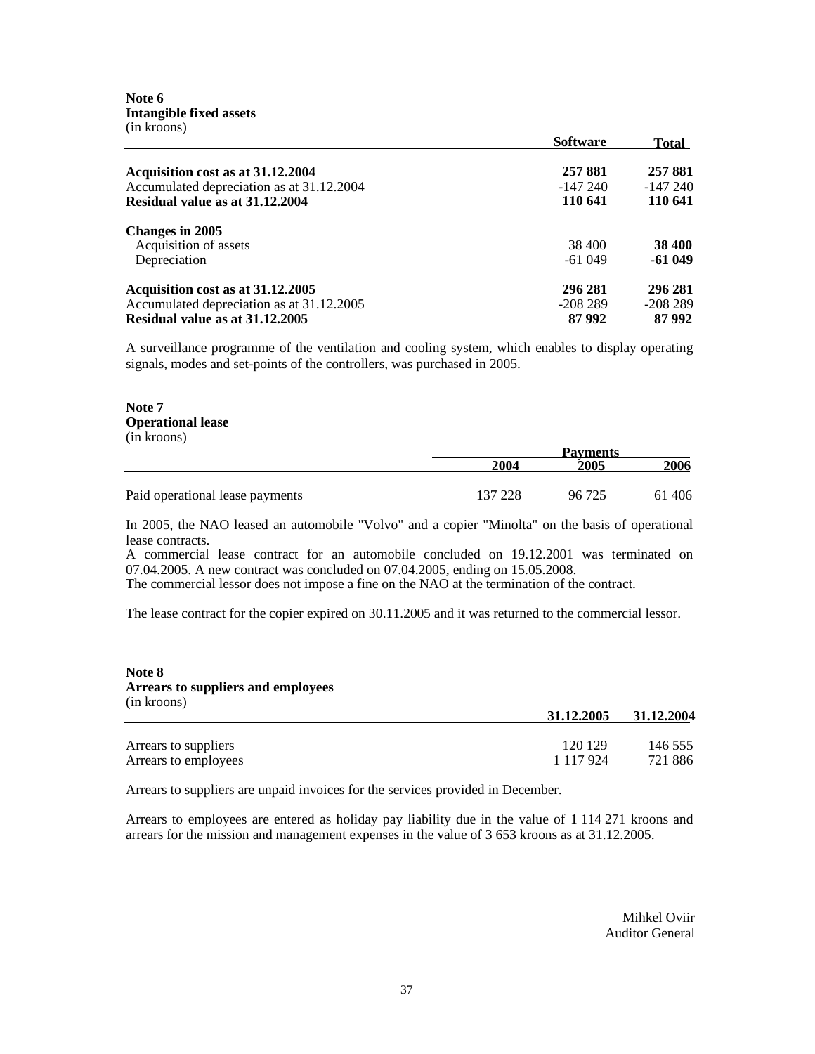**Note 6**
**Intangible fixed assets**
(in kroons)

| | Software | Total |
|---|---|---|
| **Acquisition cost as at 31.12.2004** | **257 881** | **257 881** |
| Accumulated depreciation as at 31.12.2004 | -147 240 | -147 240 |
| **Residual value as at 31.12.2004** | **110 641** | **110 641** |
| **Changes in 2005** | | |
| Acquisition of assets | 38 400 | **38 400** |
| Depreciation | -61 049 | **-61 049** |
| **Acquisition cost as at 31.12.2005** | **296 281** | **296 281** |
| Accumulated depreciation as at 31.12.2005 | -208 289 | -208 289 |
| **Residual value as at 31.12.2005** | **87 992** | **87 992** |

A surveillance programme of the ventilation and cooling system, which enables to display operating signals, modes and set-points of the controllers, was purchased in 2005.

**Note 7**
**Operational lease**
(in kroons)

| | Payments | | |
|---|---|---|---|
| | 2004 | 2005 | 2006 |
| Paid operational lease payments | 137 228 | 96 725 | 61 406 |

In 2005, the NAO leased an automobile "Volvo" and a copier "Minolta" on the basis of operational lease contracts.
A commercial lease contract for an automobile concluded on 19.12.2001 was terminated on 07.04.2005. A new contract was concluded on 07.04.2005, ending on 15.05.2008.
The commercial lessor does not impose a fine on the NAO at the termination of the contract.

The lease contract for the copier expired on 30.11.2005 and it was returned to the commercial lessor.

**Note 8**
**Arrears to suppliers and employees**
(in kroons)

| | 31.12.2005 | 31.12.2004 |
|---|---|---|
| Arrears to suppliers | 120 129 | 146 555 |
| Arrears to employees | 1 117 924 | 721 886 |

Arrears to suppliers are unpaid invoices for the services provided in December.

Arrears to employees are entered as holiday pay liability due in the value of 1 114 271 kroons and arrears for the mission and management expenses in the value of 3 653 kroons as at 31.12.2005.

Mihkel Oviir
Auditor General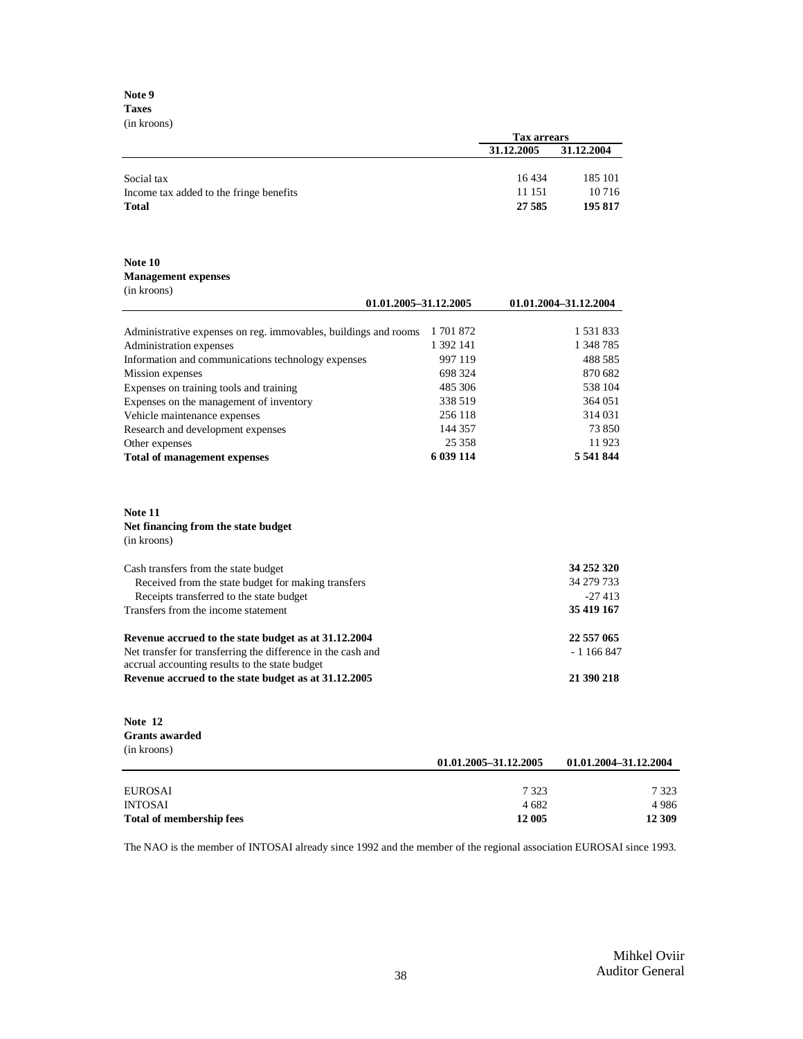**Note 9**
**Taxes**
(in kroons)

| | Tax arrears | |
|---|---|---|
| | 31.12.2005 | 31.12.2004 |
| Social tax | 16 434 | 185 101 |
| Income tax added to the fringe benefits | 11 151 | 10 716 |
| **Total** | **27 585** | **195 817** |

**Note 10**
**Management expenses**
(in kroons)

| | 01.01.2005–31.12.2005 | 01.01.2004–31.12.2004 |
|---|---|---|
| Administrative expenses on reg. immovables, buildings and rooms | 1 701 872 | 1 531 833 |
| Administration expenses | 1 392 141 | 1 348 785 |
| Information and communications technology expenses | 997 119 | 488 585 |
| Mission expenses | 698 324 | 870 682 |
| Expenses on training tools and training | 485 306 | 538 104 |
| Expenses on the management of inventory | 338 519 | 364 051 |
| Vehicle maintenance expenses | 256 118 | 314 031 |
| Research and development expenses | 144 357 | 73 850 |
| Other expenses | 25 358 | 11 923 |
| **Total of management expenses** | **6 039 114** | **5 541 844** |

**Note 11**
**Net financing from the state budget**
(in kroons)

| | |
|---|---|
| Cash transfers from the state budget | **34 252 320** |
| Received from the state budget for making transfers | 34 279 733 |
| Receipts transferred to the state budget | -27 413 |
| Transfers from the income statement | **35 419 167** |
| **Revenue accrued to the state budget as at 31.12.2004** | **22 557 065** |
| Net transfer for transferring the difference in the cash and accrual accounting results to the state budget | - 1 166 847 |
| **Revenue accrued to the state budget as at 31.12.2005** | **21 390 218** |

**Note 12**
**Grants awarded**
(in kroons)

| | 01.01.2005–31.12.2005 | 01.01.2004–31.12.2004 |
|---|---|---|
| EUROSAI | 7 323 | 7 323 |
| INTOSAI | 4 682 | 4 986 |
| **Total of membership fees** | **12 005** | **12 309** |

The NAO is the member of INTOSAI already since 1992 and the member of the regional association EUROSAI since 1993.

Mihkel Oviir
Auditor General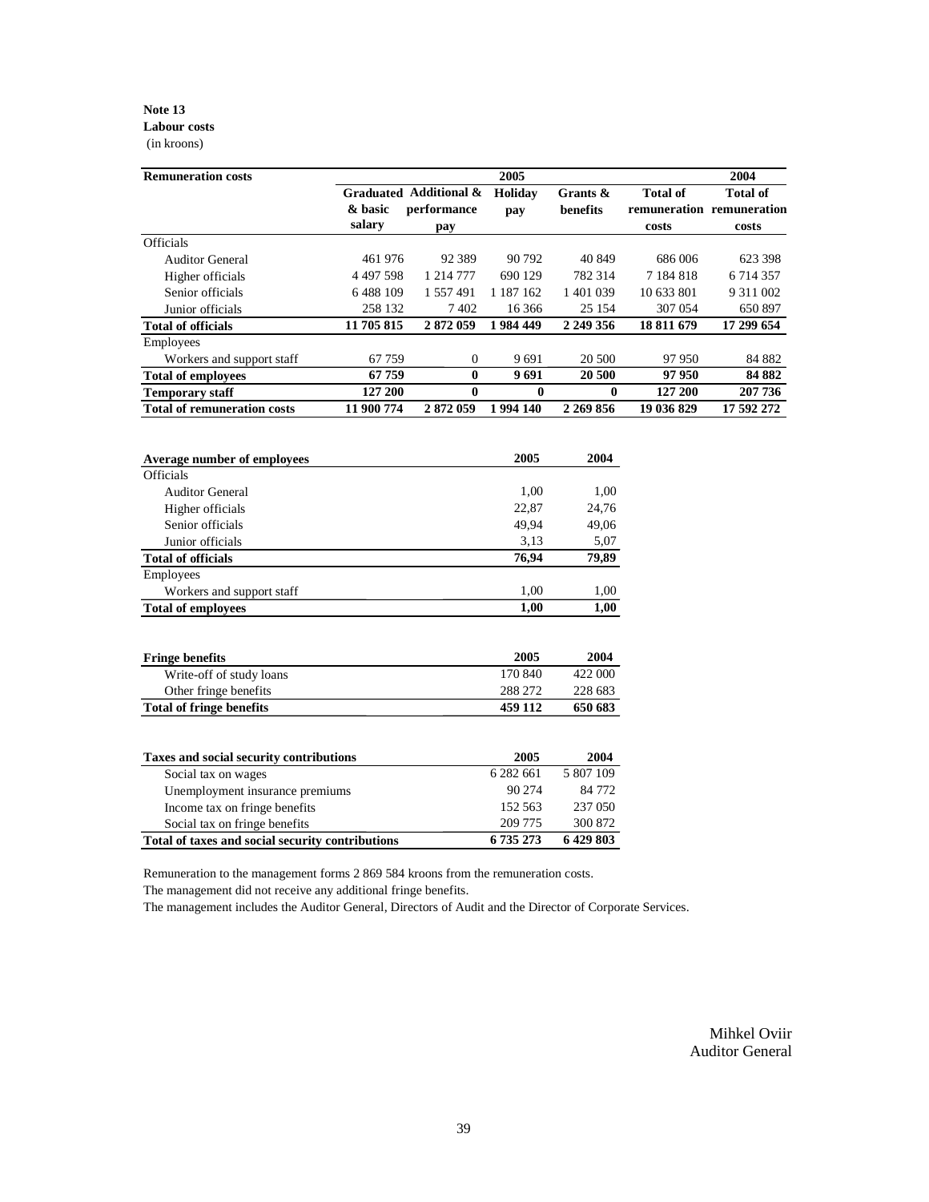**Note 13**

**Labour costs**

(in kroons)

| **Remuneration costs** | **2005** | | | | | **2004** |
|---|---|---|---|---|---|---|
| | **Graduated & basic salary** | **Additional & performance pay** | **Holiday pay** | **Grants & benefits** | **Total of remuneration costs** | **Total of remuneration costs** |
| Officials | | | | | | |
| Auditor General | 461 976 | 92 389 | 90 792 | 40 849 | 686 006 | 623 398 |
| Higher officials | 4 497 598 | 1 214 777 | 690 129 | 782 314 | 7 184 818 | 6 714 357 |
| Senior officials | 6 488 109 | 1 557 491 | 1 187 162 | 1 401 039 | 10 633 801 | 9 311 002 |
| Junior officials | 258 132 | 7 402 | 16 366 | 25 154 | 307 054 | 650 897 |
| **Total of officials** | **11 705 815** | **2 872 059** | **1 984 449** | **2 249 356** | **18 811 679** | **17 299 654** |
| Employees | | | | | | |
| Workers and support staff | 67 759 | 0 | 9 691 | 20 500 | 97 950 | 84 882 |
| **Total of employees** | **67 759** | **0** | **9 691** | **20 500** | **97 950** | **84 882** |
| **Temporary staff** | **127 200** | **0** | **0** | **0** | **127 200** | **207 736** |
| **Total of remuneration costs** | **11 900 774** | **2 872 059** | **1 994 140** | **2 269 856** | **19 036 829** | **17 592 272** |

| **Average number of employees** | **2005** | **2004** |
|---|---|---|
| Officials | | |
| Auditor General | 1,00 | 1,00 |
| Higher officials | 22,87 | 24,76 |
| Senior officials | 49,94 | 49,06 |
| Junior officials | 3,13 | 5,07 |
| **Total of officials** | **76,94** | **79,89** |
| Employees | | |
| Workers and support staff | 1,00 | 1,00 |
| **Total of employees** | **1,00** | **1,00** |

| **Fringe benefits** | **2005** | **2004** |
|---|---|---|
| Write-off of study loans | 170 840 | 422 000 |
| Other fringe benefits | 288 272 | 228 683 |
| **Total of fringe benefits** | **459 112** | **650 683** |

| **Taxes and social security contributions** | **2005** | **2004** |
|---|---|---|
| Social tax on wages | 6 282 661 | 5 807 109 |
| Unemployment insurance premiums | 90 274 | 84 772 |
| Income tax on fringe benefits | 152 563 | 237 050 |
| Social tax on fringe benefits | 209 775 | 300 872 |
| **Total of taxes and social security contributions** | **6 735 273** | **6 429 803** |

Remuneration to the management forms 2 869 584 kroons from the remuneration costs.

The management did not receive any additional fringe benefits.

The management includes the Auditor General, Directors of Audit and the Director of Corporate Services.

Mihkel Oviir
Auditor General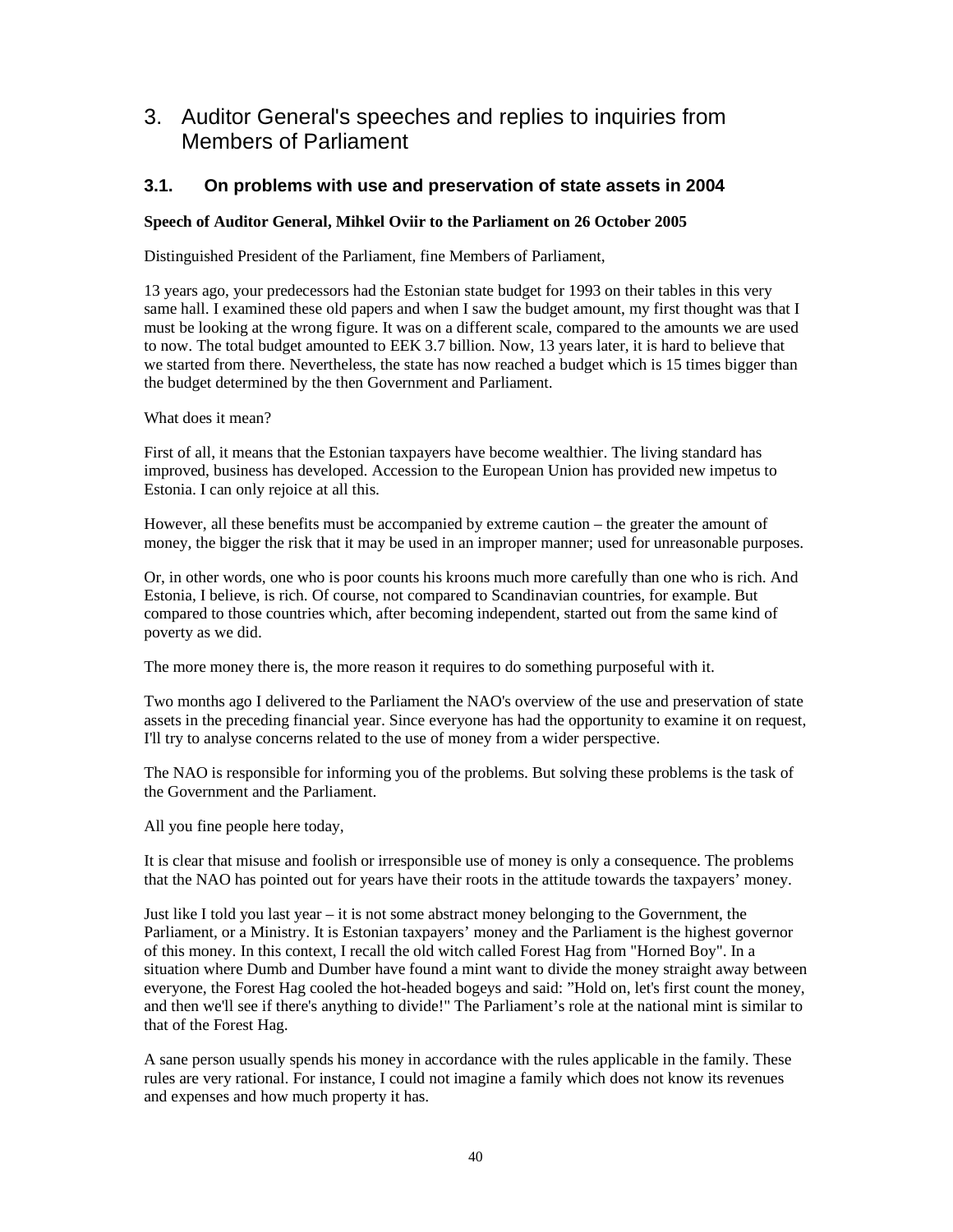# 3. Auditor General's speeches and replies to inquiries from Members of Parliament

## 3.1. On problems with use and preservation of state assets in 2004

**Speech of Auditor General, Mihkel Oviir to the Parliament on 26 October 2005**

Distinguished President of the Parliament, fine Members of Parliament,

13 years ago, your predecessors had the Estonian state budget for 1993 on their tables in this very same hall. I examined these old papers and when I saw the budget amount, my first thought was that I must be looking at the wrong figure. It was on a different scale, compared to the amounts we are used to now. The total budget amounted to EEK 3.7 billion. Now, 13 years later, it is hard to believe that we started from there. Nevertheless, the state has now reached a budget which is 15 times bigger than the budget determined by the then Government and Parliament.

What does it mean?

First of all, it means that the Estonian taxpayers have become wealthier. The living standard has improved, business has developed. Accession to the European Union has provided new impetus to Estonia. I can only rejoice at all this.

However, all these benefits must be accompanied by extreme caution – the greater the amount of money, the bigger the risk that it may be used in an improper manner; used for unreasonable purposes.

Or, in other words, one who is poor counts his kroons much more carefully than one who is rich. And Estonia, I believe, is rich. Of course, not compared to Scandinavian countries, for example. But compared to those countries which, after becoming independent, started out from the same kind of poverty as we did.

The more money there is, the more reason it requires to do something purposeful with it.

Two months ago I delivered to the Parliament the NAO's overview of the use and preservation of state assets in the preceding financial year. Since everyone has had the opportunity to examine it on request, I'll try to analyse concerns related to the use of money from a wider perspective.

The NAO is responsible for informing you of the problems. But solving these problems is the task of the Government and the Parliament.

All you fine people here today,

It is clear that misuse and foolish or irresponsible use of money is only a consequence. The problems that the NAO has pointed out for years have their roots in the attitude towards the taxpayers' money.

Just like I told you last year – it is not some abstract money belonging to the Government, the Parliament, or a Ministry. It is Estonian taxpayers' money and the Parliament is the highest governor of this money. In this context, I recall the old witch called Forest Hag from "Horned Boy". In a situation where Dumb and Dumber have found a mint want to divide the money straight away between everyone, the Forest Hag cooled the hot-headed bogeys and said: "Hold on, let's first count the money, and then we'll see if there's anything to divide!" The Parliament's role at the national mint is similar to that of the Forest Hag.

A sane person usually spends his money in accordance with the rules applicable in the family. These rules are very rational. For instance, I could not imagine a family which does not know its revenues and expenses and how much property it has.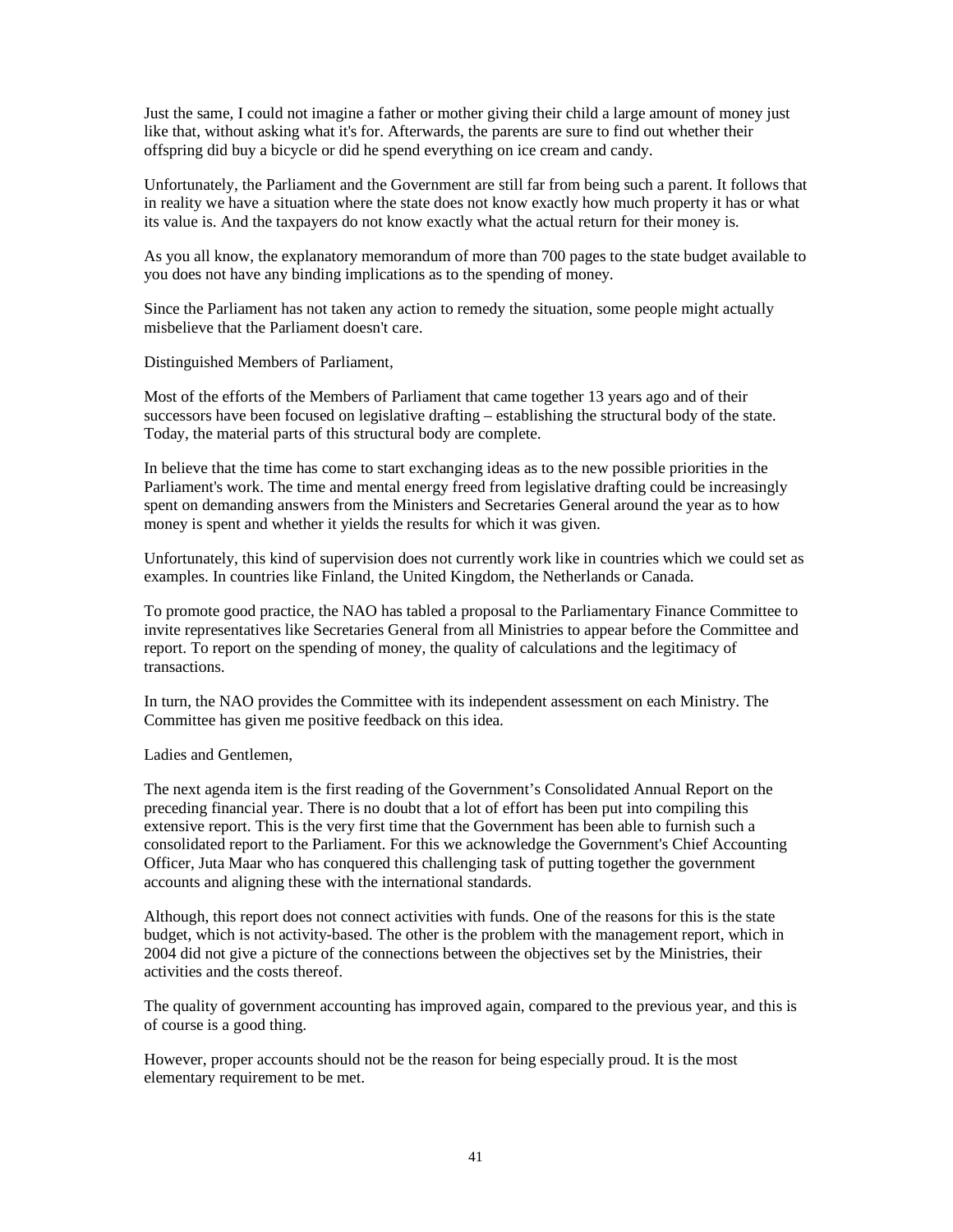Just the same, I could not imagine a father or mother giving their child a large amount of money just like that, without asking what it's for. Afterwards, the parents are sure to find out whether their offspring did buy a bicycle or did he spend everything on ice cream and candy.

Unfortunately, the Parliament and the Government are still far from being such a parent. It follows that in reality we have a situation where the state does not know exactly how much property it has or what its value is. And the taxpayers do not know exactly what the actual return for their money is.

As you all know, the explanatory memorandum of more than 700 pages to the state budget available to you does not have any binding implications as to the spending of money.

Since the Parliament has not taken any action to remedy the situation, some people might actually misbelieve that the Parliament doesn't care.

Distinguished Members of Parliament,

Most of the efforts of the Members of Parliament that came together 13 years ago and of their successors have been focused on legislative drafting – establishing the structural body of the state. Today, the material parts of this structural body are complete.

In believe that the time has come to start exchanging ideas as to the new possible priorities in the Parliament's work. The time and mental energy freed from legislative drafting could be increasingly spent on demanding answers from the Ministers and Secretaries General around the year as to how money is spent and whether it yields the results for which it was given.

Unfortunately, this kind of supervision does not currently work like in countries which we could set as examples. In countries like Finland, the United Kingdom, the Netherlands or Canada.

To promote good practice, the NAO has tabled a proposal to the Parliamentary Finance Committee to invite representatives like Secretaries General from all Ministries to appear before the Committee and report. To report on the spending of money, the quality of calculations and the legitimacy of transactions.

In turn, the NAO provides the Committee with its independent assessment on each Ministry. The Committee has given me positive feedback on this idea.

Ladies and Gentlemen,

The next agenda item is the first reading of the Government's Consolidated Annual Report on the preceding financial year. There is no doubt that a lot of effort has been put into compiling this extensive report. This is the very first time that the Government has been able to furnish such a consolidated report to the Parliament. For this we acknowledge the Government's Chief Accounting Officer, Juta Maar who has conquered this challenging task of putting together the government accounts and aligning these with the international standards.

Although, this report does not connect activities with funds. One of the reasons for this is the state budget, which is not activity-based. The other is the problem with the management report, which in 2004 did not give a picture of the connections between the objectives set by the Ministries, their activities and the costs thereof.

The quality of government accounting has improved again, compared to the previous year, and this is of course is a good thing.

However, proper accounts should not be the reason for being especially proud. It is the most elementary requirement to be met.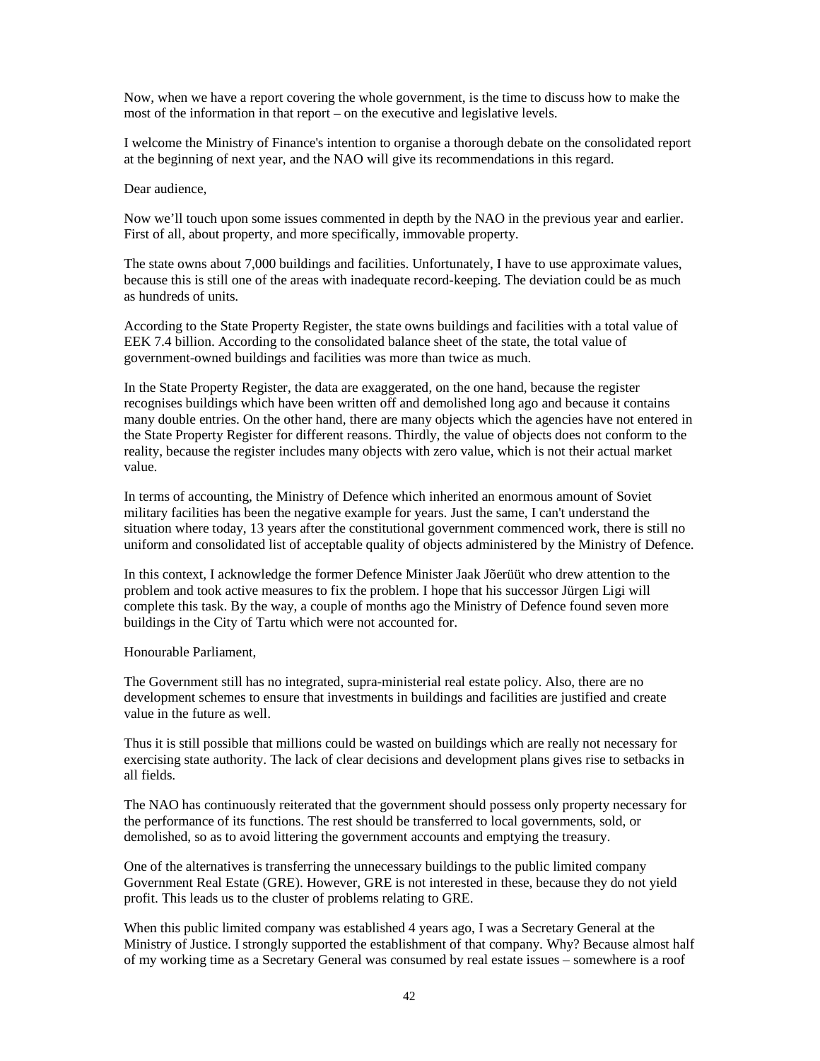Now, when we have a report covering the whole government, is the time to discuss how to make the most of the information in that report – on the executive and legislative levels.

I welcome the Ministry of Finance's intention to organise a thorough debate on the consolidated report at the beginning of next year, and the NAO will give its recommendations in this regard.

Dear audience,

Now we'll touch upon some issues commented in depth by the NAO in the previous year and earlier. First of all, about property, and more specifically, immovable property.

The state owns about 7,000 buildings and facilities. Unfortunately, I have to use approximate values, because this is still one of the areas with inadequate record-keeping. The deviation could be as much as hundreds of units.

According to the State Property Register, the state owns buildings and facilities with a total value of EEK 7.4 billion. According to the consolidated balance sheet of the state, the total value of government-owned buildings and facilities was more than twice as much.

In the State Property Register, the data are exaggerated, on the one hand, because the register recognises buildings which have been written off and demolished long ago and because it contains many double entries. On the other hand, there are many objects which the agencies have not entered in the State Property Register for different reasons. Thirdly, the value of objects does not conform to the reality, because the register includes many objects with zero value, which is not their actual market value.

In terms of accounting, the Ministry of Defence which inherited an enormous amount of Soviet military facilities has been the negative example for years. Just the same, I can't understand the situation where today, 13 years after the constitutional government commenced work, there is still no uniform and consolidated list of acceptable quality of objects administered by the Ministry of Defence.

In this context, I acknowledge the former Defence Minister Jaak Jõerüüt who drew attention to the problem and took active measures to fix the problem. I hope that his successor Jürgen Ligi will complete this task. By the way, a couple of months ago the Ministry of Defence found seven more buildings in the City of Tartu which were not accounted for.

Honourable Parliament,

The Government still has no integrated, supra-ministerial real estate policy. Also, there are no development schemes to ensure that investments in buildings and facilities are justified and create value in the future as well.

Thus it is still possible that millions could be wasted on buildings which are really not necessary for exercising state authority. The lack of clear decisions and development plans gives rise to setbacks in all fields.

The NAO has continuously reiterated that the government should possess only property necessary for the performance of its functions. The rest should be transferred to local governments, sold, or demolished, so as to avoid littering the government accounts and emptying the treasury.

One of the alternatives is transferring the unnecessary buildings to the public limited company Government Real Estate (GRE). However, GRE is not interested in these, because they do not yield profit. This leads us to the cluster of problems relating to GRE.

When this public limited company was established 4 years ago, I was a Secretary General at the Ministry of Justice. I strongly supported the establishment of that company. Why? Because almost half of my working time as a Secretary General was consumed by real estate issues – somewhere is a roof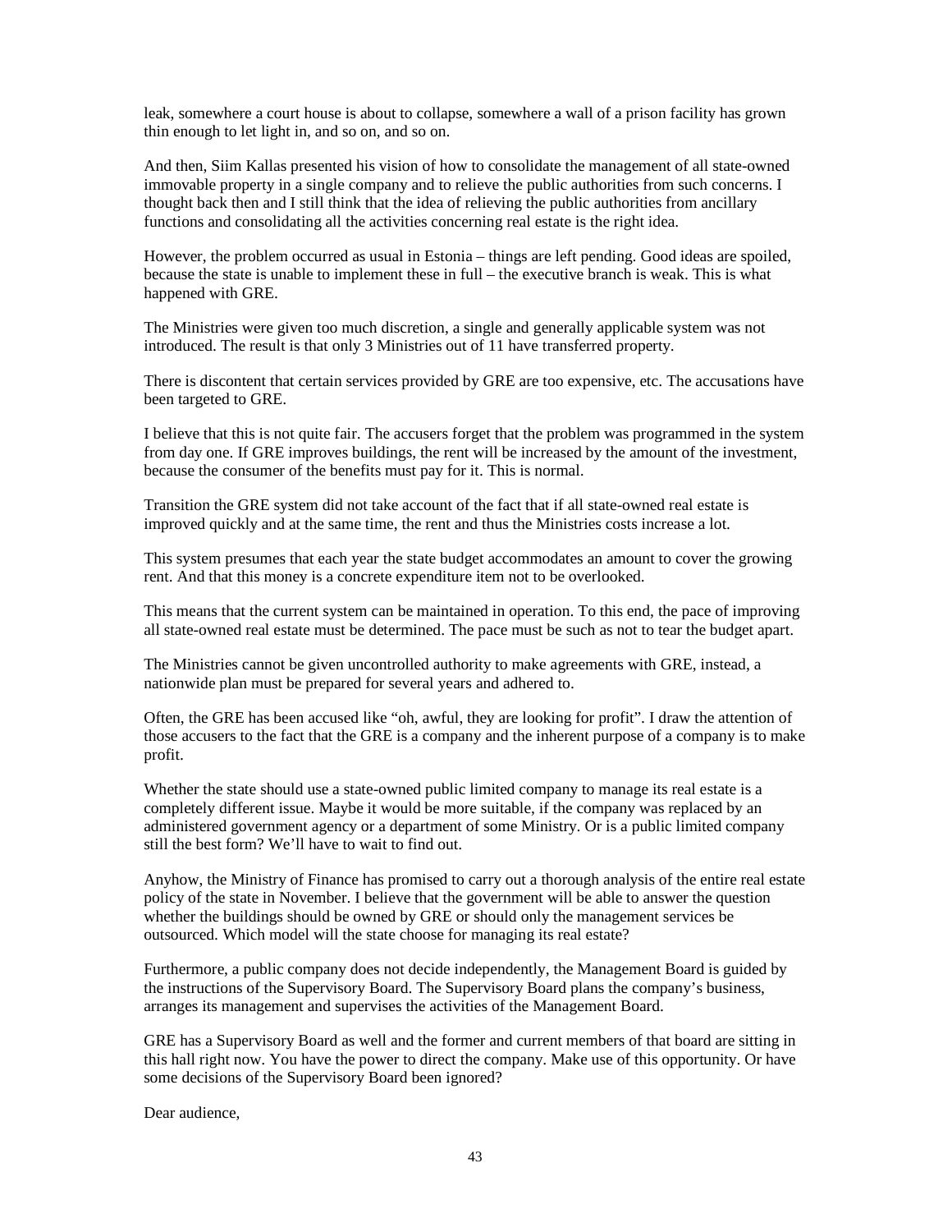leak, somewhere a court house is about to collapse, somewhere a wall of a prison facility has grown thin enough to let light in, and so on, and so on.

And then, Siim Kallas presented his vision of how to consolidate the management of all state-owned immovable property in a single company and to relieve the public authorities from such concerns. I thought back then and I still think that the idea of relieving the public authorities from ancillary functions and consolidating all the activities concerning real estate is the right idea.

However, the problem occurred as usual in Estonia – things are left pending. Good ideas are spoiled, because the state is unable to implement these in full – the executive branch is weak. This is what happened with GRE.

The Ministries were given too much discretion, a single and generally applicable system was not introduced. The result is that only 3 Ministries out of 11 have transferred property.

There is discontent that certain services provided by GRE are too expensive, etc. The accusations have been targeted to GRE.

I believe that this is not quite fair. The accusers forget that the problem was programmed in the system from day one. If GRE improves buildings, the rent will be increased by the amount of the investment, because the consumer of the benefits must pay for it. This is normal.

Transition the GRE system did not take account of the fact that if all state-owned real estate is improved quickly and at the same time, the rent and thus the Ministries costs increase a lot.

This system presumes that each year the state budget accommodates an amount to cover the growing rent. And that this money is a concrete expenditure item not to be overlooked.

This means that the current system can be maintained in operation. To this end, the pace of improving all state-owned real estate must be determined. The pace must be such as not to tear the budget apart.

The Ministries cannot be given uncontrolled authority to make agreements with GRE, instead, a nationwide plan must be prepared for several years and adhered to.

Often, the GRE has been accused like "oh, awful, they are looking for profit". I draw the attention of those accusers to the fact that the GRE is a company and the inherent purpose of a company is to make profit.

Whether the state should use a state-owned public limited company to manage its real estate is a completely different issue. Maybe it would be more suitable, if the company was replaced by an administered government agency or a department of some Ministry. Or is a public limited company still the best form? We'll have to wait to find out.

Anyhow, the Ministry of Finance has promised to carry out a thorough analysis of the entire real estate policy of the state in November. I believe that the government will be able to answer the question whether the buildings should be owned by GRE or should only the management services be outsourced. Which model will the state choose for managing its real estate?

Furthermore, a public company does not decide independently, the Management Board is guided by the instructions of the Supervisory Board. The Supervisory Board plans the company's business, arranges its management and supervises the activities of the Management Board.

GRE has a Supervisory Board as well and the former and current members of that board are sitting in this hall right now. You have the power to direct the company. Make use of this opportunity. Or have some decisions of the Supervisory Board been ignored?

Dear audience,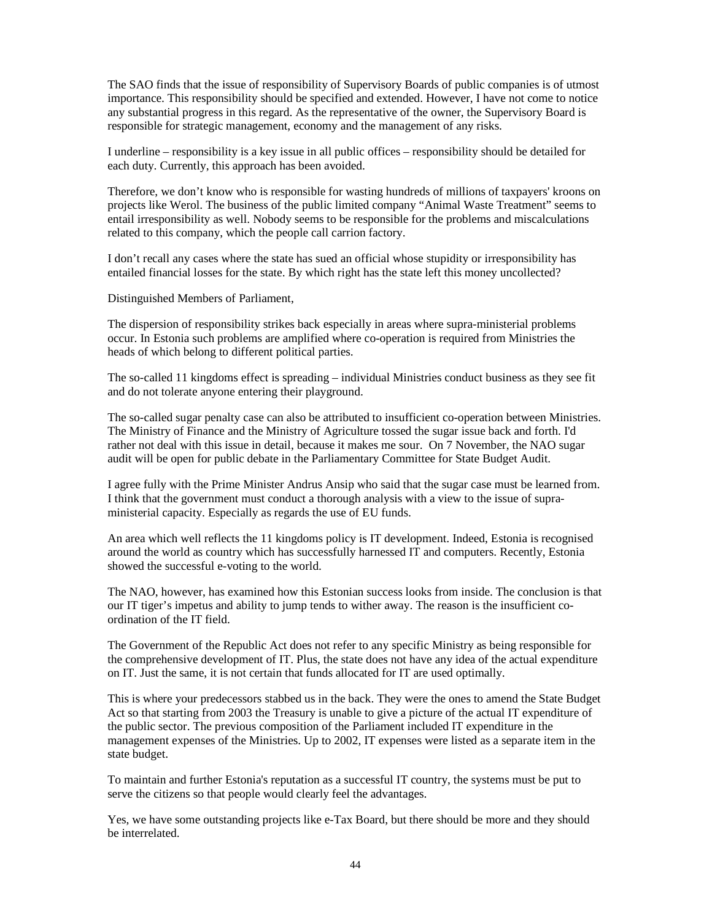The SAO finds that the issue of responsibility of Supervisory Boards of public companies is of utmost importance. This responsibility should be specified and extended. However, I have not come to notice any substantial progress in this regard. As the representative of the owner, the Supervisory Board is responsible for strategic management, economy and the management of any risks.

I underline – responsibility is a key issue in all public offices – responsibility should be detailed for each duty. Currently, this approach has been avoided.

Therefore, we don't know who is responsible for wasting hundreds of millions of taxpayers' kroons on projects like Werol. The business of the public limited company "Animal Waste Treatment" seems to entail irresponsibility as well. Nobody seems to be responsible for the problems and miscalculations related to this company, which the people call carrion factory.

I don't recall any cases where the state has sued an official whose stupidity or irresponsibility has entailed financial losses for the state. By which right has the state left this money uncollected?

Distinguished Members of Parliament,

The dispersion of responsibility strikes back especially in areas where supra-ministerial problems occur. In Estonia such problems are amplified where co-operation is required from Ministries the heads of which belong to different political parties.

The so-called 11 kingdoms effect is spreading – individual Ministries conduct business as they see fit and do not tolerate anyone entering their playground.

The so-called sugar penalty case can also be attributed to insufficient co-operation between Ministries. The Ministry of Finance and the Ministry of Agriculture tossed the sugar issue back and forth. I'd rather not deal with this issue in detail, because it makes me sour. On 7 November, the NAO sugar audit will be open for public debate in the Parliamentary Committee for State Budget Audit.

I agree fully with the Prime Minister Andrus Ansip who said that the sugar case must be learned from. I think that the government must conduct a thorough analysis with a view to the issue of supra-ministerial capacity. Especially as regards the use of EU funds.

An area which well reflects the 11 kingdoms policy is IT development. Indeed, Estonia is recognised around the world as country which has successfully harnessed IT and computers. Recently, Estonia showed the successful e-voting to the world.

The NAO, however, has examined how this Estonian success looks from inside. The conclusion is that our IT tiger's impetus and ability to jump tends to wither away. The reason is the insufficient co-ordination of the IT field.

The Government of the Republic Act does not refer to any specific Ministry as being responsible for the comprehensive development of IT. Plus, the state does not have any idea of the actual expenditure on IT. Just the same, it is not certain that funds allocated for IT are used optimally.

This is where your predecessors stabbed us in the back. They were the ones to amend the State Budget Act so that starting from 2003 the Treasury is unable to give a picture of the actual IT expenditure of the public sector. The previous composition of the Parliament included IT expenditure in the management expenses of the Ministries. Up to 2002, IT expenses were listed as a separate item in the state budget.

To maintain and further Estonia's reputation as a successful IT country, the systems must be put to serve the citizens so that people would clearly feel the advantages.

Yes, we have some outstanding projects like e-Tax Board, but there should be more and they should be interrelated.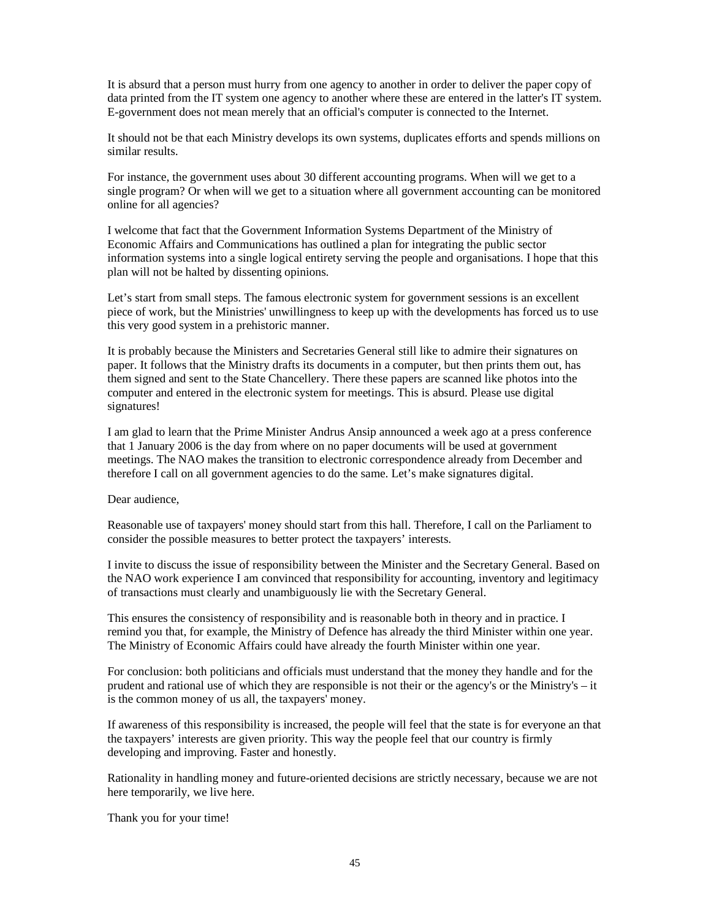It is absurd that a person must hurry from one agency to another in order to deliver the paper copy of data printed from the IT system one agency to another where these are entered in the latter's IT system. E-government does not mean merely that an official's computer is connected to the Internet.

It should not be that each Ministry develops its own systems, duplicates efforts and spends millions on similar results.

For instance, the government uses about 30 different accounting programs. When will we get to a single program? Or when will we get to a situation where all government accounting can be monitored online for all agencies?

I welcome that fact that the Government Information Systems Department of the Ministry of Economic Affairs and Communications has outlined a plan for integrating the public sector information systems into a single logical entirety serving the people and organisations. I hope that this plan will not be halted by dissenting opinions.

Let's start from small steps. The famous electronic system for government sessions is an excellent piece of work, but the Ministries' unwillingness to keep up with the developments has forced us to use this very good system in a prehistoric manner.

It is probably because the Ministers and Secretaries General still like to admire their signatures on paper. It follows that the Ministry drafts its documents in a computer, but then prints them out, has them signed and sent to the State Chancellery. There these papers are scanned like photos into the computer and entered in the electronic system for meetings. This is absurd. Please use digital signatures!

I am glad to learn that the Prime Minister Andrus Ansip announced a week ago at a press conference that 1 January 2006 is the day from where on no paper documents will be used at government meetings. The NAO makes the transition to electronic correspondence already from December and therefore I call on all government agencies to do the same. Let's make signatures digital.

Dear audience,

Reasonable use of taxpayers' money should start from this hall. Therefore, I call on the Parliament to consider the possible measures to better protect the taxpayers' interests.

I invite to discuss the issue of responsibility between the Minister and the Secretary General. Based on the NAO work experience I am convinced that responsibility for accounting, inventory and legitimacy of transactions must clearly and unambiguously lie with the Secretary General.

This ensures the consistency of responsibility and is reasonable both in theory and in practice. I remind you that, for example, the Ministry of Defence has already the third Minister within one year. The Ministry of Economic Affairs could have already the fourth Minister within one year.

For conclusion: both politicians and officials must understand that the money they handle and for the prudent and rational use of which they are responsible is not their or the agency's or the Ministry's – it is the common money of us all, the taxpayers' money.

If awareness of this responsibility is increased, the people will feel that the state is for everyone an that the taxpayers' interests are given priority. This way the people feel that our country is firmly developing and improving. Faster and honestly.

Rationality in handling money and future-oriented decisions are strictly necessary, because we are not here temporarily, we live here.

Thank you for your time!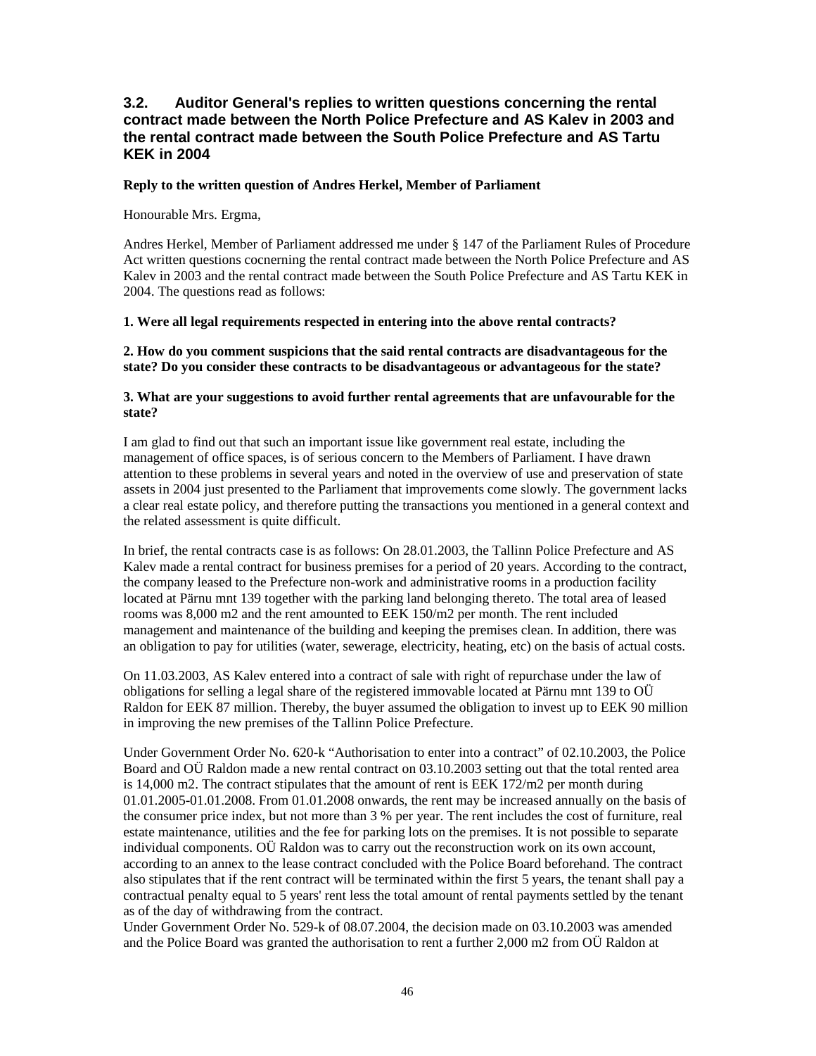## 3.2. Auditor General's replies to written questions concerning the rental contract made between the North Police Prefecture and AS Kalev in 2003 and the rental contract made between the South Police Prefecture and AS Tartu KEK in 2004

**Reply to the written question of Andres Herkel, Member of Parliament**

Honourable Mrs. Ergma,

Andres Herkel, Member of Parliament addressed me under § 147 of the Parliament Rules of Procedure Act written questions cocnerning the rental contract made between the North Police Prefecture and AS Kalev in 2003 and the rental contract made between the South Police Prefecture and AS Tartu KEK in 2004. The questions read as follows:

**1. Were all legal requirements respected in entering into the above rental contracts?**

**2. How do you comment suspicions that the said rental contracts are disadvantageous for the state? Do you consider these contracts to be disadvantageous or advantageous for the state?**

**3. What are your suggestions to avoid further rental agreements that are unfavourable for the state?**

I am glad to find out that such an important issue like government real estate, including the management of office spaces, is of serious concern to the Members of Parliament. I have drawn attention to these problems in several years and noted in the overview of use and preservation of state assets in 2004 just presented to the Parliament that improvements come slowly. The government lacks a clear real estate policy, and therefore putting the transactions you mentioned in a general context and the related assessment is quite difficult.

In brief, the rental contracts case is as follows: On 28.01.2003, the Tallinn Police Prefecture and AS Kalev made a rental contract for business premises for a period of 20 years. According to the contract, the company leased to the Prefecture non-work and administrative rooms in a production facility located at Pärnu mnt 139 together with the parking land belonging thereto. The total area of leased rooms was 8,000 m2 and the rent amounted to EEK 150/m2 per month. The rent included management and maintenance of the building and keeping the premises clean. In addition, there was an obligation to pay for utilities (water, sewerage, electricity, heating, etc) on the basis of actual costs.

On 11.03.2003, AS Kalev entered into a contract of sale with right of repurchase under the law of obligations for selling a legal share of the registered immovable located at Pärnu mnt 139 to OÜ Raldon for EEK 87 million. Thereby, the buyer assumed the obligation to invest up to EEK 90 million in improving the new premises of the Tallinn Police Prefecture.

Under Government Order No. 620-k "Authorisation to enter into a contract" of 02.10.2003, the Police Board and OÜ Raldon made a new rental contract on 03.10.2003 setting out that the total rented area is 14,000 m2. The contract stipulates that the amount of rent is EEK 172/m2 per month during 01.01.2005-01.01.2008. From 01.01.2008 onwards, the rent may be increased annually on the basis of the consumer price index, but not more than 3 % per year. The rent includes the cost of furniture, real estate maintenance, utilities and the fee for parking lots on the premises. It is not possible to separate individual components. OÜ Raldon was to carry out the reconstruction work on its own account, according to an annex to the lease contract concluded with the Police Board beforehand. The contract also stipulates that if the rent contract will be terminated within the first 5 years, the tenant shall pay a contractual penalty equal to 5 years' rent less the total amount of rental payments settled by the tenant as of the day of withdrawing from the contract.

Under Government Order No. 529-k of 08.07.2004, the decision made on 03.10.2003 was amended and the Police Board was granted the authorisation to rent a further 2,000 m2 from OÜ Raldon at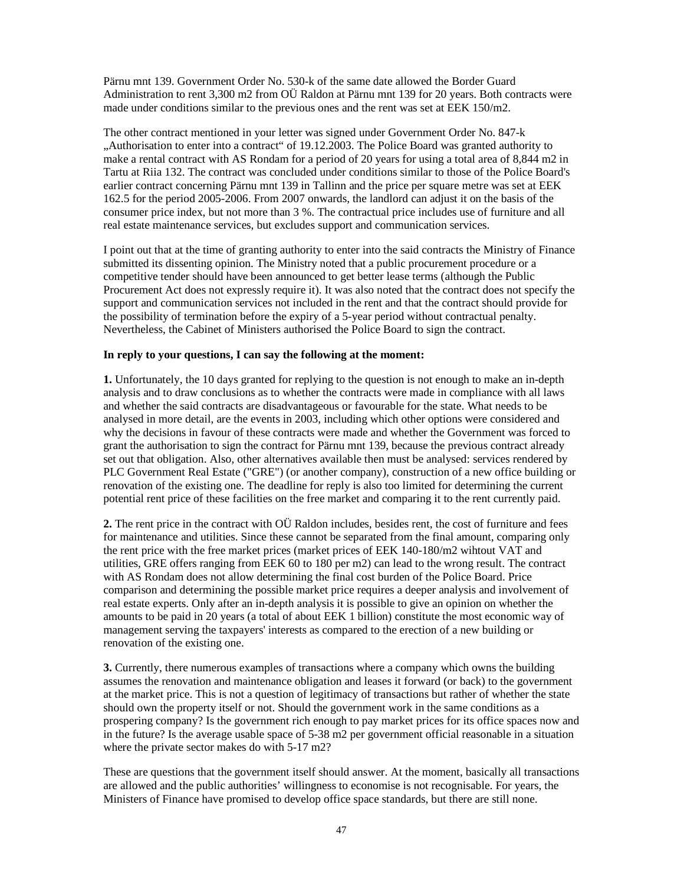Pärnu mnt 139. Government Order No. 530-k of the same date allowed the Border Guard Administration to rent 3,300 m2 from OÜ Raldon at Pärnu mnt 139 for 20 years. Both contracts were made under conditions similar to the previous ones and the rent was set at EEK 150/m2.

The other contract mentioned in your letter was signed under Government Order No. 847-k „Authorisation to enter into a contract" of 19.12.2003. The Police Board was granted authority to make a rental contract with AS Rondam for a period of 20 years for using a total area of 8,844 m2 in Tartu at Riia 132. The contract was concluded under conditions similar to those of the Police Board's earlier contract concerning Pärnu mnt 139 in Tallinn and the price per square metre was set at EEK 162.5 for the period 2005-2006. From 2007 onwards, the landlord can adjust it on the basis of the consumer price index, but not more than 3 %. The contractual price includes use of furniture and all real estate maintenance services, but excludes support and communication services.

I point out that at the time of granting authority to enter into the said contracts the Ministry of Finance submitted its dissenting opinion. The Ministry noted that a public procurement procedure or a competitive tender should have been announced to get better lease terms (although the Public Procurement Act does not expressly require it). It was also noted that the contract does not specify the support and communication services not included in the rent and that the contract should provide for the possibility of termination before the expiry of a 5-year period without contractual penalty. Nevertheless, the Cabinet of Ministers authorised the Police Board to sign the contract.

**In reply to your questions, I can say the following at the moment:**

**1.** Unfortunately, the 10 days granted for replying to the question is not enough to make an in-depth analysis and to draw conclusions as to whether the contracts were made in compliance with all laws and whether the said contracts are disadvantageous or favourable for the state. What needs to be analysed in more detail, are the events in 2003, including which other options were considered and why the decisions in favour of these contracts were made and whether the Government was forced to grant the authorisation to sign the contract for Pärnu mnt 139, because the previous contract already set out that obligation. Also, other alternatives available then must be analysed: services rendered by PLC Government Real Estate ("GRE") (or another company), construction of a new office building or renovation of the existing one. The deadline for reply is also too limited for determining the current potential rent price of these facilities on the free market and comparing it to the rent currently paid.

**2.** The rent price in the contract with OÜ Raldon includes, besides rent, the cost of furniture and fees for maintenance and utilities. Since these cannot be separated from the final amount, comparing only the rent price with the free market prices (market prices of EEK 140-180/m2 wihtout VAT and utilities, GRE offers ranging from EEK 60 to 180 per m2) can lead to the wrong result. The contract with AS Rondam does not allow determining the final cost burden of the Police Board. Price comparison and determining the possible market price requires a deeper analysis and involvement of real estate experts. Only after an in-depth analysis it is possible to give an opinion on whether the amounts to be paid in 20 years (a total of about EEK 1 billion) constitute the most economic way of management serving the taxpayers' interests as compared to the erection of a new building or renovation of the existing one.

**3.** Currently, there numerous examples of transactions where a company which owns the building assumes the renovation and maintenance obligation and leases it forward (or back) to the government at the market price. This is not a question of legitimacy of transactions but rather of whether the state should own the property itself or not. Should the government work in the same conditions as a prospering company? Is the government rich enough to pay market prices for its office spaces now and in the future? Is the average usable space of 5-38 m2 per government official reasonable in a situation where the private sector makes do with 5-17 m2?

These are questions that the government itself should answer. At the moment, basically all transactions are allowed and the public authorities' willingness to economise is not recognisable. For years, the Ministers of Finance have promised to develop office space standards, but there are still none.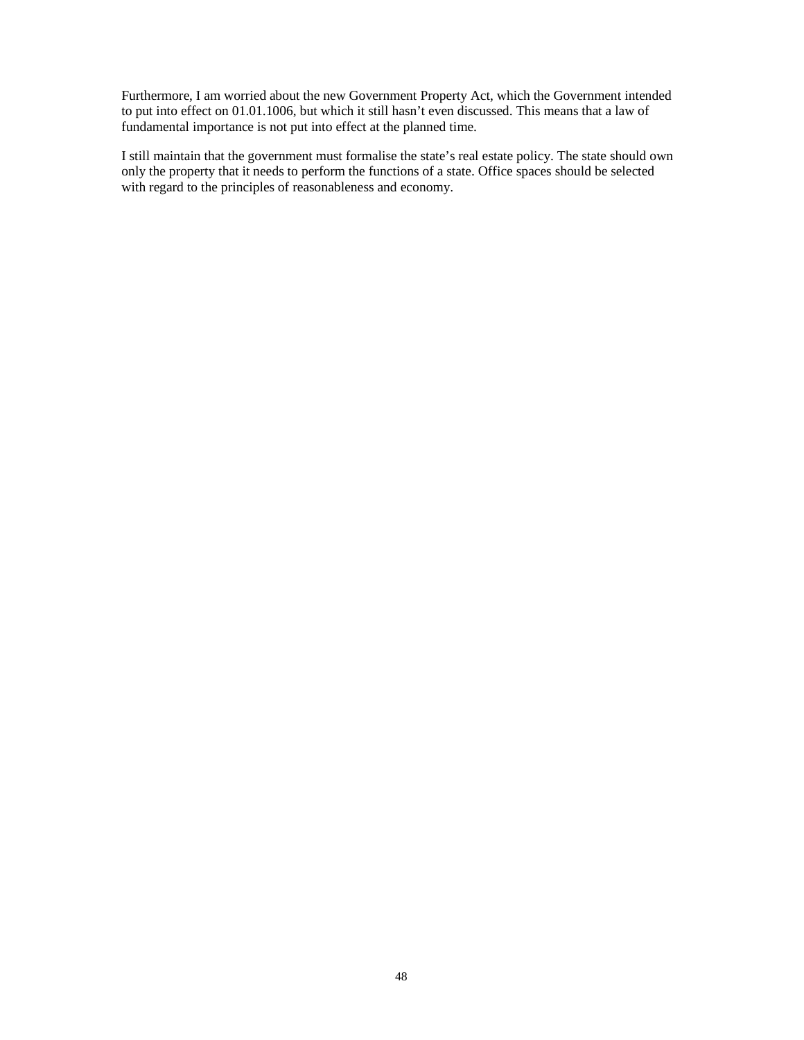Furthermore, I am worried about the new Government Property Act, which the Government intended to put into effect on 01.01.1006, but which it still hasn't even discussed. This means that a law of fundamental importance is not put into effect at the planned time.

I still maintain that the government must formalise the state's real estate policy. The state should own only the property that it needs to perform the functions of a state. Office spaces should be selected with regard to the principles of reasonableness and economy.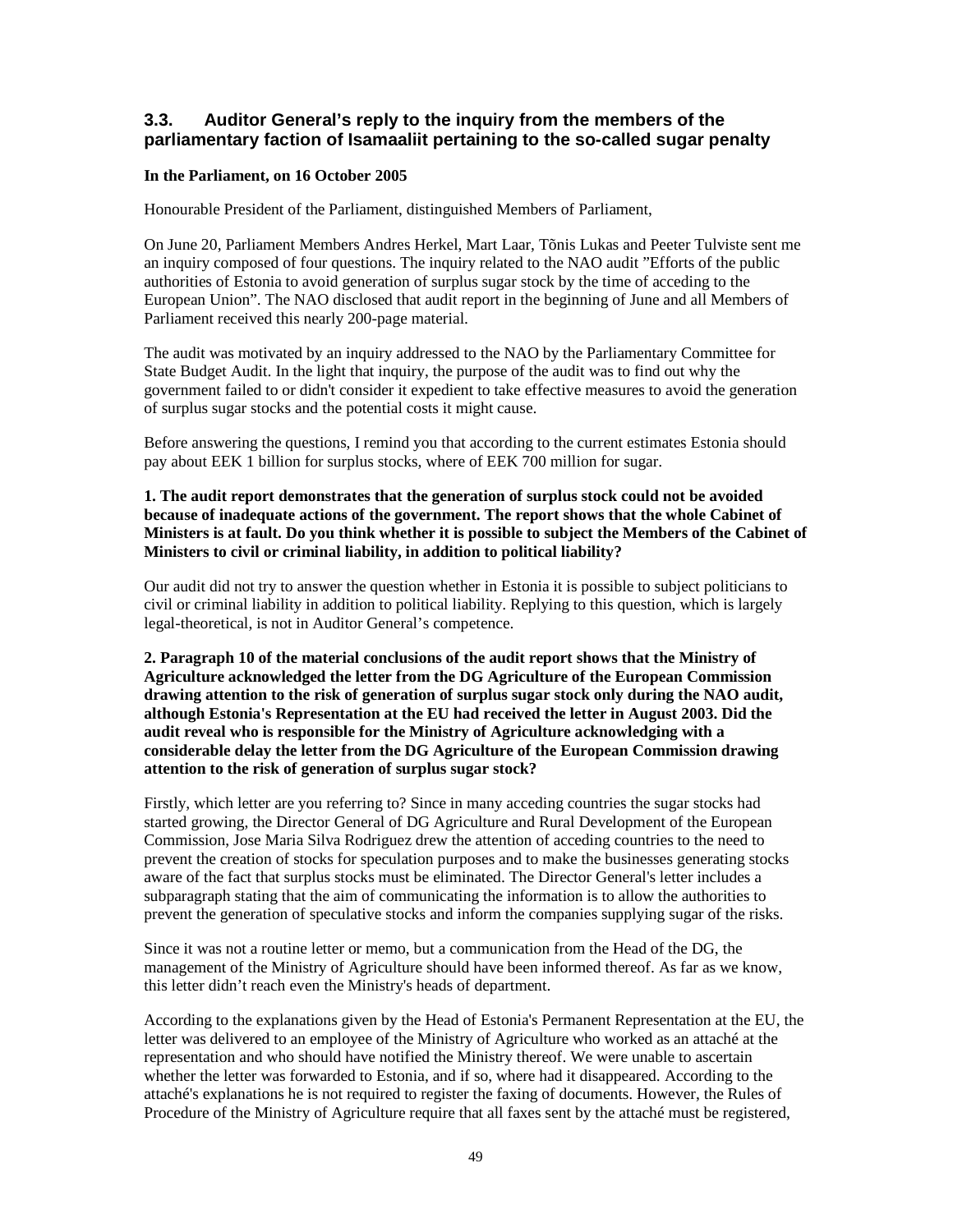## 3.3. Auditor General's reply to the inquiry from the members of the parliamentary faction of Isamaaliit pertaining to the so-called sugar penalty

**In the Parliament, on 16 October 2005**

Honourable President of the Parliament, distinguished Members of Parliament,

On June 20, Parliament Members Andres Herkel, Mart Laar, Tõnis Lukas and Peeter Tulviste sent me an inquiry composed of four questions. The inquiry related to the NAO audit "Efforts of the public authorities of Estonia to avoid generation of surplus sugar stock by the time of acceding to the European Union". The NAO disclosed that audit report in the beginning of June and all Members of Parliament received this nearly 200-page material.

The audit was motivated by an inquiry addressed to the NAO by the Parliamentary Committee for State Budget Audit. In the light that inquiry, the purpose of the audit was to find out why the government failed to or didn't consider it expedient to take effective measures to avoid the generation of surplus sugar stocks and the potential costs it might cause.

Before answering the questions, I remind you that according to the current estimates Estonia should pay about EEK 1 billion for surplus stocks, where of EEK 700 million for sugar.

**1. The audit report demonstrates that the generation of surplus stock could not be avoided because of inadequate actions of the government. The report shows that the whole Cabinet of Ministers is at fault. Do you think whether it is possible to subject the Members of the Cabinet of Ministers to civil or criminal liability, in addition to political liability?**

Our audit did not try to answer the question whether in Estonia it is possible to subject politicians to civil or criminal liability in addition to political liability. Replying to this question, which is largely legal-theoretical, is not in Auditor General's competence.

**2. Paragraph 10 of the material conclusions of the audit report shows that the Ministry of Agriculture acknowledged the letter from the DG Agriculture of the European Commission drawing attention to the risk of generation of surplus sugar stock only during the NAO audit, although Estonia's Representation at the EU had received the letter in August 2003. Did the audit reveal who is responsible for the Ministry of Agriculture acknowledging with a considerable delay the letter from the DG Agriculture of the European Commission drawing attention to the risk of generation of surplus sugar stock?**

Firstly, which letter are you referring to? Since in many acceding countries the sugar stocks had started growing, the Director General of DG Agriculture and Rural Development of the European Commission, Jose Maria Silva Rodriguez drew the attention of acceding countries to the need to prevent the creation of stocks for speculation purposes and to make the businesses generating stocks aware of the fact that surplus stocks must be eliminated. The Director General's letter includes a subparagraph stating that the aim of communicating the information is to allow the authorities to prevent the generation of speculative stocks and inform the companies supplying sugar of the risks.

Since it was not a routine letter or memo, but a communication from the Head of the DG, the management of the Ministry of Agriculture should have been informed thereof. As far as we know, this letter didn't reach even the Ministry's heads of department.

According to the explanations given by the Head of Estonia's Permanent Representation at the EU, the letter was delivered to an employee of the Ministry of Agriculture who worked as an attaché at the representation and who should have notified the Ministry thereof. We were unable to ascertain whether the letter was forwarded to Estonia, and if so, where had it disappeared. According to the attaché's explanations he is not required to register the faxing of documents. However, the Rules of Procedure of the Ministry of Agriculture require that all faxes sent by the attaché must be registered,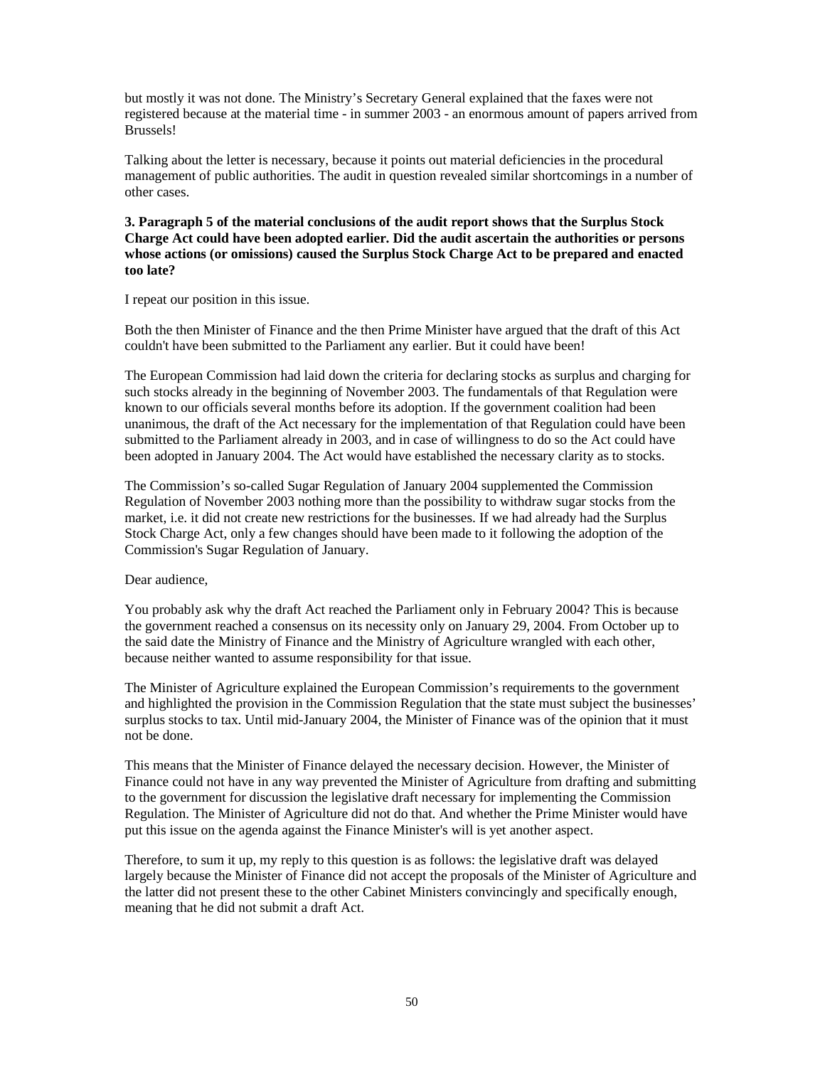but mostly it was not done. The Ministry's Secretary General explained that the faxes were not registered because at the material time - in summer 2003 - an enormous amount of papers arrived from Brussels!

Talking about the letter is necessary, because it points out material deficiencies in the procedural management of public authorities. The audit in question revealed similar shortcomings in a number of other cases.

**3. Paragraph 5 of the material conclusions of the audit report shows that the Surplus Stock Charge Act could have been adopted earlier. Did the audit ascertain the authorities or persons whose actions (or omissions) caused the Surplus Stock Charge Act to be prepared and enacted too late?**

I repeat our position in this issue.

Both the then Minister of Finance and the then Prime Minister have argued that the draft of this Act couldn't have been submitted to the Parliament any earlier. But it could have been!

The European Commission had laid down the criteria for declaring stocks as surplus and charging for such stocks already in the beginning of November 2003. The fundamentals of that Regulation were known to our officials several months before its adoption. If the government coalition had been unanimous, the draft of the Act necessary for the implementation of that Regulation could have been submitted to the Parliament already in 2003, and in case of willingness to do so the Act could have been adopted in January 2004. The Act would have established the necessary clarity as to stocks.

The Commission's so-called Sugar Regulation of January 2004 supplemented the Commission Regulation of November 2003 nothing more than the possibility to withdraw sugar stocks from the market, i.e. it did not create new restrictions for the businesses. If we had already had the Surplus Stock Charge Act, only a few changes should have been made to it following the adoption of the Commission's Sugar Regulation of January.

Dear audience,

You probably ask why the draft Act reached the Parliament only in February 2004? This is because the government reached a consensus on its necessity only on January 29, 2004. From October up to the said date the Ministry of Finance and the Ministry of Agriculture wrangled with each other, because neither wanted to assume responsibility for that issue.

The Minister of Agriculture explained the European Commission's requirements to the government and highlighted the provision in the Commission Regulation that the state must subject the businesses' surplus stocks to tax. Until mid-January 2004, the Minister of Finance was of the opinion that it must not be done.

This means that the Minister of Finance delayed the necessary decision. However, the Minister of Finance could not have in any way prevented the Minister of Agriculture from drafting and submitting to the government for discussion the legislative draft necessary for implementing the Commission Regulation. The Minister of Agriculture did not do that. And whether the Prime Minister would have put this issue on the agenda against the Finance Minister's will is yet another aspect.

Therefore, to sum it up, my reply to this question is as follows: the legislative draft was delayed largely because the Minister of Finance did not accept the proposals of the Minister of Agriculture and the latter did not present these to the other Cabinet Ministers convincingly and specifically enough, meaning that he did not submit a draft Act.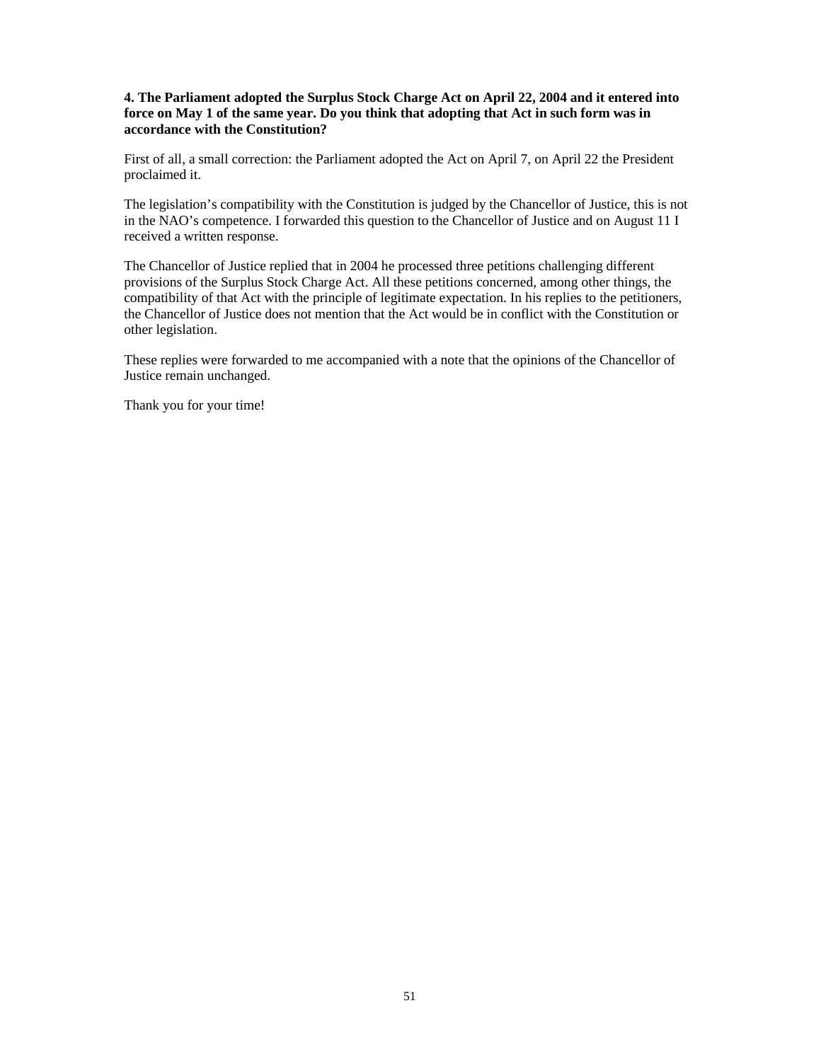**4. The Parliament adopted the Surplus Stock Charge Act on April 22, 2004 and it entered into force on May 1 of the same year. Do you think that adopting that Act in such form was in accordance with the Constitution?**

First of all, a small correction: the Parliament adopted the Act on April 7, on April 22 the President proclaimed it.

The legislation's compatibility with the Constitution is judged by the Chancellor of Justice, this is not in the NAO's competence. I forwarded this question to the Chancellor of Justice and on August 11 I received a written response.

The Chancellor of Justice replied that in 2004 he processed three petitions challenging different provisions of the Surplus Stock Charge Act. All these petitions concerned, among other things, the compatibility of that Act with the principle of legitimate expectation. In his replies to the petitioners, the Chancellor of Justice does not mention that the Act would be in conflict with the Constitution or other legislation.

These replies were forwarded to me accompanied with a note that the opinions of the Chancellor of Justice remain unchanged.

Thank you for your time!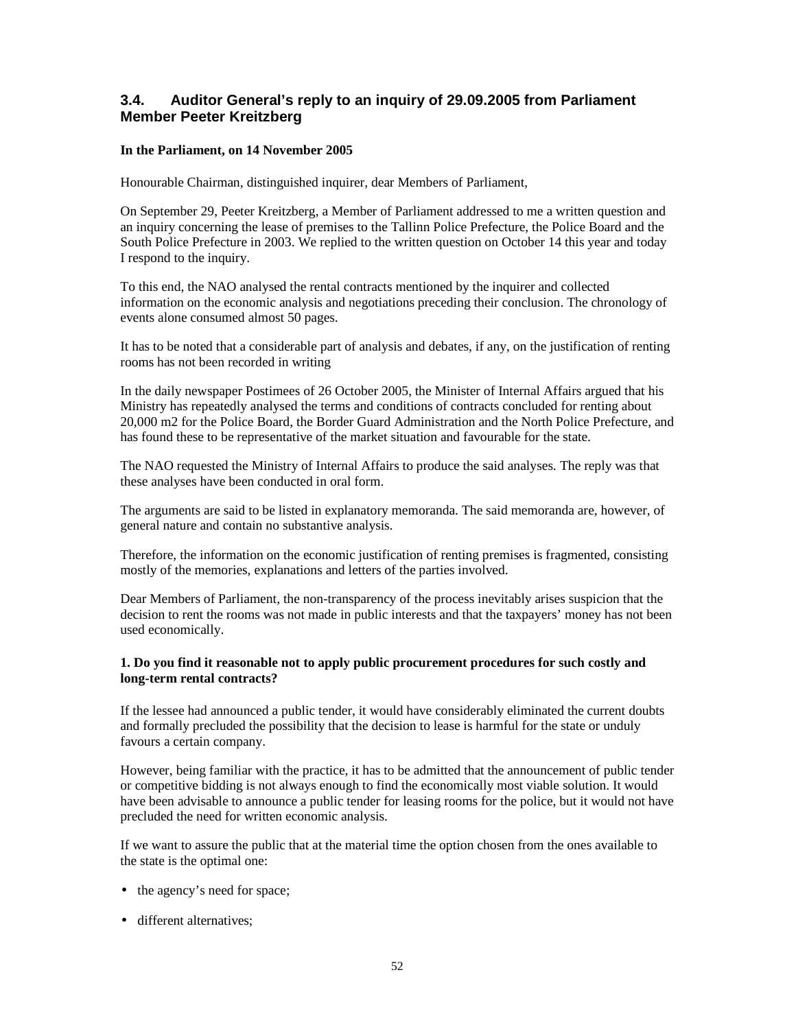## 3.4. Auditor General's reply to an inquiry of 29.09.2005 from Parliament Member Peeter Kreitzberg

**In the Parliament, on 14 November 2005**

Honourable Chairman, distinguished inquirer, dear Members of Parliament,

On September 29, Peeter Kreitzberg, a Member of Parliament addressed to me a written question and an inquiry concerning the lease of premises to the Tallinn Police Prefecture, the Police Board and the South Police Prefecture in 2003. We replied to the written question on October 14 this year and today I respond to the inquiry.

To this end, the NAO analysed the rental contracts mentioned by the inquirer and collected information on the economic analysis and negotiations preceding their conclusion. The chronology of events alone consumed almost 50 pages.

It has to be noted that a considerable part of analysis and debates, if any, on the justification of renting rooms has not been recorded in writing

In the daily newspaper Postimees of 26 October 2005, the Minister of Internal Affairs argued that his Ministry has repeatedly analysed the terms and conditions of contracts concluded for renting about 20,000 m2 for the Police Board, the Border Guard Administration and the North Police Prefecture, and has found these to be representative of the market situation and favourable for the state.

The NAO requested the Ministry of Internal Affairs to produce the said analyses. The reply was that these analyses have been conducted in oral form.

The arguments are said to be listed in explanatory memoranda. The said memoranda are, however, of general nature and contain no substantive analysis.

Therefore, the information on the economic justification of renting premises is fragmented, consisting mostly of the memories, explanations and letters of the parties involved.

Dear Members of Parliament, the non-transparency of the process inevitably arises suspicion that the decision to rent the rooms was not made in public interests and that the taxpayers' money has not been used economically.

**1. Do you find it reasonable not to apply public procurement procedures for such costly and long-term rental contracts?**

If the lessee had announced a public tender, it would have considerably eliminated the current doubts and formally precluded the possibility that the decision to lease is harmful for the state or unduly favours a certain company.

However, being familiar with the practice, it has to be admitted that the announcement of public tender or competitive bidding is not always enough to find the economically most viable solution. It would have been advisable to announce a public tender for leasing rooms for the police, but it would not have precluded the need for written economic analysis.

If we want to assure the public that at the material time the option chosen from the ones available to the state is the optimal one:

- the agency's need for space;
- different alternatives;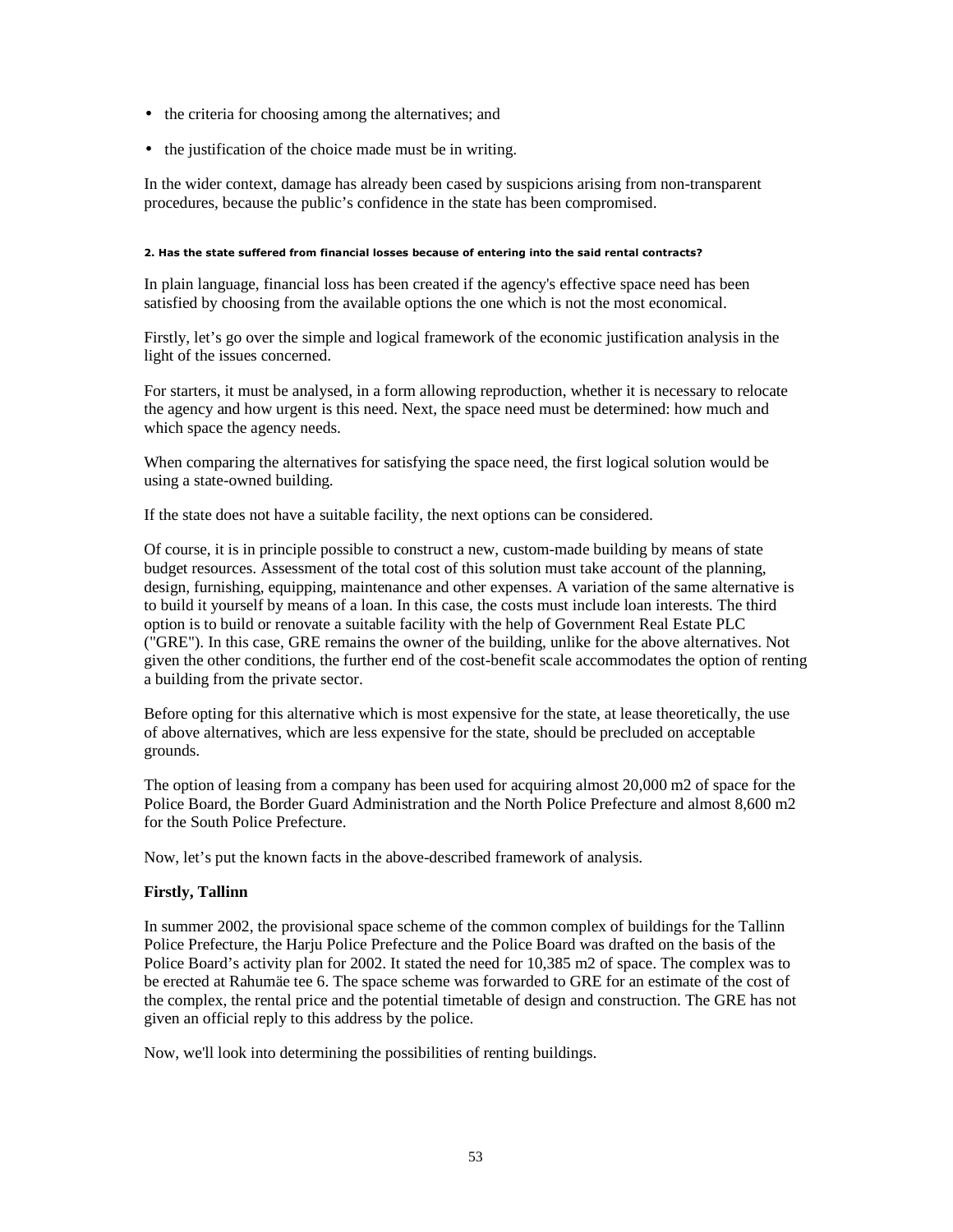- the criteria for choosing among the alternatives; and
- the justification of the choice made must be in writing.

In the wider context, damage has already been cased by suspicions arising from non-transparent procedures, because the public's confidence in the state has been compromised.

##### 2. Has the state suffered from financial losses because of entering into the said rental contracts?

In plain language, financial loss has been created if the agency's effective space need has been satisfied by choosing from the available options the one which is not the most economical.

Firstly, let's go over the simple and logical framework of the economic justification analysis in the light of the issues concerned.

For starters, it must be analysed, in a form allowing reproduction, whether it is necessary to relocate the agency and how urgent is this need. Next, the space need must be determined: how much and which space the agency needs.

When comparing the alternatives for satisfying the space need, the first logical solution would be using a state-owned building.

If the state does not have a suitable facility, the next options can be considered.

Of course, it is in principle possible to construct a new, custom-made building by means of state budget resources. Assessment of the total cost of this solution must take account of the planning, design, furnishing, equipping, maintenance and other expenses. A variation of the same alternative is to build it yourself by means of a loan. In this case, the costs must include loan interests. The third option is to build or renovate a suitable facility with the help of Government Real Estate PLC ("GRE"). In this case, GRE remains the owner of the building, unlike for the above alternatives. Not given the other conditions, the further end of the cost-benefit scale accommodates the option of renting a building from the private sector.

Before opting for this alternative which is most expensive for the state, at lease theoretically, the use of above alternatives, which are less expensive for the state, should be precluded on acceptable grounds.

The option of leasing from a company has been used for acquiring almost 20,000 m2 of space for the Police Board, the Border Guard Administration and the North Police Prefecture and almost 8,600 m2 for the South Police Prefecture.

Now, let's put the known facts in the above-described framework of analysis.

**Firstly, Tallinn**

In summer 2002, the provisional space scheme of the common complex of buildings for the Tallinn Police Prefecture, the Harju Police Prefecture and the Police Board was drafted on the basis of the Police Board's activity plan for 2002. It stated the need for 10,385 m2 of space. The complex was to be erected at Rahumäe tee 6. The space scheme was forwarded to GRE for an estimate of the cost of the complex, the rental price and the potential timetable of design and construction. The GRE has not given an official reply to this address by the police.

Now, we'll look into determining the possibilities of renting buildings.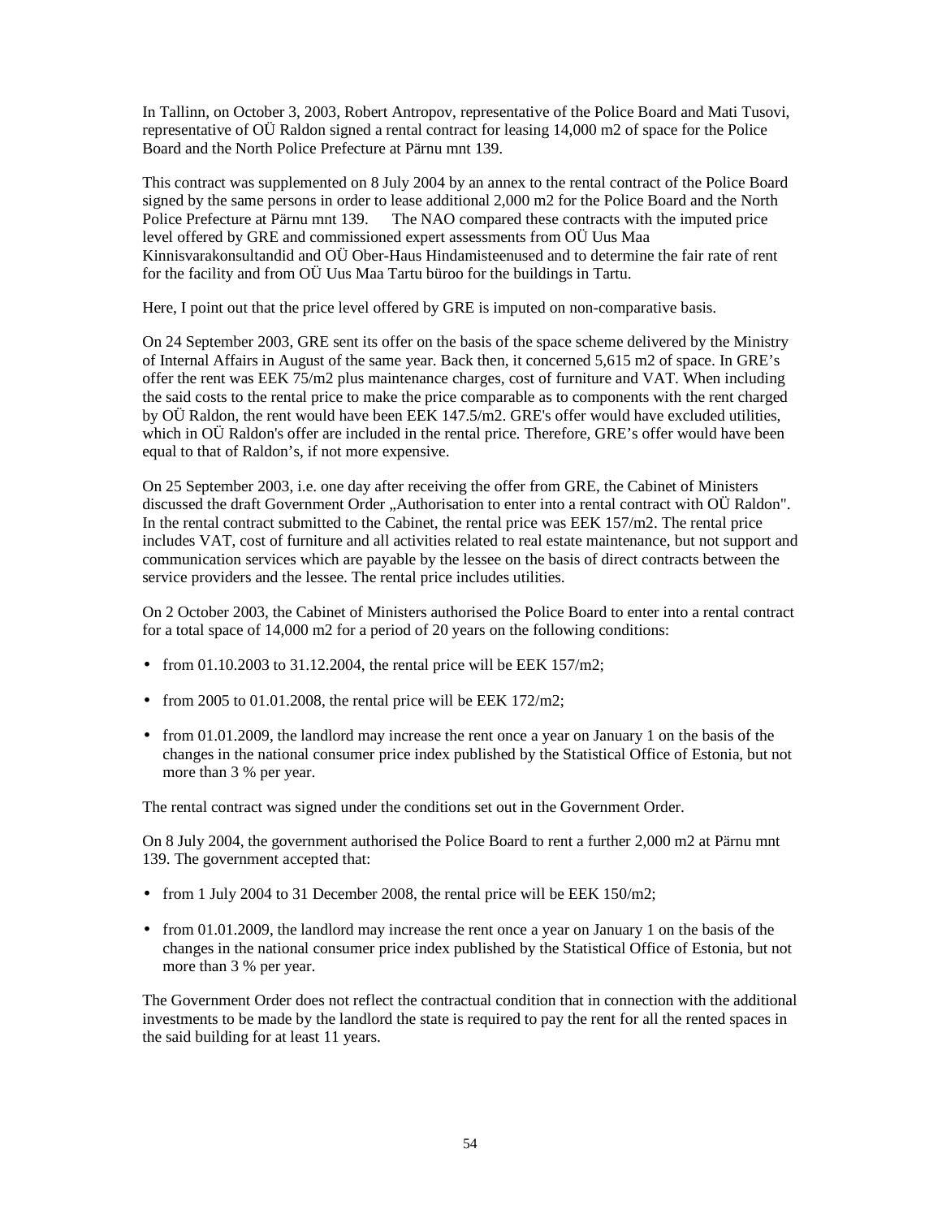In Tallinn, on October 3, 2003, Robert Antropov, representative of the Police Board and Mati Tusovi, representative of OÜ Raldon signed a rental contract for leasing 14,000 m2 of space for the Police Board and the North Police Prefecture at Pärnu mnt 139.

This contract was supplemented on 8 July 2004 by an annex to the rental contract of the Police Board signed by the same persons in order to lease additional 2,000 m2 for the Police Board and the North Police Prefecture at Pärnu mnt 139. The NAO compared these contracts with the imputed price level offered by GRE and commissioned expert assessments from OÜ Uus Maa Kinnisvarakonsultandid and OÜ Ober-Haus Hindamisteenused and to determine the fair rate of rent for the facility and from OÜ Uus Maa Tartu büroo for the buildings in Tartu.

Here, I point out that the price level offered by GRE is imputed on non-comparative basis.

On 24 September 2003, GRE sent its offer on the basis of the space scheme delivered by the Ministry of Internal Affairs in August of the same year. Back then, it concerned 5,615 m2 of space. In GRE's offer the rent was EEK 75/m2 plus maintenance charges, cost of furniture and VAT. When including the said costs to the rental price to make the price comparable as to components with the rent charged by OÜ Raldon, the rent would have been EEK 147.5/m2. GRE's offer would have excluded utilities, which in OÜ Raldon's offer are included in the rental price. Therefore, GRE's offer would have been equal to that of Raldon's, if not more expensive.

On 25 September 2003, i.e. one day after receiving the offer from GRE, the Cabinet of Ministers discussed the draft Government Order „Authorisation to enter into a rental contract with OÜ Raldon". In the rental contract submitted to the Cabinet, the rental price was EEK 157/m2. The rental price includes VAT, cost of furniture and all activities related to real estate maintenance, but not support and communication services which are payable by the lessee on the basis of direct contracts between the service providers and the lessee. The rental price includes utilities.

On 2 October 2003, the Cabinet of Ministers authorised the Police Board to enter into a rental contract for a total space of 14,000 m2 for a period of 20 years on the following conditions:

- from 01.10.2003 to 31.12.2004, the rental price will be EEK 157/m2;
- from 2005 to 01.01.2008, the rental price will be EEK 172/m2;
- from 01.01.2009, the landlord may increase the rent once a year on January 1 on the basis of the changes in the national consumer price index published by the Statistical Office of Estonia, but not more than 3 % per year.

The rental contract was signed under the conditions set out in the Government Order.

On 8 July 2004, the government authorised the Police Board to rent a further 2,000 m2 at Pärnu mnt 139. The government accepted that:

- from 1 July 2004 to 31 December 2008, the rental price will be EEK 150/m2;
- from 01.01.2009, the landlord may increase the rent once a year on January 1 on the basis of the changes in the national consumer price index published by the Statistical Office of Estonia, but not more than 3 % per year.

The Government Order does not reflect the contractual condition that in connection with the additional investments to be made by the landlord the state is required to pay the rent for all the rented spaces in the said building for at least 11 years.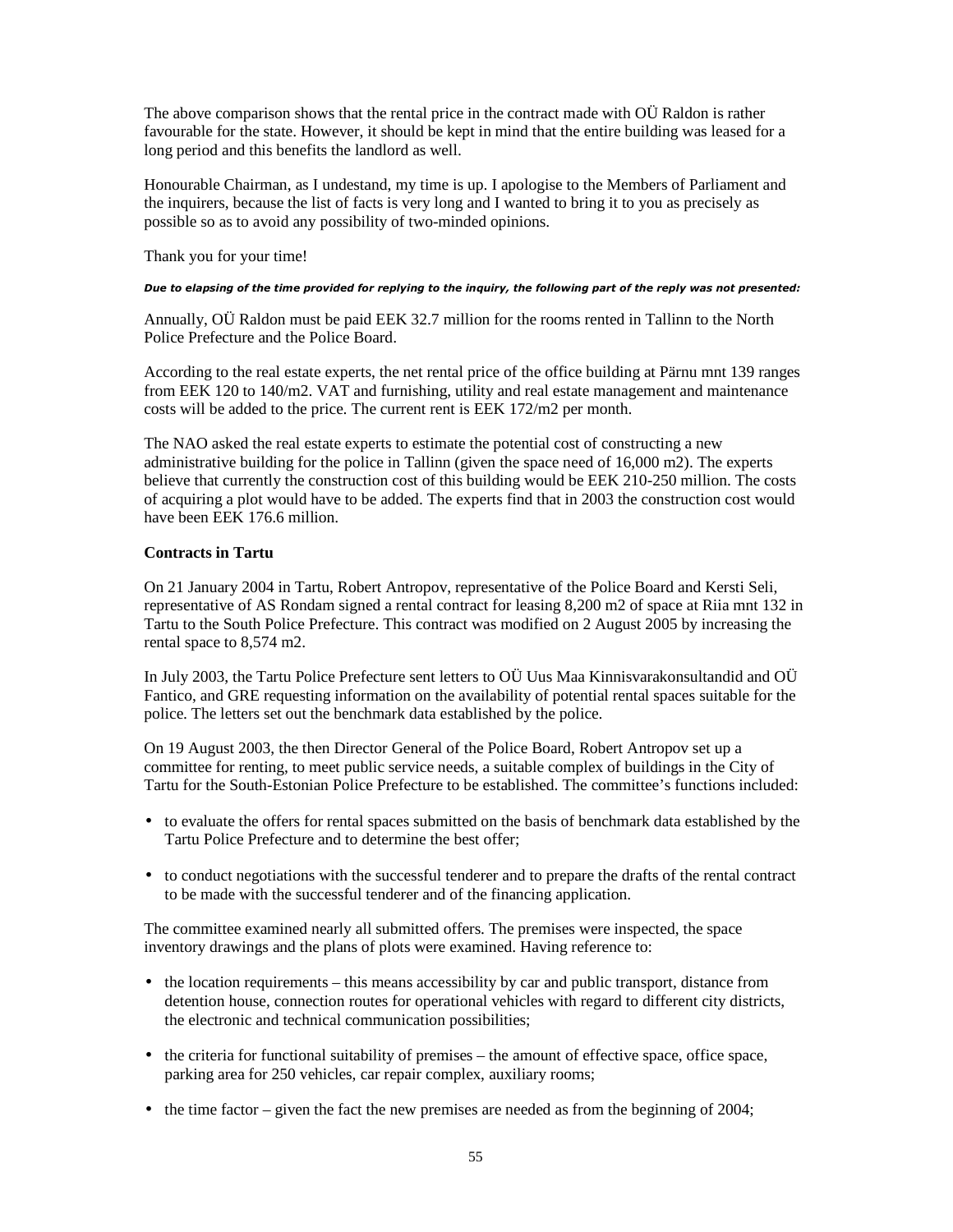The above comparison shows that the rental price in the contract made with OÜ Raldon is rather favourable for the state. However, it should be kept in mind that the entire building was leased for a long period and this benefits the landlord as well.

Honourable Chairman, as I undestand, my time is up. I apologise to the Members of Parliament and the inquirers, because the list of facts is very long and I wanted to bring it to you as precisely as possible so as to avoid any possibility of two-minded opinions.

Thank you for your time!

***Due to elapsing of the time provided for replying to the inquiry, the following part of the reply was not presented:***

Annually, OÜ Raldon must be paid EEK 32.7 million for the rooms rented in Tallinn to the North Police Prefecture and the Police Board.

According to the real estate experts, the net rental price of the office building at Pärnu mnt 139 ranges from EEK 120 to 140/m2. VAT and furnishing, utility and real estate management and maintenance costs will be added to the price. The current rent is EEK 172/m2 per month.

The NAO asked the real estate experts to estimate the potential cost of constructing a new administrative building for the police in Tallinn (given the space need of 16,000 m2). The experts believe that currently the construction cost of this building would be EEK 210-250 million. The costs of acquiring a plot would have to be added. The experts find that in 2003 the construction cost would have been EEK 176.6 million.

**Contracts in Tartu**

On 21 January 2004 in Tartu, Robert Antropov, representative of the Police Board and Kersti Seli, representative of AS Rondam signed a rental contract for leasing 8,200 m2 of space at Riia mnt 132 in Tartu to the South Police Prefecture. This contract was modified on 2 August 2005 by increasing the rental space to 8,574 m2.

In July 2003, the Tartu Police Prefecture sent letters to OÜ Uus Maa Kinnisvarakonsultandid and OÜ Fantico, and GRE requesting information on the availability of potential rental spaces suitable for the police. The letters set out the benchmark data established by the police.

On 19 August 2003, the then Director General of the Police Board, Robert Antropov set up a committee for renting, to meet public service needs, a suitable complex of buildings in the City of Tartu for the South-Estonian Police Prefecture to be established. The committee's functions included:

- to evaluate the offers for rental spaces submitted on the basis of benchmark data established by the Tartu Police Prefecture and to determine the best offer;
- to conduct negotiations with the successful tenderer and to prepare the drafts of the rental contract to be made with the successful tenderer and of the financing application.

The committee examined nearly all submitted offers. The premises were inspected, the space inventory drawings and the plans of plots were examined. Having reference to:

- the location requirements – this means accessibility by car and public transport, distance from detention house, connection routes for operational vehicles with regard to different city districts, the electronic and technical communication possibilities;
- the criteria for functional suitability of premises – the amount of effective space, office space, parking area for 250 vehicles, car repair complex, auxiliary rooms;
- the time factor – given the fact the new premises are needed as from the beginning of 2004;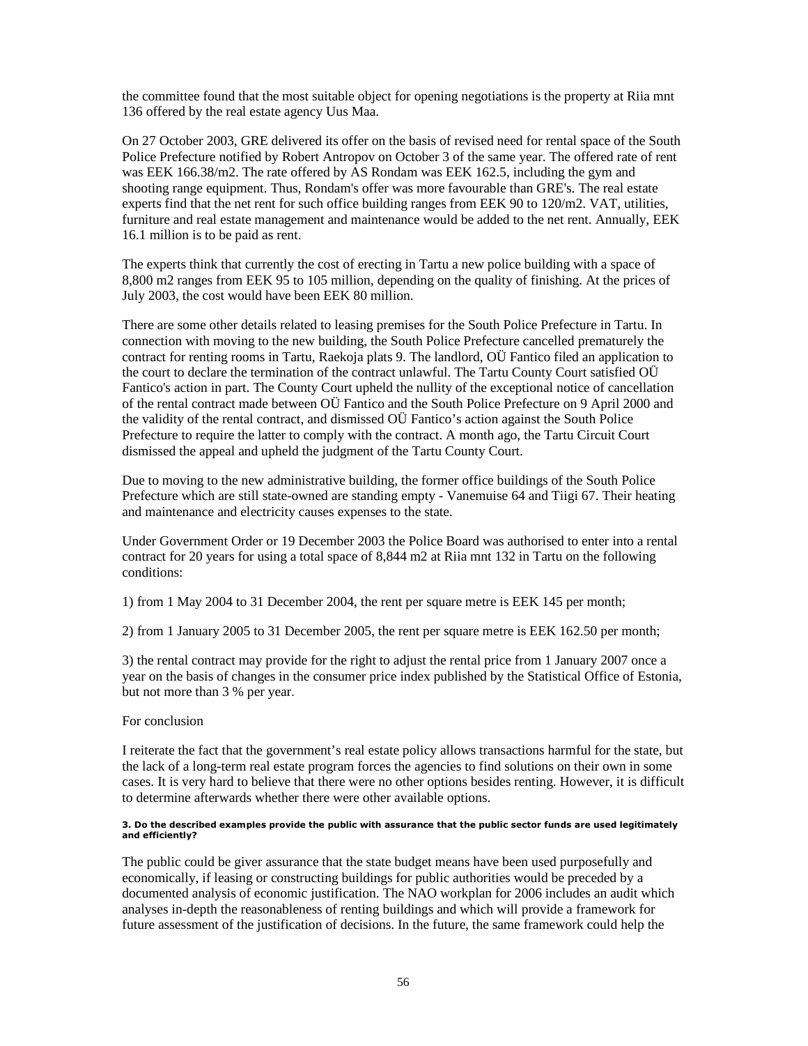the committee found that the most suitable object for opening negotiations is the property at Riia mnt 136 offered by the real estate agency Uus Maa.

On 27 October 2003, GRE delivered its offer on the basis of revised need for rental space of the South Police Prefecture notified by Robert Antropov on October 3 of the same year. The offered rate of rent was EEK 166.38/m2. The rate offered by AS Rondam was EEK 162.5, including the gym and shooting range equipment. Thus, Rondam's offer was more favourable than GRE's. The real estate experts find that the net rent for such office building ranges from EEK 90 to 120/m2. VAT, utilities, furniture and real estate management and maintenance would be added to the net rent. Annually, EEK 16.1 million is to be paid as rent.

The experts think that currently the cost of erecting in Tartu a new police building with a space of 8,800 m2 ranges from EEK 95 to 105 million, depending on the quality of finishing. At the prices of July 2003, the cost would have been EEK 80 million.

There are some other details related to leasing premises for the South Police Prefecture in Tartu. In connection with moving to the new building, the South Police Prefecture cancelled prematurely the contract for renting rooms in Tartu, Raekoja plats 9. The landlord, OÜ Fantico filed an application to the court to declare the termination of the contract unlawful. The Tartu County Court satisfied OÜ Fantico's action in part. The County Court upheld the nullity of the exceptional notice of cancellation of the rental contract made between OÜ Fantico and the South Police Prefecture on 9 April 2000 and the validity of the rental contract, and dismissed OÜ Fantico's action against the South Police Prefecture to require the latter to comply with the contract. A month ago, the Tartu Circuit Court dismissed the appeal and upheld the judgment of the Tartu County Court.

Due to moving to the new administrative building, the former office buildings of the South Police Prefecture which are still state-owned are standing empty - Vanemuise 64 and Tiigi 67. Their heating and maintenance and electricity causes expenses to the state.

Under Government Order or 19 December 2003 the Police Board was authorised to enter into a rental contract for 20 years for using a total space of 8,844 m2 at Riia mnt 132 in Tartu on the following conditions:

1) from 1 May 2004 to 31 December 2004, the rent per square metre is EEK 145 per month;

2) from 1 January 2005 to 31 December 2005, the rent per square metre is EEK 162.50 per month;

3) the rental contract may provide for the right to adjust the rental price from 1 January 2007 once a year on the basis of changes in the consumer price index published by the Statistical Office of Estonia, but not more than 3 % per year.

For conclusion

I reiterate the fact that the government's real estate policy allows transactions harmful for the state, but the lack of a long-term real estate program forces the agencies to find solutions on their own in some cases. It is very hard to believe that there were no other options besides renting. However, it is difficult to determine afterwards whether there were other available options.

**3. Do the described examples provide the public with assurance that the public sector funds are used legitimately and efficiently?**

The public could be giver assurance that the state budget means have been used purposefully and economically, if leasing or constructing buildings for public authorities would be preceded by a documented analysis of economic justification. The NAO workplan for 2006 includes an audit which analyses in-depth the reasonableness of renting buildings and which will provide a framework for future assessment of the justification of decisions. In the future, the same framework could help the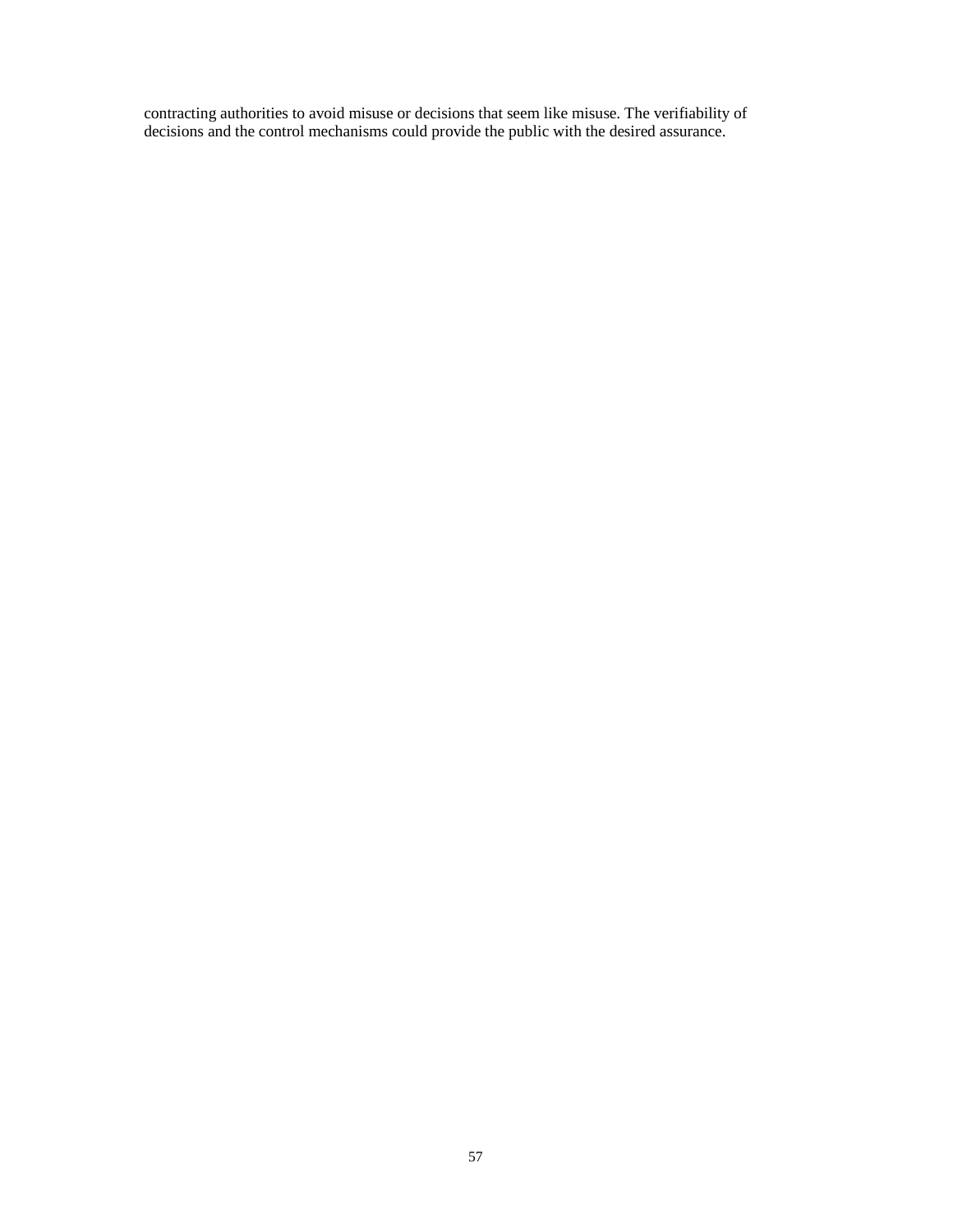contracting authorities to avoid misuse or decisions that seem like misuse. The verifiability of decisions and the control mechanisms could provide the public with the desired assurance.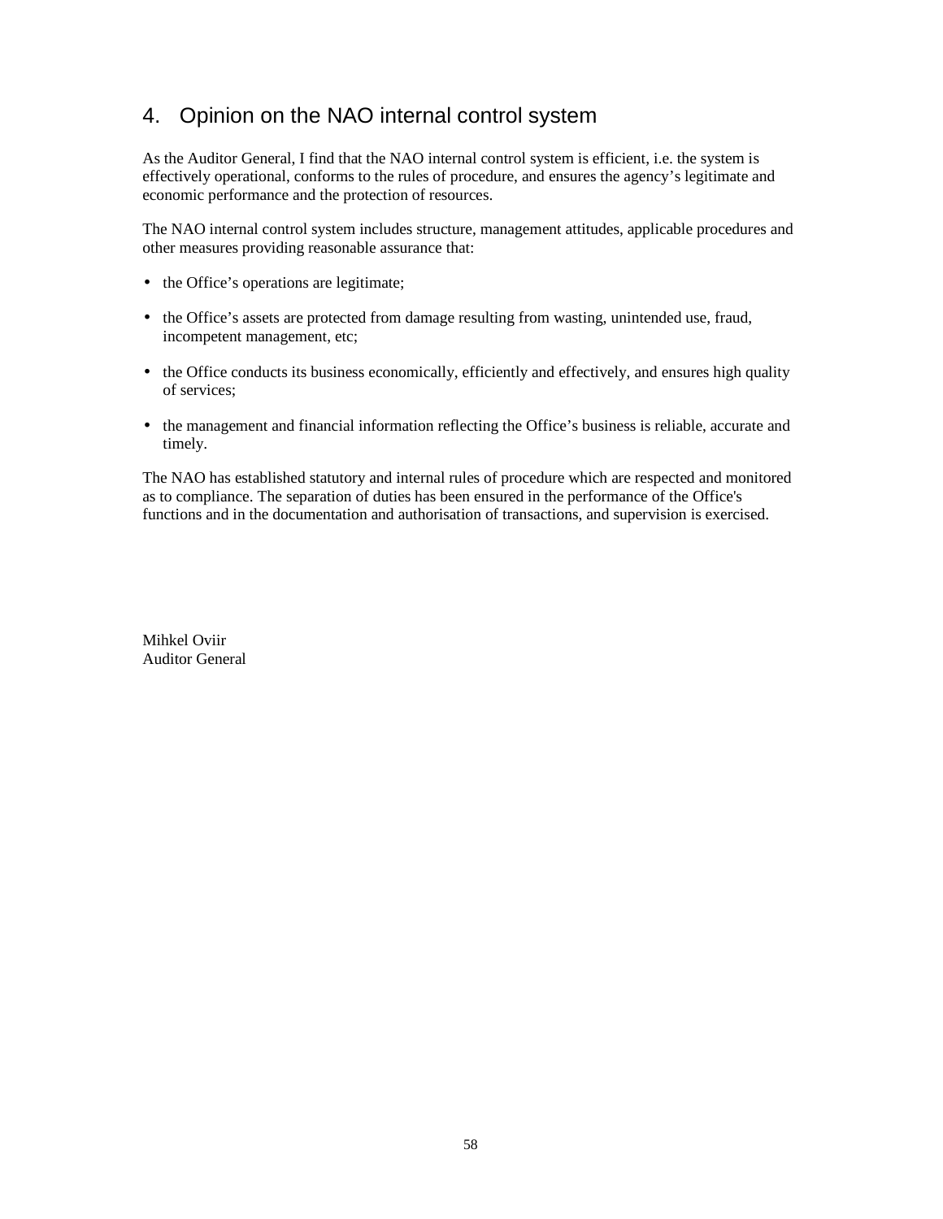## 4. Opinion on the NAO internal control system

As the Auditor General, I find that the NAO internal control system is efficient, i.e. the system is effectively operational, conforms to the rules of procedure, and ensures the agency's legitimate and economic performance and the protection of resources.

The NAO internal control system includes structure, management attitudes, applicable procedures and other measures providing reasonable assurance that:

- the Office's operations are legitimate;
- the Office's assets are protected from damage resulting from wasting, unintended use, fraud, incompetent management, etc;
- the Office conducts its business economically, efficiently and effectively, and ensures high quality of services;
- the management and financial information reflecting the Office's business is reliable, accurate and timely.

The NAO has established statutory and internal rules of procedure which are respected and monitored as to compliance. The separation of duties has been ensured in the performance of the Office's functions and in the documentation and authorisation of transactions, and supervision is exercised.

Mihkel Oviir
Auditor General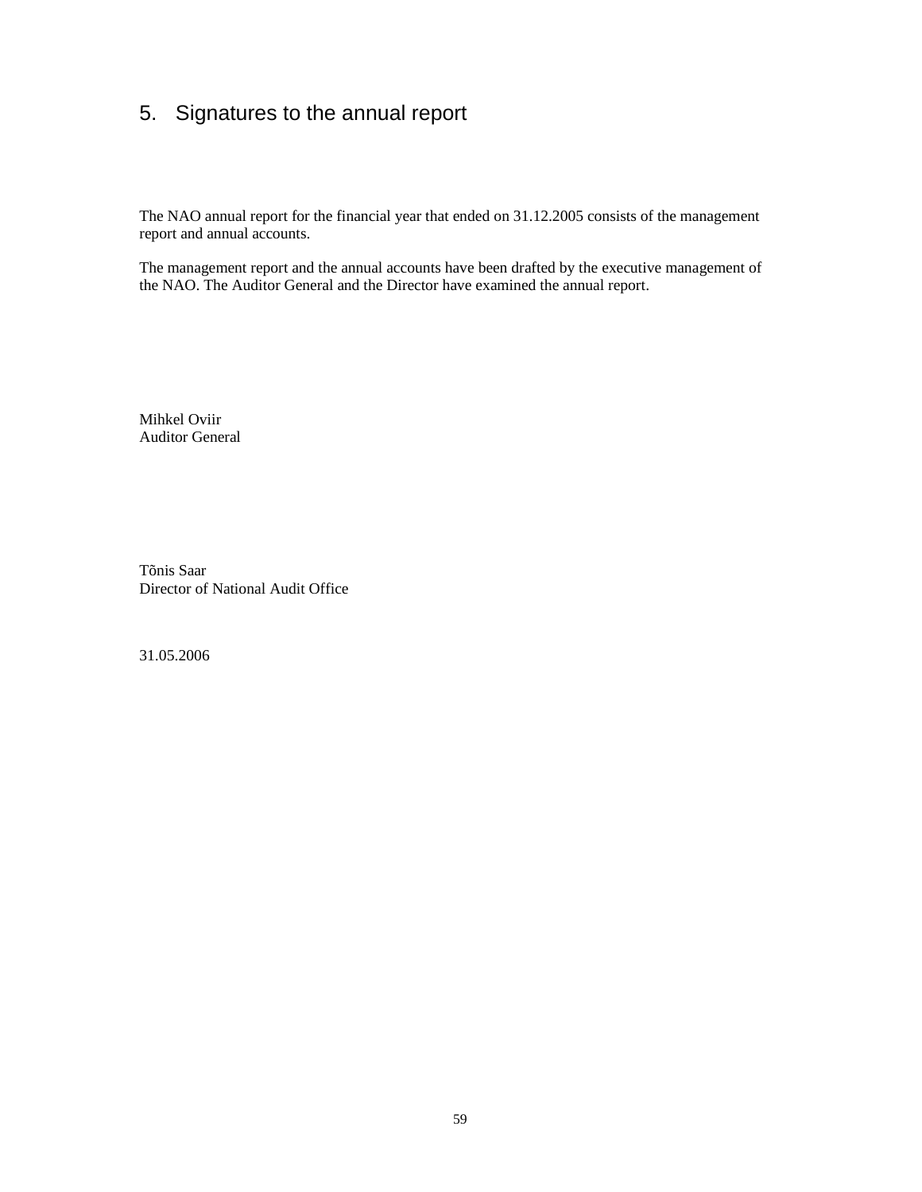# 5. Signatures to the annual report

The NAO annual report for the financial year that ended on 31.12.2005 consists of the management report and annual accounts.

The management report and the annual accounts have been drafted by the executive management of the NAO. The Auditor General and the Director have examined the annual report.

Mihkel Oviir
Auditor General

Tõnis Saar
Director of National Audit Office

31.05.2006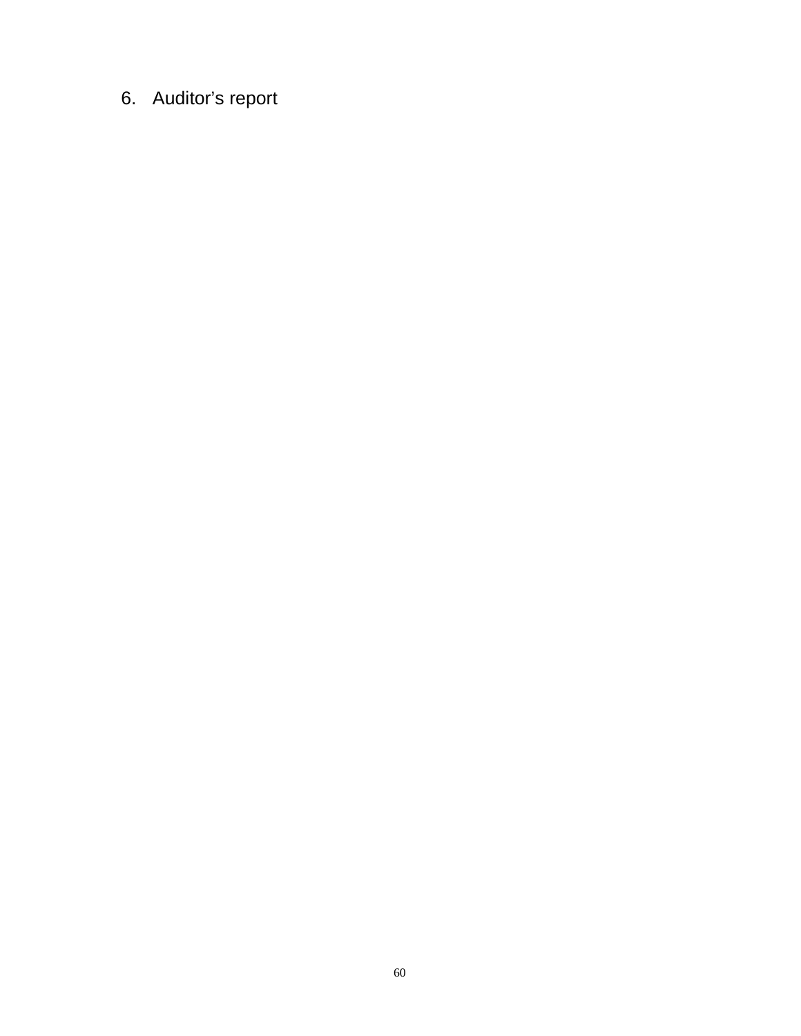## 6. Auditor’s report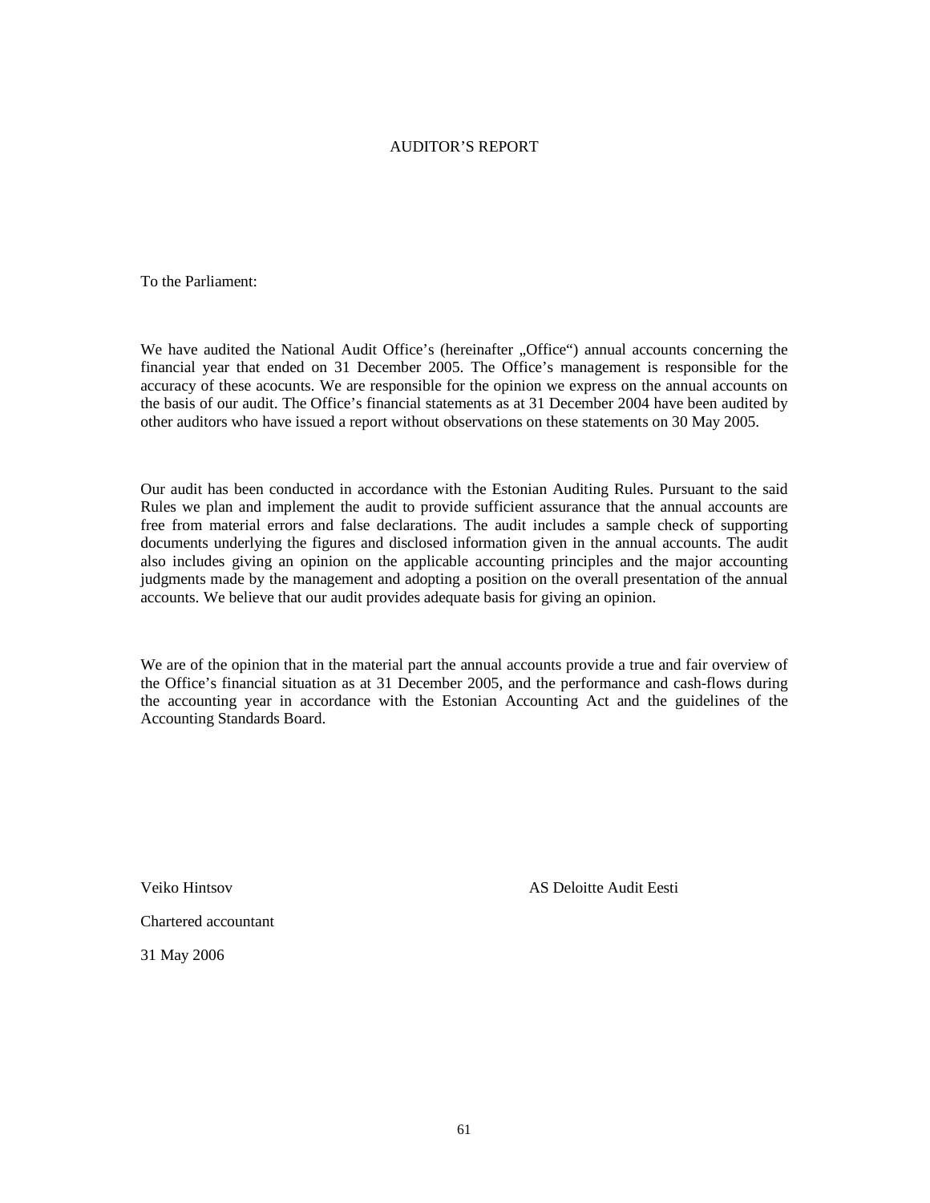# AUDITOR'S REPORT

To the Parliament:

We have audited the National Audit Office's (hereinafter „Office") annual accounts concerning the financial year that ended on 31 December 2005. The Office's management is responsible for the accuracy of these acocunts. We are responsible for the opinion we express on the annual accounts on the basis of our audit. The Office's financial statements as at 31 December 2004 have been audited by other auditors who have issued a report without observations on these statements on 30 May 2005.

Our audit has been conducted in accordance with the Estonian Auditing Rules. Pursuant to the said Rules we plan and implement the audit to provide sufficient assurance that the annual accounts are free from material errors and false declarations. The audit includes a sample check of supporting documents underlying the figures and disclosed information given in the annual accounts. The audit also includes giving an opinion on the applicable accounting principles and the major accounting judgments made by the management and adopting a position on the overall presentation of the annual accounts. We believe that our audit provides adequate basis for giving an opinion.

We are of the opinion that in the material part the annual accounts provide a true and fair overview of the Office's financial situation as at 31 December 2005, and the performance and cash-flows during the accounting year in accordance with the Estonian Accounting Act and the guidelines of the Accounting Standards Board.

Veiko Hintsov

Chartered accountant

31 May 2006

AS Deloitte Audit Eesti